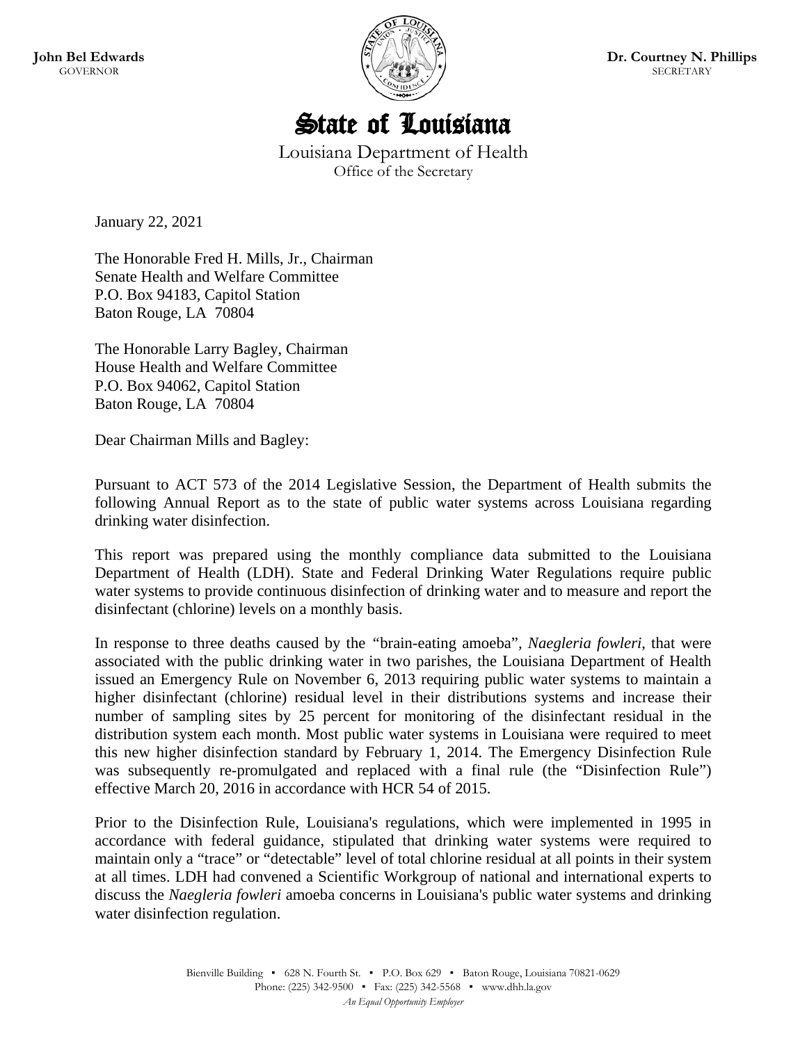**John Bel Edwards**
GOVERNOR

**Dr. Courtney N. Phillips**
SECRETARY

# State of Louisiana

Louisiana Department of Health
Office of the Secretary

January 22, 2021

The Honorable Fred H. Mills, Jr., Chairman
Senate Health and Welfare Committee
P.O. Box 94183, Capitol Station
Baton Rouge, LA 70804

The Honorable Larry Bagley, Chairman
House Health and Welfare Committee
P.O. Box 94062, Capitol Station
Baton Rouge, LA 70804

Dear Chairman Mills and Bagley:

Pursuant to ACT 573 of the 2014 Legislative Session, the Department of Health submits the following Annual Report as to the state of public water systems across Louisiana regarding drinking water disinfection.

This report was prepared using the monthly compliance data submitted to the Louisiana Department of Health (LDH). State and Federal Drinking Water Regulations require public water systems to provide continuous disinfection of drinking water and to measure and report the disinfectant (chlorine) levels on a monthly basis.

In response to three deaths caused by the "brain-eating amoeba", *Naegleria fowleri*, that were associated with the public drinking water in two parishes, the Louisiana Department of Health issued an Emergency Rule on November 6, 2013 requiring public water systems to maintain a higher disinfectant (chlorine) residual level in their distributions systems and increase their number of sampling sites by 25 percent for monitoring of the disinfectant residual in the distribution system each month. Most public water systems in Louisiana were required to meet this new higher disinfection standard by February 1, 2014. The Emergency Disinfection Rule was subsequently re-promulgated and replaced with a final rule (the "Disinfection Rule") effective March 20, 2016 in accordance with HCR 54 of 2015.

Prior to the Disinfection Rule, Louisiana's regulations, which were implemented in 1995 in accordance with federal guidance, stipulated that drinking water systems were required to maintain only a "trace" or "detectable" level of total chlorine residual at all points in their system at all times. LDH had convened a Scientific Workgroup of national and international experts to discuss the *Naegleria fowleri* amoeba concerns in Louisiana's public water systems and drinking water disinfection regulation.

Bienville Building ▪ 628 N. Fourth St. ▪ P.O. Box 629 ▪ Baton Rouge, Louisiana 70821-0629
Phone: (225) 342-9500 ▪ Fax: (225) 342-5568 ▪ www.dhh.la.gov
*An Equal Opportunity Employer*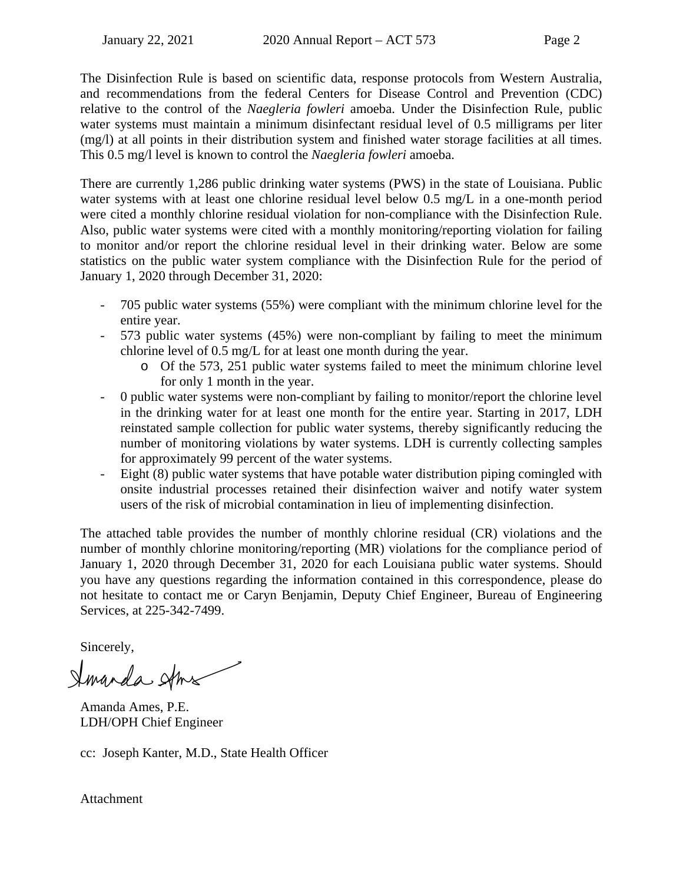The Disinfection Rule is based on scientific data, response protocols from Western Australia, and recommendations from the federal Centers for Disease Control and Prevention (CDC) relative to the control of the *Naegleria fowleri* amoeba. Under the Disinfection Rule, public water systems must maintain a minimum disinfectant residual level of 0.5 milligrams per liter (mg/l) at all points in their distribution system and finished water storage facilities at all times. This 0.5 mg/l level is known to control the *Naegleria fowleri* amoeba.

There are currently 1,286 public drinking water systems (PWS) in the state of Louisiana. Public water systems with at least one chlorine residual level below 0.5 mg/L in a one-month period were cited a monthly chlorine residual violation for non-compliance with the Disinfection Rule. Also, public water systems were cited with a monthly monitoring/reporting violation for failing to monitor and/or report the chlorine residual level in their drinking water. Below are some statistics on the public water system compliance with the Disinfection Rule for the period of January 1, 2020 through December 31, 2020:

- 705 public water systems (55%) were compliant with the minimum chlorine level for the entire year.
- 573 public water systems (45%) were non-compliant by failing to meet the minimum chlorine level of 0.5 mg/L for at least one month during the year.
  - Of the 573, 251 public water systems failed to meet the minimum chlorine level for only 1 month in the year.
- 0 public water systems were non-compliant by failing to monitor/report the chlorine level in the drinking water for at least one month for the entire year. Starting in 2017, LDH reinstated sample collection for public water systems, thereby significantly reducing the number of monitoring violations by water systems. LDH is currently collecting samples for approximately 99 percent of the water systems.
- Eight (8) public water systems that have potable water distribution piping comingled with onsite industrial processes retained their disinfection waiver and notify water system users of the risk of microbial contamination in lieu of implementing disinfection.

The attached table provides the number of monthly chlorine residual (CR) violations and the number of monthly chlorine monitoring/reporting (MR) violations for the compliance period of January 1, 2020 through December 31, 2020 for each Louisiana public water systems. Should you have any questions regarding the information contained in this correspondence, please do not hesitate to contact me or Caryn Benjamin, Deputy Chief Engineer, Bureau of Engineering Services, at 225-342-7499.

Sincerely,

Amanda Ames, P.E.
LDH/OPH Chief Engineer

cc: Joseph Kanter, M.D., State Health Officer

Attachment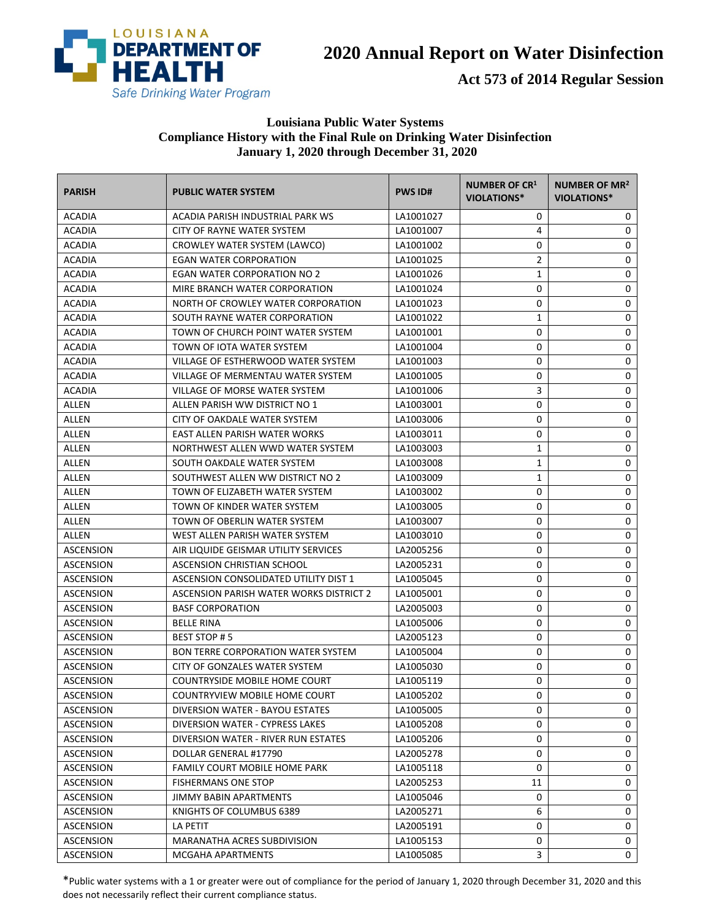# 2020 Annual Report on Water Disinfection

## Act 573 of 2014 Regular Session

### Louisiana Public Water Systems
### Compliance History with the Final Rule on Drinking Water Disinfection
### January 1, 2020 through December 31, 2020

| PARISH | PUBLIC WATER SYSTEM | PWS ID# | NUMBER OF CR[1] VIOLATIONS* | NUMBER OF MR[2] VIOLATIONS* |
|---|---|---|---|---|
| ACADIA | ACADIA PARISH INDUSTRIAL PARK WS | LA1001027 | 0 | 0 |
| ACADIA | CITY OF RAYNE WATER SYSTEM | LA1001007 | 4 | 0 |
| ACADIA | CROWLEY WATER SYSTEM (LAWCO) | LA1001002 | 0 | 0 |
| ACADIA | EGAN WATER CORPORATION | LA1001025 | 2 | 0 |
| ACADIA | EGAN WATER CORPORATION NO 2 | LA1001026 | 1 | 0 |
| ACADIA | MIRE BRANCH WATER CORPORATION | LA1001024 | 0 | 0 |
| ACADIA | NORTH OF CROWLEY WATER CORPORATION | LA1001023 | 0 | 0 |
| ACADIA | SOUTH RAYNE WATER CORPORATION | LA1001022 | 1 | 0 |
| ACADIA | TOWN OF CHURCH POINT WATER SYSTEM | LA1001001 | 0 | 0 |
| ACADIA | TOWN OF IOTA WATER SYSTEM | LA1001004 | 0 | 0 |
| ACADIA | VILLAGE OF ESTHERWOOD WATER SYSTEM | LA1001003 | 0 | 0 |
| ACADIA | VILLAGE OF MERMENTAU WATER SYSTEM | LA1001005 | 0 | 0 |
| ACADIA | VILLAGE OF MORSE WATER SYSTEM | LA1001006 | 3 | 0 |
| ALLEN | ALLEN PARISH WW DISTRICT NO 1 | LA1003001 | 0 | 0 |
| ALLEN | CITY OF OAKDALE WATER SYSTEM | LA1003006 | 0 | 0 |
| ALLEN | EAST ALLEN PARISH WATER WORKS | LA1003011 | 0 | 0 |
| ALLEN | NORTHWEST ALLEN WWD WATER SYSTEM | LA1003003 | 1 | 0 |
| ALLEN | SOUTH OAKDALE WATER SYSTEM | LA1003008 | 1 | 0 |
| ALLEN | SOUTHWEST ALLEN WW DISTRICT NO 2 | LA1003009 | 1 | 0 |
| ALLEN | TOWN OF ELIZABETH WATER SYSTEM | LA1003002 | 0 | 0 |
| ALLEN | TOWN OF KINDER WATER SYSTEM | LA1003005 | 0 | 0 |
| ALLEN | TOWN OF OBERLIN WATER SYSTEM | LA1003007 | 0 | 0 |
| ALLEN | WEST ALLEN PARISH WATER SYSTEM | LA1003010 | 0 | 0 |
| ASCENSION | AIR LIQUIDE GEISMAR UTILITY SERVICES | LA2005256 | 0 | 0 |
| ASCENSION | ASCENSION CHRISTIAN SCHOOL | LA2005231 | 0 | 0 |
| ASCENSION | ASCENSION CONSOLIDATED UTILITY DIST 1 | LA1005045 | 0 | 0 |
| ASCENSION | ASCENSION PARISH WATER WORKS DISTRICT 2 | LA1005001 | 0 | 0 |
| ASCENSION | BASF CORPORATION | LA2005003 | 0 | 0 |
| ASCENSION | BELLE RINA | LA1005006 | 0 | 0 |
| ASCENSION | BEST STOP # 5 | LA2005123 | 0 | 0 |
| ASCENSION | BON TERRE CORPORATION WATER SYSTEM | LA1005004 | 0 | 0 |
| ASCENSION | CITY OF GONZALES WATER SYSTEM | LA1005030 | 0 | 0 |
| ASCENSION | COUNTRYSIDE MOBILE HOME COURT | LA1005119 | 0 | 0 |
| ASCENSION | COUNTRYVIEW MOBILE HOME COURT | LA1005202 | 0 | 0 |
| ASCENSION | DIVERSION WATER - BAYOU ESTATES | LA1005005 | 0 | 0 |
| ASCENSION | DIVERSION WATER - CYPRESS LAKES | LA1005208 | 0 | 0 |
| ASCENSION | DIVERSION WATER - RIVER RUN ESTATES | LA1005206 | 0 | 0 |
| ASCENSION | DOLLAR GENERAL #17790 | LA2005278 | 0 | 0 |
| ASCENSION | FAMILY COURT MOBILE HOME PARK | LA1005118 | 0 | 0 |
| ASCENSION | FISHERMANS ONE STOP | LA2005253 | 11 | 0 |
| ASCENSION | JIMMY BABIN APARTMENTS | LA1005046 | 0 | 0 |
| ASCENSION | KNIGHTS OF COLUMBUS 6389 | LA2005271 | 6 | 0 |
| ASCENSION | LA PETIT | LA2005191 | 0 | 0 |
| ASCENSION | MARANATHA ACRES SUBDIVISION | LA1005153 | 0 | 0 |
| ASCENSION | MCGAHA APARTMENTS | LA1005085 | 3 | 0 |

*Public water systems with a 1 or greater were out of compliance for the period of January 1, 2020 through December 31, 2020 and this does not necessarily reflect their current compliance status.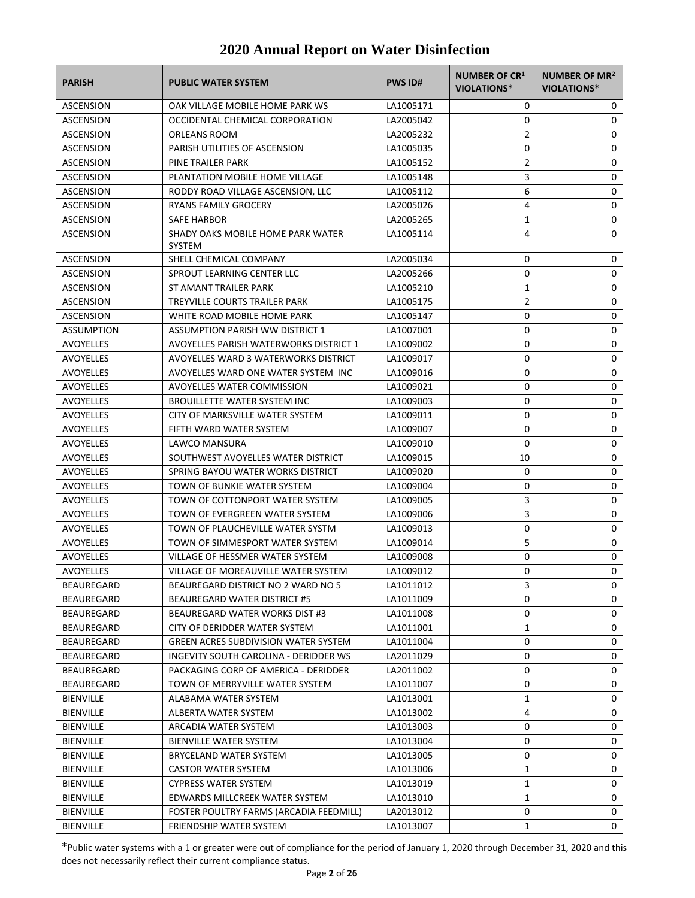# 2020 Annual Report on Water Disinfection

| PARISH | PUBLIC WATER SYSTEM | PWS ID# | NUMBER OF CR[1] VIOLATIONS* | NUMBER OF MR[2] VIOLATIONS* |
|---|---|---|---|---|
| ASCENSION | OAK VILLAGE MOBILE HOME PARK WS | LA1005171 | 0 | 0 |
| ASCENSION | OCCIDENTAL CHEMICAL CORPORATION | LA2005042 | 0 | 0 |
| ASCENSION | ORLEANS ROOM | LA2005232 | 2 | 0 |
| ASCENSION | PARISH UTILITIES OF ASCENSION | LA1005035 | 0 | 0 |
| ASCENSION | PINE TRAILER PARK | LA1005152 | 2 | 0 |
| ASCENSION | PLANTATION MOBILE HOME VILLAGE | LA1005148 | 3 | 0 |
| ASCENSION | RODDY ROAD VILLAGE ASCENSION, LLC | LA1005112 | 6 | 0 |
| ASCENSION | RYANS FAMILY GROCERY | LA2005026 | 4 | 0 |
| ASCENSION | SAFE HARBOR | LA2005265 | 1 | 0 |
| ASCENSION | SHADY OAKS MOBILE HOME PARK WATER SYSTEM | LA1005114 | 4 | 0 |
| ASCENSION | SHELL CHEMICAL COMPANY | LA2005034 | 0 | 0 |
| ASCENSION | SPROUT LEARNING CENTER LLC | LA2005266 | 0 | 0 |
| ASCENSION | ST AMANT TRAILER PARK | LA1005210 | 1 | 0 |
| ASCENSION | TREYVILLE COURTS TRAILER PARK | LA1005175 | 2 | 0 |
| ASCENSION | WHITE ROAD MOBILE HOME PARK | LA1005147 | 0 | 0 |
| ASSUMPTION | ASSUMPTION PARISH WW DISTRICT 1 | LA1007001 | 0 | 0 |
| AVOYELLES | AVOYELLES PARISH WATERWORKS DISTRICT 1 | LA1009002 | 0 | 0 |
| AVOYELLES | AVOYELLES WARD 3 WATERWORKS DISTRICT | LA1009017 | 0 | 0 |
| AVOYELLES | AVOYELLES WARD ONE WATER SYSTEM INC | LA1009016 | 0 | 0 |
| AVOYELLES | AVOYELLES WATER COMMISSION | LA1009021 | 0 | 0 |
| AVOYELLES | BROUILLETTE WATER SYSTEM INC | LA1009003 | 0 | 0 |
| AVOYELLES | CITY OF MARKSVILLE WATER SYSTEM | LA1009011 | 0 | 0 |
| AVOYELLES | FIFTH WARD WATER SYSTEM | LA1009007 | 0 | 0 |
| AVOYELLES | LAWCO MANSURA | LA1009010 | 0 | 0 |
| AVOYELLES | SOUTHWEST AVOYELLES WATER DISTRICT | LA1009015 | 10 | 0 |
| AVOYELLES | SPRING BAYOU WATER WORKS DISTRICT | LA1009020 | 0 | 0 |
| AVOYELLES | TOWN OF BUNKIE WATER SYSTEM | LA1009004 | 0 | 0 |
| AVOYELLES | TOWN OF COTTONPORT WATER SYSTEM | LA1009005 | 3 | 0 |
| AVOYELLES | TOWN OF EVERGREEN WATER SYSTEM | LA1009006 | 3 | 0 |
| AVOYELLES | TOWN OF PLAUCHEVILLE WATER SYSTM | LA1009013 | 0 | 0 |
| AVOYELLES | TOWN OF SIMMESPORT WATER SYSTEM | LA1009014 | 5 | 0 |
| AVOYELLES | VILLAGE OF HESSMER WATER SYSTEM | LA1009008 | 0 | 0 |
| AVOYELLES | VILLAGE OF MOREAUVILLE WATER SYSTEM | LA1009012 | 0 | 0 |
| BEAUREGARD | BEAUREGARD DISTRICT NO 2 WARD NO 5 | LA1011012 | 3 | 0 |
| BEAUREGARD | BEAUREGARD WATER DISTRICT #5 | LA1011009 | 0 | 0 |
| BEAUREGARD | BEAUREGARD WATER WORKS DIST #3 | LA1011008 | 0 | 0 |
| BEAUREGARD | CITY OF DERIDDER WATER SYSTEM | LA1011001 | 1 | 0 |
| BEAUREGARD | GREEN ACRES SUBDIVISION WATER SYSTEM | LA1011004 | 0 | 0 |
| BEAUREGARD | INGEVITY SOUTH CAROLINA - DERIDDER WS | LA2011029 | 0 | 0 |
| BEAUREGARD | PACKAGING CORP OF AMERICA - DERIDDER | LA2011002 | 0 | 0 |
| BEAUREGARD | TOWN OF MERRYVILLE WATER SYSTEM | LA1011007 | 0 | 0 |
| BIENVILLE | ALABAMA WATER SYSTEM | LA1013001 | 1 | 0 |
| BIENVILLE | ALBERTA WATER SYSTEM | LA1013002 | 4 | 0 |
| BIENVILLE | ARCADIA WATER SYSTEM | LA1013003 | 0 | 0 |
| BIENVILLE | BIENVILLE WATER SYSTEM | LA1013004 | 0 | 0 |
| BIENVILLE | BRYCELAND WATER SYSTEM | LA1013005 | 0 | 0 |
| BIENVILLE | CASTOR WATER SYSTEM | LA1013006 | 1 | 0 |
| BIENVILLE | CYPRESS WATER SYSTEM | LA1013019 | 1 | 0 |
| BIENVILLE | EDWARDS MILLCREEK WATER SYSTEM | LA1013010 | 1 | 0 |
| BIENVILLE | FOSTER POULTRY FARMS (ARCADIA FEEDMILL) | LA2013012 | 0 | 0 |
| BIENVILLE | FRIENDSHIP WATER SYSTEM | LA1013007 | 1 | 0 |

*Public water systems with a 1 or greater were out of compliance for the period of January 1, 2020 through December 31, 2020 and this does not necessarily reflect their current compliance status.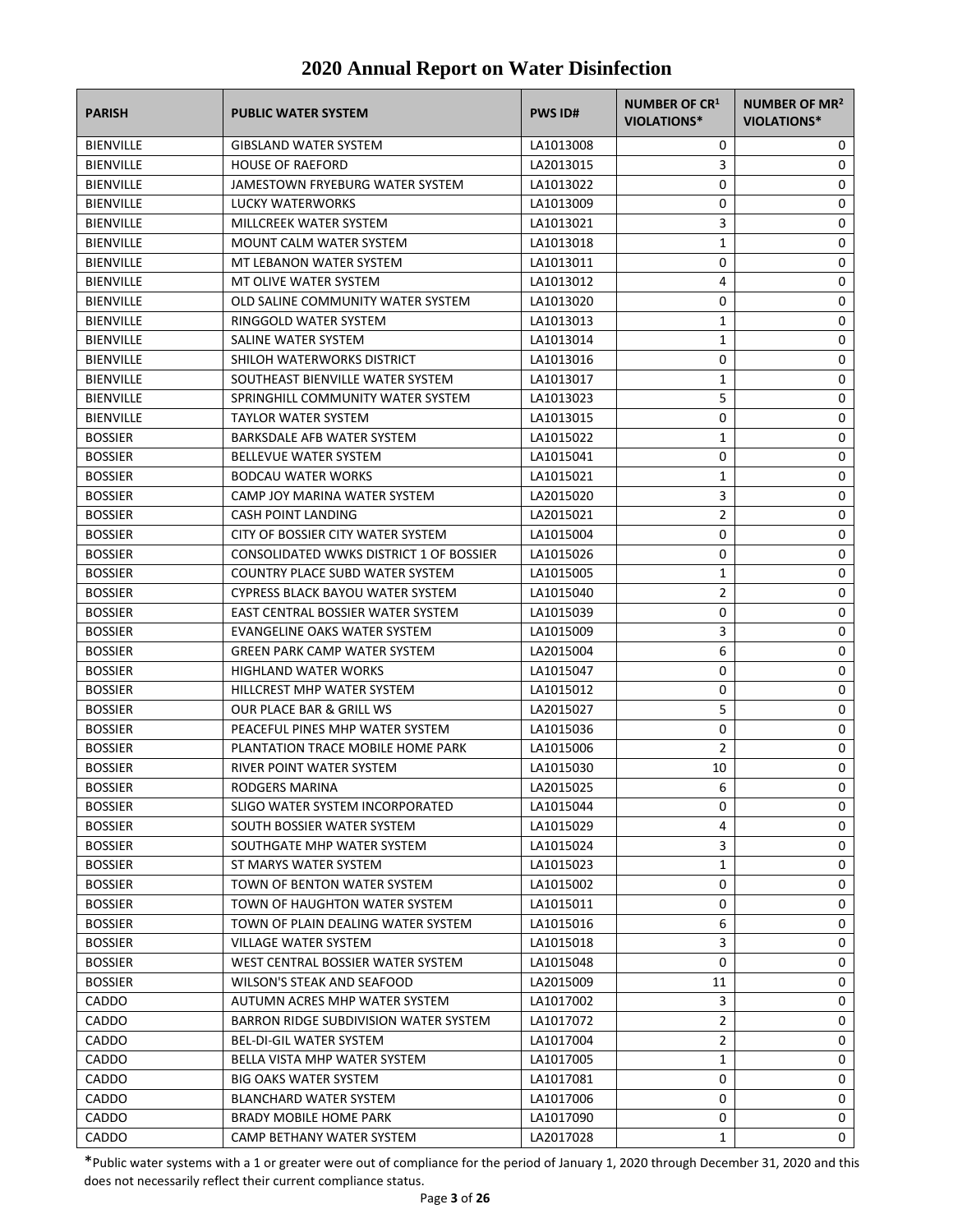# 2020 Annual Report on Water Disinfection

| PARISH | PUBLIC WATER SYSTEM | PWS ID# | NUMBER OF CR[1] VIOLATIONS* | NUMBER OF MR[2] VIOLATIONS* |
|---|---|---|---|---|
| BIENVILLE | GIBSLAND WATER SYSTEM | LA1013008 | 0 | 0 |
| BIENVILLE | HOUSE OF RAEFORD | LA2013015 | 3 | 0 |
| BIENVILLE | JAMESTOWN FRYEBURG WATER SYSTEM | LA1013022 | 0 | 0 |
| BIENVILLE | LUCKY WATERWORKS | LA1013009 | 0 | 0 |
| BIENVILLE | MILLCREEK WATER SYSTEM | LA1013021 | 3 | 0 |
| BIENVILLE | MOUNT CALM WATER SYSTEM | LA1013018 | 1 | 0 |
| BIENVILLE | MT LEBANON WATER SYSTEM | LA1013011 | 0 | 0 |
| BIENVILLE | MT OLIVE WATER SYSTEM | LA1013012 | 4 | 0 |
| BIENVILLE | OLD SALINE COMMUNITY WATER SYSTEM | LA1013020 | 0 | 0 |
| BIENVILLE | RINGGOLD WATER SYSTEM | LA1013013 | 1 | 0 |
| BIENVILLE | SALINE WATER SYSTEM | LA1013014 | 1 | 0 |
| BIENVILLE | SHILOH WATERWORKS DISTRICT | LA1013016 | 0 | 0 |
| BIENVILLE | SOUTHEAST BIENVILLE WATER SYSTEM | LA1013017 | 1 | 0 |
| BIENVILLE | SPRINGHILL COMMUNITY WATER SYSTEM | LA1013023 | 5 | 0 |
| BIENVILLE | TAYLOR WATER SYSTEM | LA1013015 | 0 | 0 |
| BOSSIER | BARKSDALE AFB WATER SYSTEM | LA1015022 | 1 | 0 |
| BOSSIER | BELLEVUE WATER SYSTEM | LA1015041 | 0 | 0 |
| BOSSIER | BODCAU WATER WORKS | LA1015021 | 1 | 0 |
| BOSSIER | CAMP JOY MARINA WATER SYSTEM | LA2015020 | 3 | 0 |
| BOSSIER | CASH POINT LANDING | LA2015021 | 2 | 0 |
| BOSSIER | CITY OF BOSSIER CITY WATER SYSTEM | LA1015004 | 0 | 0 |
| BOSSIER | CONSOLIDATED WWKS DISTRICT 1 OF BOSSIER | LA1015026 | 0 | 0 |
| BOSSIER | COUNTRY PLACE SUBD WATER SYSTEM | LA1015005 | 1 | 0 |
| BOSSIER | CYPRESS BLACK BAYOU WATER SYSTEM | LA1015040 | 2 | 0 |
| BOSSIER | EAST CENTRAL BOSSIER WATER SYSTEM | LA1015039 | 0 | 0 |
| BOSSIER | EVANGELINE OAKS WATER SYSTEM | LA1015009 | 3 | 0 |
| BOSSIER | GREEN PARK CAMP WATER SYSTEM | LA2015004 | 6 | 0 |
| BOSSIER | HIGHLAND WATER WORKS | LA1015047 | 0 | 0 |
| BOSSIER | HILLCREST MHP WATER SYSTEM | LA1015012 | 0 | 0 |
| BOSSIER | OUR PLACE BAR & GRILL WS | LA2015027 | 5 | 0 |
| BOSSIER | PEACEFUL PINES MHP WATER SYSTEM | LA1015036 | 0 | 0 |
| BOSSIER | PLANTATION TRACE MOBILE HOME PARK | LA1015006 | 2 | 0 |
| BOSSIER | RIVER POINT WATER SYSTEM | LA1015030 | 10 | 0 |
| BOSSIER | RODGERS MARINA | LA2015025 | 6 | 0 |
| BOSSIER | SLIGO WATER SYSTEM INCORPORATED | LA1015044 | 0 | 0 |
| BOSSIER | SOUTH BOSSIER WATER SYSTEM | LA1015029 | 4 | 0 |
| BOSSIER | SOUTHGATE MHP WATER SYSTEM | LA1015024 | 3 | 0 |
| BOSSIER | ST MARYS WATER SYSTEM | LA1015023 | 1 | 0 |
| BOSSIER | TOWN OF BENTON WATER SYSTEM | LA1015002 | 0 | 0 |
| BOSSIER | TOWN OF HAUGHTON WATER SYSTEM | LA1015011 | 0 | 0 |
| BOSSIER | TOWN OF PLAIN DEALING WATER SYSTEM | LA1015016 | 6 | 0 |
| BOSSIER | VILLAGE WATER SYSTEM | LA1015018 | 3 | 0 |
| BOSSIER | WEST CENTRAL BOSSIER WATER SYSTEM | LA1015048 | 0 | 0 |
| BOSSIER | WILSON'S STEAK AND SEAFOOD | LA2015009 | 11 | 0 |
| CADDO | AUTUMN ACRES MHP WATER SYSTEM | LA1017002 | 3 | 0 |
| CADDO | BARRON RIDGE SUBDIVISION WATER SYSTEM | LA1017072 | 2 | 0 |
| CADDO | BEL-DI-GIL WATER SYSTEM | LA1017004 | 2 | 0 |
| CADDO | BELLA VISTA MHP WATER SYSTEM | LA1017005 | 1 | 0 |
| CADDO | BIG OAKS WATER SYSTEM | LA1017081 | 0 | 0 |
| CADDO | BLANCHARD WATER SYSTEM | LA1017006 | 0 | 0 |
| CADDO | BRADY MOBILE HOME PARK | LA1017090 | 0 | 0 |
| CADDO | CAMP BETHANY WATER SYSTEM | LA2017028 | 1 | 0 |

*Public water systems with a 1 or greater were out of compliance for the period of January 1, 2020 through December 31, 2020 and this does not necessarily reflect their current compliance status.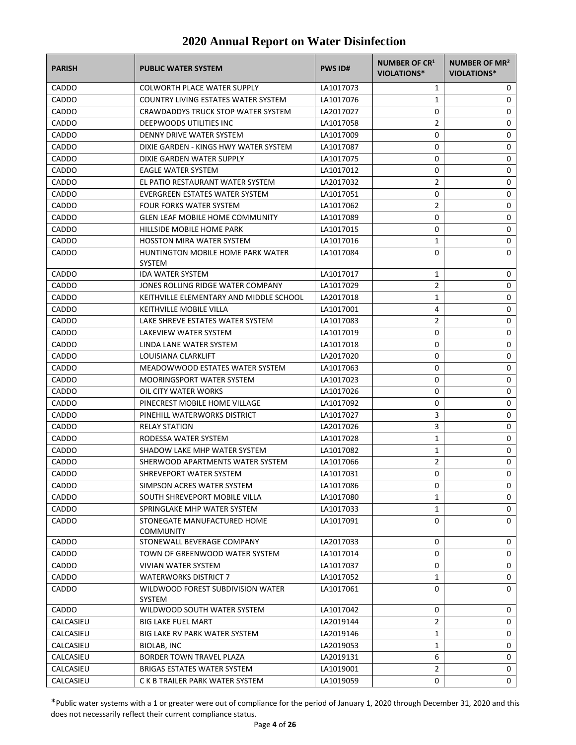# 2020 Annual Report on Water Disinfection

| PARISH | PUBLIC WATER SYSTEM | PWS ID# | NUMBER OF CR[1] VIOLATIONS* | NUMBER OF MR[2] VIOLATIONS* |
|---|---|---|---|---|
| CADDO | COLWORTH PLACE WATER SUPPLY | LA1017073 | 1 | 0 |
| CADDO | COUNTRY LIVING ESTATES WATER SYSTEM | LA1017076 | 1 | 0 |
| CADDO | CRAWDADDYS TRUCK STOP WATER SYSTEM | LA2017027 | 0 | 0 |
| CADDO | DEEPWOODS UTILITIES INC | LA1017058 | 2 | 0 |
| CADDO | DENNY DRIVE WATER SYSTEM | LA1017009 | 0 | 0 |
| CADDO | DIXIE GARDEN - KINGS HWY WATER SYSTEM | LA1017087 | 0 | 0 |
| CADDO | DIXIE GARDEN WATER SUPPLY | LA1017075 | 0 | 0 |
| CADDO | EAGLE WATER SYSTEM | LA1017012 | 0 | 0 |
| CADDO | EL PATIO RESTAURANT WATER SYSTEM | LA2017032 | 2 | 0 |
| CADDO | EVERGREEN ESTATES WATER SYSTEM | LA1017051 | 0 | 0 |
| CADDO | FOUR FORKS WATER SYSTEM | LA1017062 | 2 | 0 |
| CADDO | GLEN LEAF MOBILE HOME COMMUNITY | LA1017089 | 0 | 0 |
| CADDO | HILLSIDE MOBILE HOME PARK | LA1017015 | 0 | 0 |
| CADDO | HOSSTON MIRA WATER SYSTEM | LA1017016 | 1 | 0 |
| CADDO | HUNTINGTON MOBILE HOME PARK WATER SYSTEM | LA1017084 | 0 | 0 |
| CADDO | IDA WATER SYSTEM | LA1017017 | 1 | 0 |
| CADDO | JONES ROLLING RIDGE WATER COMPANY | LA1017029 | 2 | 0 |
| CADDO | KEITHVILLE ELEMENTARY AND MIDDLE SCHOOL | LA2017018 | 1 | 0 |
| CADDO | KEITHVILLE MOBILE VILLA | LA1017001 | 4 | 0 |
| CADDO | LAKE SHREVE ESTATES WATER SYSTEM | LA1017083 | 2 | 0 |
| CADDO | LAKEVIEW WATER SYSTEM | LA1017019 | 0 | 0 |
| CADDO | LINDA LANE WATER SYSTEM | LA1017018 | 0 | 0 |
| CADDO | LOUISIANA CLARKLIFT | LA2017020 | 0 | 0 |
| CADDO | MEADOWWOOD ESTATES WATER SYSTEM | LA1017063 | 0 | 0 |
| CADDO | MOORINGSPORT WATER SYSTEM | LA1017023 | 0 | 0 |
| CADDO | OIL CITY WATER WORKS | LA1017026 | 0 | 0 |
| CADDO | PINECREST MOBILE HOME VILLAGE | LA1017092 | 0 | 0 |
| CADDO | PINEHILL WATERWORKS DISTRICT | LA1017027 | 3 | 0 |
| CADDO | RELAY STATION | LA2017026 | 3 | 0 |
| CADDO | RODESSA WATER SYSTEM | LA1017028 | 1 | 0 |
| CADDO | SHADOW LAKE MHP WATER SYSTEM | LA1017082 | 1 | 0 |
| CADDO | SHERWOOD APARTMENTS WATER SYSTEM | LA1017066 | 2 | 0 |
| CADDO | SHREVEPORT WATER SYSTEM | LA1017031 | 0 | 0 |
| CADDO | SIMPSON ACRES WATER SYSTEM | LA1017086 | 0 | 0 |
| CADDO | SOUTH SHREVEPORT MOBILE VILLA | LA1017080 | 1 | 0 |
| CADDO | SPRINGLAKE MHP WATER SYSTEM | LA1017033 | 1 | 0 |
| CADDO | STONEGATE MANUFACTURED HOME COMMUNITY | LA1017091 | 0 | 0 |
| CADDO | STONEWALL BEVERAGE COMPANY | LA2017033 | 0 | 0 |
| CADDO | TOWN OF GREENWOOD WATER SYSTEM | LA1017014 | 0 | 0 |
| CADDO | VIVIAN WATER SYSTEM | LA1017037 | 0 | 0 |
| CADDO | WATERWORKS DISTRICT 7 | LA1017052 | 1 | 0 |
| CADDO | WILDWOOD FOREST SUBDIVISION WATER SYSTEM | LA1017061 | 0 | 0 |
| CADDO | WILDWOOD SOUTH WATER SYSTEM | LA1017042 | 0 | 0 |
| CALCASIEU | BIG LAKE FUEL MART | LA2019144 | 2 | 0 |
| CALCASIEU | BIG LAKE RV PARK WATER SYSTEM | LA2019146 | 1 | 0 |
| CALCASIEU | BIOLAB, INC | LA2019053 | 1 | 0 |
| CALCASIEU | BORDER TOWN TRAVEL PLAZA | LA2019131 | 6 | 0 |
| CALCASIEU | BRIGAS ESTATES WATER SYSTEM | LA1019001 | 2 | 0 |
| CALCASIEU | C K B TRAILER PARK WATER SYSTEM | LA1019059 | 0 | 0 |

*Public water systems with a 1 or greater were out of compliance for the period of January 1, 2020 through December 31, 2020 and this does not necessarily reflect their current compliance status.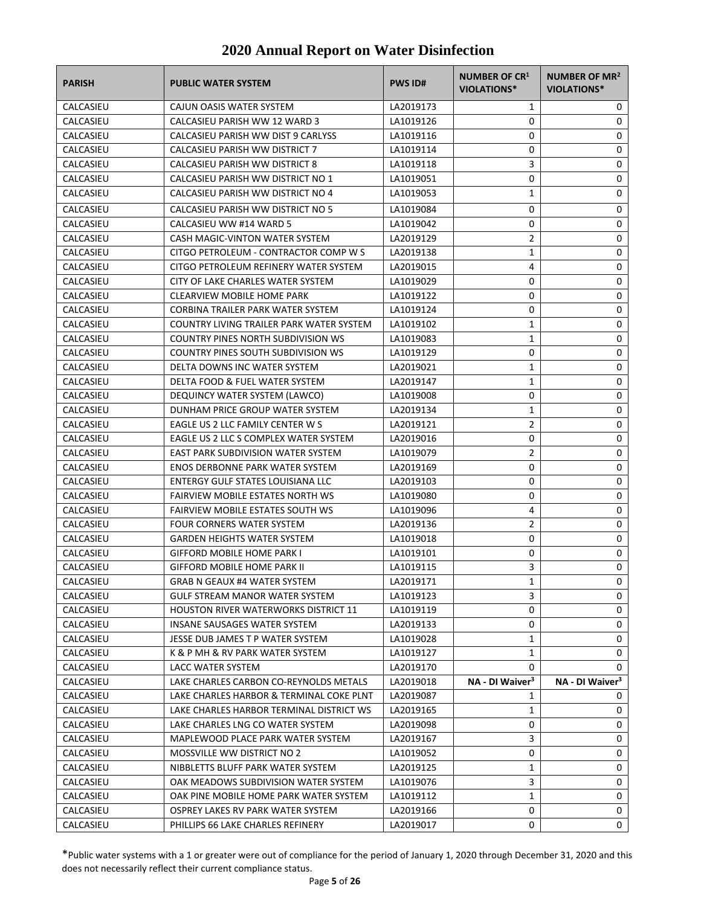# 2020 Annual Report on Water Disinfection

| PARISH | PUBLIC WATER SYSTEM | PWS ID# | NUMBER OF CR[1] VIOLATIONS* | NUMBER OF MR[2] VIOLATIONS* |
|---|---|---|---|---|
| CALCASIEU | CAJUN OASIS WATER SYSTEM | LA2019173 | 1 | 0 |
| CALCASIEU | CALCASIEU PARISH WW 12 WARD 3 | LA1019126 | 0 | 0 |
| CALCASIEU | CALCASIEU PARISH WW DIST 9 CARLYSS | LA1019116 | 0 | 0 |
| CALCASIEU | CALCASIEU PARISH WW DISTRICT 7 | LA1019114 | 0 | 0 |
| CALCASIEU | CALCASIEU PARISH WW DISTRICT 8 | LA1019118 | 3 | 0 |
| CALCASIEU | CALCASIEU PARISH WW DISTRICT NO 1 | LA1019051 | 0 | 0 |
| CALCASIEU | CALCASIEU PARISH WW DISTRICT NO 4 | LA1019053 | 1 | 0 |
| CALCASIEU | CALCASIEU PARISH WW DISTRICT NO 5 | LA1019084 | 0 | 0 |
| CALCASIEU | CALCASIEU WW #14 WARD 5 | LA1019042 | 0 | 0 |
| CALCASIEU | CASH MAGIC-VINTON WATER SYSTEM | LA2019129 | 2 | 0 |
| CALCASIEU | CITGO PETROLEUM - CONTRACTOR COMP W S | LA2019138 | 1 | 0 |
| CALCASIEU | CITGO PETROLEUM REFINERY WATER SYSTEM | LA2019015 | 4 | 0 |
| CALCASIEU | CITY OF LAKE CHARLES WATER SYSTEM | LA1019029 | 0 | 0 |
| CALCASIEU | CLEARVIEW MOBILE HOME PARK | LA1019122 | 0 | 0 |
| CALCASIEU | CORBINA TRAILER PARK WATER SYSTEM | LA1019124 | 0 | 0 |
| CALCASIEU | COUNTRY LIVING TRAILER PARK WATER SYSTEM | LA1019102 | 1 | 0 |
| CALCASIEU | COUNTRY PINES NORTH SUBDIVISION WS | LA1019083 | 1 | 0 |
| CALCASIEU | COUNTRY PINES SOUTH SUBDIVISION WS | LA1019129 | 0 | 0 |
| CALCASIEU | DELTA DOWNS INC WATER SYSTEM | LA2019021 | 1 | 0 |
| CALCASIEU | DELTA FOOD & FUEL WATER SYSTEM | LA2019147 | 1 | 0 |
| CALCASIEU | DEQUINCY WATER SYSTEM (LAWCO) | LA1019008 | 0 | 0 |
| CALCASIEU | DUNHAM PRICE GROUP WATER SYSTEM | LA2019134 | 1 | 0 |
| CALCASIEU | EAGLE US 2 LLC FAMILY CENTER W S | LA2019121 | 2 | 0 |
| CALCASIEU | EAGLE US 2 LLC S COMPLEX WATER SYSTEM | LA2019016 | 0 | 0 |
| CALCASIEU | EAST PARK SUBDIVISION WATER SYSTEM | LA1019079 | 2 | 0 |
| CALCASIEU | ENOS DERBONNE PARK WATER SYSTEM | LA2019169 | 0 | 0 |
| CALCASIEU | ENTERGY GULF STATES LOUISIANA LLC | LA2019103 | 0 | 0 |
| CALCASIEU | FAIRVIEW MOBILE ESTATES NORTH WS | LA1019080 | 0 | 0 |
| CALCASIEU | FAIRVIEW MOBILE ESTATES SOUTH WS | LA1019096 | 4 | 0 |
| CALCASIEU | FOUR CORNERS WATER SYSTEM | LA2019136 | 2 | 0 |
| CALCASIEU | GARDEN HEIGHTS WATER SYSTEM | LA1019018 | 0 | 0 |
| CALCASIEU | GIFFORD MOBILE HOME PARK I | LA1019101 | 0 | 0 |
| CALCASIEU | GIFFORD MOBILE HOME PARK II | LA1019115 | 3 | 0 |
| CALCASIEU | GRAB N GEAUX #4 WATER SYSTEM | LA2019171 | 1 | 0 |
| CALCASIEU | GULF STREAM MANOR WATER SYSTEM | LA1019123 | 3 | 0 |
| CALCASIEU | HOUSTON RIVER WATERWORKS DISTRICT 11 | LA1019119 | 0 | 0 |
| CALCASIEU | INSANE SAUSAGES WATER SYSTEM | LA2019133 | 0 | 0 |
| CALCASIEU | JESSE DUB JAMES T P WATER SYSTEM | LA1019028 | 1 | 0 |
| CALCASIEU | K & P MH & RV PARK WATER SYSTEM | LA1019127 | 1 | 0 |
| CALCASIEU | LACC WATER SYSTEM | LA2019170 | 0 | 0 |
| CALCASIEU | LAKE CHARLES CARBON CO-REYNOLDS METALS | LA2019018 | **NA - DI Waiver[3]** | **NA - DI Waiver[3]** |
| CALCASIEU | LAKE CHARLES HARBOR & TERMINAL COKE PLNT | LA2019087 | 1 | 0 |
| CALCASIEU | LAKE CHARLES HARBOR TERMINAL DISTRICT WS | LA2019165 | 1 | 0 |
| CALCASIEU | LAKE CHARLES LNG CO WATER SYSTEM | LA2019098 | 0 | 0 |
| CALCASIEU | MAPLEWOOD PLACE PARK WATER SYSTEM | LA2019167 | 3 | 0 |
| CALCASIEU | MOSSVILLE WW DISTRICT NO 2 | LA1019052 | 0 | 0 |
| CALCASIEU | NIBBLETTS BLUFF PARK WATER SYSTEM | LA2019125 | 1 | 0 |
| CALCASIEU | OAK MEADOWS SUBDIVISION WATER SYSTEM | LA1019076 | 3 | 0 |
| CALCASIEU | OAK PINE MOBILE HOME PARK WATER SYSTEM | LA1019112 | 1 | 0 |
| CALCASIEU | OSPREY LAKES RV PARK WATER SYSTEM | LA2019166 | 0 | 0 |
| CALCASIEU | PHILLIPS 66 LAKE CHARLES REFINERY | LA2019017 | 0 | 0 |

*Public water systems with a 1 or greater were out of compliance for the period of January 1, 2020 through December 31, 2020 and this does not necessarily reflect their current compliance status.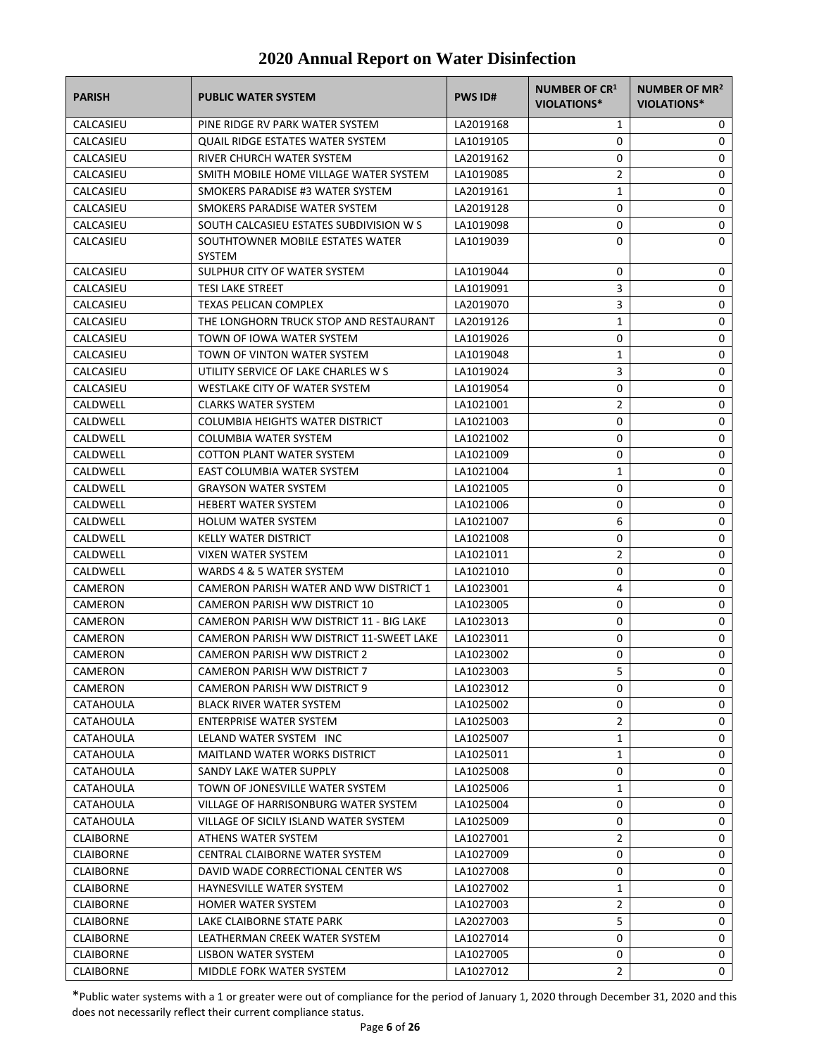# 2020 Annual Report on Water Disinfection

| PARISH | PUBLIC WATER SYSTEM | PWS ID# | NUMBER OF CR[1] VIOLATIONS* | NUMBER OF MR[2] VIOLATIONS* |
|---|---|---|---|---|
| CALCASIEU | PINE RIDGE RV PARK WATER SYSTEM | LA2019168 | 1 | 0 |
| CALCASIEU | QUAIL RIDGE ESTATES WATER SYSTEM | LA1019105 | 0 | 0 |
| CALCASIEU | RIVER CHURCH WATER SYSTEM | LA2019162 | 0 | 0 |
| CALCASIEU | SMITH MOBILE HOME VILLAGE WATER SYSTEM | LA1019085 | 2 | 0 |
| CALCASIEU | SMOKERS PARADISE #3 WATER SYSTEM | LA2019161 | 1 | 0 |
| CALCASIEU | SMOKERS PARADISE WATER SYSTEM | LA2019128 | 0 | 0 |
| CALCASIEU | SOUTH CALCASIEU ESTATES SUBDIVISION W S | LA1019098 | 0 | 0 |
| CALCASIEU | SOUTHTOWNER MOBILE ESTATES WATER SYSTEM | LA1019039 | 0 | 0 |
| CALCASIEU | SULPHUR CITY OF WATER SYSTEM | LA1019044 | 0 | 0 |
| CALCASIEU | TESI LAKE STREET | LA1019091 | 3 | 0 |
| CALCASIEU | TEXAS PELICAN COMPLEX | LA2019070 | 3 | 0 |
| CALCASIEU | THE LONGHORN TRUCK STOP AND RESTAURANT | LA2019126 | 1 | 0 |
| CALCASIEU | TOWN OF IOWA WATER SYSTEM | LA1019026 | 0 | 0 |
| CALCASIEU | TOWN OF VINTON WATER SYSTEM | LA1019048 | 1 | 0 |
| CALCASIEU | UTILITY SERVICE OF LAKE CHARLES W S | LA1019024 | 3 | 0 |
| CALCASIEU | WESTLAKE CITY OF WATER SYSTEM | LA1019054 | 0 | 0 |
| CALDWELL | CLARKS WATER SYSTEM | LA1021001 | 2 | 0 |
| CALDWELL | COLUMBIA HEIGHTS WATER DISTRICT | LA1021003 | 0 | 0 |
| CALDWELL | COLUMBIA WATER SYSTEM | LA1021002 | 0 | 0 |
| CALDWELL | COTTON PLANT WATER SYSTEM | LA1021009 | 0 | 0 |
| CALDWELL | EAST COLUMBIA WATER SYSTEM | LA1021004 | 1 | 0 |
| CALDWELL | GRAYSON WATER SYSTEM | LA1021005 | 0 | 0 |
| CALDWELL | HEBERT WATER SYSTEM | LA1021006 | 0 | 0 |
| CALDWELL | HOLUM WATER SYSTEM | LA1021007 | 6 | 0 |
| CALDWELL | KELLY WATER DISTRICT | LA1021008 | 0 | 0 |
| CALDWELL | VIXEN WATER SYSTEM | LA1021011 | 2 | 0 |
| CALDWELL | WARDS 4 & 5 WATER SYSTEM | LA1021010 | 0 | 0 |
| CAMERON | CAMERON PARISH WATER AND WW DISTRICT 1 | LA1023001 | 4 | 0 |
| CAMERON | CAMERON PARISH WW DISTRICT 10 | LA1023005 | 0 | 0 |
| CAMERON | CAMERON PARISH WW DISTRICT 11 - BIG LAKE | LA1023013 | 0 | 0 |
| CAMERON | CAMERON PARISH WW DISTRICT 11-SWEET LAKE | LA1023011 | 0 | 0 |
| CAMERON | CAMERON PARISH WW DISTRICT 2 | LA1023002 | 0 | 0 |
| CAMERON | CAMERON PARISH WW DISTRICT 7 | LA1023003 | 5 | 0 |
| CAMERON | CAMERON PARISH WW DISTRICT 9 | LA1023012 | 0 | 0 |
| CATAHOULA | BLACK RIVER WATER SYSTEM | LA1025002 | 0 | 0 |
| CATAHOULA | ENTERPRISE WATER SYSTEM | LA1025003 | 2 | 0 |
| CATAHOULA | LELAND WATER SYSTEM INC | LA1025007 | 1 | 0 |
| CATAHOULA | MAITLAND WATER WORKS DISTRICT | LA1025011 | 1 | 0 |
| CATAHOULA | SANDY LAKE WATER SUPPLY | LA1025008 | 0 | 0 |
| CATAHOULA | TOWN OF JONESVILLE WATER SYSTEM | LA1025006 | 1 | 0 |
| CATAHOULA | VILLAGE OF HARRISONBURG WATER SYSTEM | LA1025004 | 0 | 0 |
| CATAHOULA | VILLAGE OF SICILY ISLAND WATER SYSTEM | LA1025009 | 0 | 0 |
| CLAIBORNE | ATHENS WATER SYSTEM | LA1027001 | 2 | 0 |
| CLAIBORNE | CENTRAL CLAIBORNE WATER SYSTEM | LA1027009 | 0 | 0 |
| CLAIBORNE | DAVID WADE CORRECTIONAL CENTER WS | LA1027008 | 0 | 0 |
| CLAIBORNE | HAYNESVILLE WATER SYSTEM | LA1027002 | 1 | 0 |
| CLAIBORNE | HOMER WATER SYSTEM | LA1027003 | 2 | 0 |
| CLAIBORNE | LAKE CLAIBORNE STATE PARK | LA2027003 | 5 | 0 |
| CLAIBORNE | LEATHERMAN CREEK WATER SYSTEM | LA1027014 | 0 | 0 |
| CLAIBORNE | LISBON WATER SYSTEM | LA1027005 | 0 | 0 |
| CLAIBORNE | MIDDLE FORK WATER SYSTEM | LA1027012 | 2 | 0 |

*Public water systems with a 1 or greater were out of compliance for the period of January 1, 2020 through December 31, 2020 and this does not necessarily reflect their current compliance status.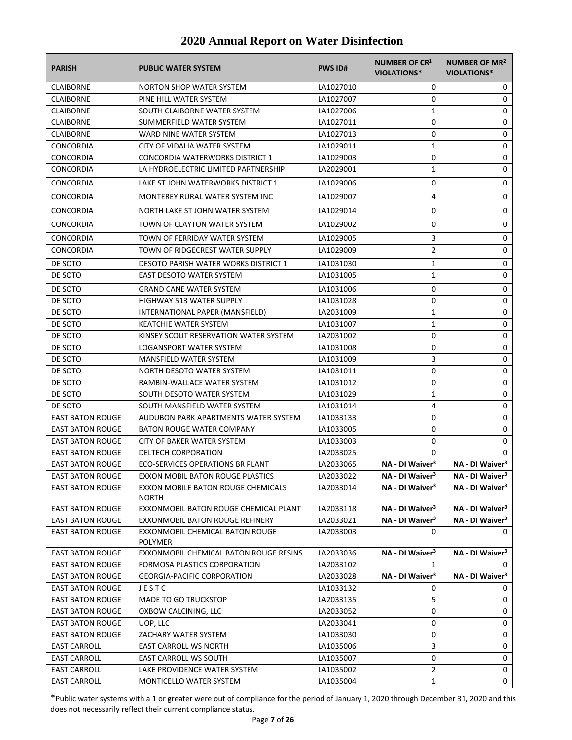# 2020 Annual Report on Water Disinfection

| PARISH | PUBLIC WATER SYSTEM | PWS ID# | NUMBER OF CR[1] VIOLATIONS* | NUMBER OF MR[2] VIOLATIONS* |
|---|---|---|---|---|
| CLAIBORNE | NORTON SHOP WATER SYSTEM | LA1027010 | 0 | 0 |
| CLAIBORNE | PINE HILL WATER SYSTEM | LA1027007 | 0 | 0 |
| CLAIBORNE | SOUTH CLAIBORNE WATER SYSTEM | LA1027006 | 1 | 0 |
| CLAIBORNE | SUMMERFIELD WATER SYSTEM | LA1027011 | 0 | 0 |
| CLAIBORNE | WARD NINE WATER SYSTEM | LA1027013 | 0 | 0 |
| CONCORDIA | CITY OF VIDALIA WATER SYSTEM | LA1029011 | 1 | 0 |
| CONCORDIA | CONCORDIA WATERWORKS DISTRICT 1 | LA1029003 | 0 | 0 |
| CONCORDIA | LA HYDROELECTRIC LIMITED PARTNERSHIP | LA2029001 | 1 | 0 |
| CONCORDIA | LAKE ST JOHN WATERWORKS DISTRICT 1 | LA1029006 | 0 | 0 |
| CONCORDIA | MONTEREY RURAL WATER SYSTEM INC | LA1029007 | 4 | 0 |
| CONCORDIA | NORTH LAKE ST JOHN WATER SYSTEM | LA1029014 | 0 | 0 |
| CONCORDIA | TOWN OF CLAYTON WATER SYSTEM | LA1029002 | 0 | 0 |
| CONCORDIA | TOWN OF FERRIDAY WATER SYSTEM | LA1029005 | 3 | 0 |
| CONCORDIA | TOWN OF RIDGECREST WATER SUPPLY | LA1029009 | 2 | 0 |
| DE SOTO | DESOTO PARISH WATER WORKS DISTRICT 1 | LA1031030 | 1 | 0 |
| DE SOTO | EAST DESOTO WATER SYSTEM | LA1031005 | 1 | 0 |
| DE SOTO | GRAND CANE WATER SYSTEM | LA1031006 | 0 | 0 |
| DE SOTO | HIGHWAY 513 WATER SUPPLY | LA1031028 | 0 | 0 |
| DE SOTO | INTERNATIONAL PAPER (MANSFIELD) | LA2031009 | 1 | 0 |
| DE SOTO | KEATCHIE WATER SYSTEM | LA1031007 | 1 | 0 |
| DE SOTO | KINSEY SCOUT RESERVATION WATER SYSTEM | LA2031002 | 0 | 0 |
| DE SOTO | LOGANSPORT WATER SYSTEM | LA1031008 | 0 | 0 |
| DE SOTO | MANSFIELD WATER SYSTEM | LA1031009 | 3 | 0 |
| DE SOTO | NORTH DESOTO WATER SYSTEM | LA1031011 | 0 | 0 |
| DE SOTO | RAMBIN-WALLACE WATER SYSTEM | LA1031012 | 0 | 0 |
| DE SOTO | SOUTH DESOTO WATER SYSTEM | LA1031029 | 1 | 0 |
| DE SOTO | SOUTH MANSFIELD WATER SYSTEM | LA1031014 | 4 | 0 |
| EAST BATON ROUGE | AUDUBON PARK APARTMENTS WATER SYSTEM | LA1033133 | 0 | 0 |
| EAST BATON ROUGE | BATON ROUGE WATER COMPANY | LA1033005 | 0 | 0 |
| EAST BATON ROUGE | CITY OF BAKER WATER SYSTEM | LA1033003 | 0 | 0 |
| EAST BATON ROUGE | DELTECH CORPORATION | LA2033025 | 0 | 0 |
| EAST BATON ROUGE | ECO-SERVICES OPERATIONS BR PLANT | LA2033065 | **NA - DI Waiver[3]** | **NA - DI Waiver[3]** |
| EAST BATON ROUGE | EXXON MOBIL BATON ROUGE PLASTICS | LA2033022 | **NA - DI Waiver[3]** | **NA - DI Waiver[3]** |
| EAST BATON ROUGE | EXXON MOBILE BATON ROUGE CHEMICALS NORTH | LA2033014 | **NA - DI Waiver[3]** | **NA - DI Waiver[3]** |
| EAST BATON ROUGE | EXXONMOBIL BATON ROUGE CHEMICAL PLANT | LA2033118 | **NA - DI Waiver[3]** | **NA - DI Waiver[3]** |
| EAST BATON ROUGE | EXXONMOBIL BATON ROUGE REFINERY | LA2033021 | **NA - DI Waiver[3]** | **NA - DI Waiver[3]** |
| EAST BATON ROUGE | EXXONMOBIL CHEMICAL BATON ROUGE POLYMER | LA2033003 | 0 | 0 |
| EAST BATON ROUGE | EXXONMOBIL CHEMICAL BATON ROUGE RESINS | LA2033036 | **NA - DI Waiver[3]** | **NA - DI Waiver[3]** |
| EAST BATON ROUGE | FORMOSA PLASTICS CORPORATION | LA2033102 | 1 | 0 |
| EAST BATON ROUGE | GEORGIA-PACIFIC CORPORATION | LA2033028 | **NA - DI Waiver[3]** | **NA - DI Waiver[3]** |
| EAST BATON ROUGE | J E S T C | LA1033132 | 0 | 0 |
| EAST BATON ROUGE | MADE TO GO TRUCKSTOP | LA2033135 | 5 | 0 |
| EAST BATON ROUGE | OXBOW CALCINING, LLC | LA2033052 | 0 | 0 |
| EAST BATON ROUGE | UOP, LLC | LA2033041 | 0 | 0 |
| EAST BATON ROUGE | ZACHARY WATER SYSTEM | LA1033030 | 0 | 0 |
| EAST CARROLL | EAST CARROLL WS NORTH | LA1035006 | 3 | 0 |
| EAST CARROLL | EAST CARROLL WS SOUTH | LA1035007 | 0 | 0 |
| EAST CARROLL | LAKE PROVIDENCE WATER SYSTEM | LA1035002 | 2 | 0 |
| EAST CARROLL | MONTICELLO WATER SYSTEM | LA1035004 | 1 | 0 |

*Public water systems with a 1 or greater were out of compliance for the period of January 1, 2020 through December 31, 2020 and this does not necessarily reflect their current compliance status.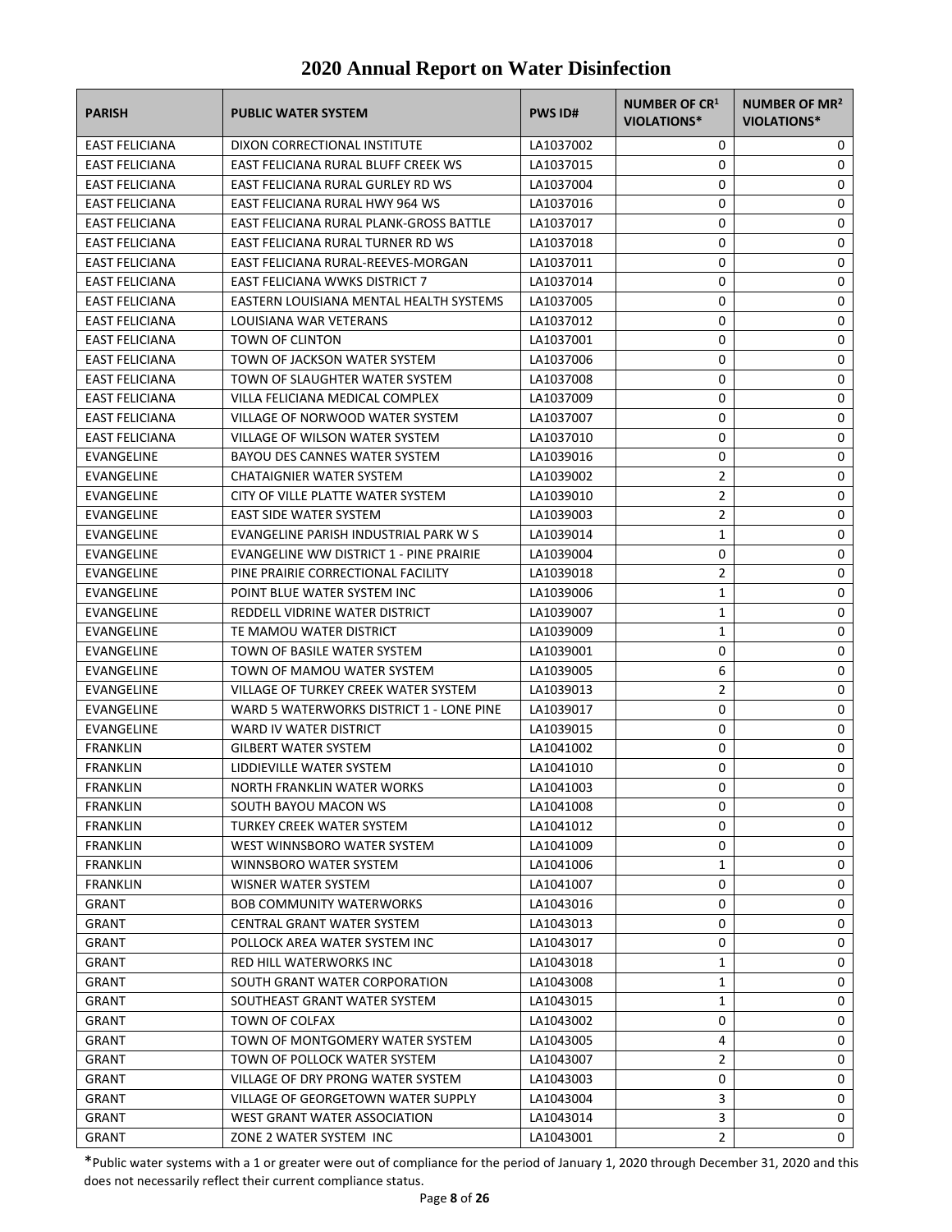# 2020 Annual Report on Water Disinfection

| PARISH | PUBLIC WATER SYSTEM | PWS ID# | NUMBER OF CR[1] VIOLATIONS* | NUMBER OF MR[2] VIOLATIONS* |
|---|---|---|---|---|
| EAST FELICIANA | DIXON CORRECTIONAL INSTITUTE | LA1037002 | 0 | 0 |
| EAST FELICIANA | EAST FELICIANA RURAL BLUFF CREEK WS | LA1037015 | 0 | 0 |
| EAST FELICIANA | EAST FELICIANA RURAL GURLEY RD WS | LA1037004 | 0 | 0 |
| EAST FELICIANA | EAST FELICIANA RURAL HWY 964 WS | LA1037016 | 0 | 0 |
| EAST FELICIANA | EAST FELICIANA RURAL PLANK-GROSS BATTLE | LA1037017 | 0 | 0 |
| EAST FELICIANA | EAST FELICIANA RURAL TURNER RD WS | LA1037018 | 0 | 0 |
| EAST FELICIANA | EAST FELICIANA RURAL-REEVES-MORGAN | LA1037011 | 0 | 0 |
| EAST FELICIANA | EAST FELICIANA WWKS DISTRICT 7 | LA1037014 | 0 | 0 |
| EAST FELICIANA | EASTERN LOUISIANA MENTAL HEALTH SYSTEMS | LA1037005 | 0 | 0 |
| EAST FELICIANA | LOUISIANA WAR VETERANS | LA1037012 | 0 | 0 |
| EAST FELICIANA | TOWN OF CLINTON | LA1037001 | 0 | 0 |
| EAST FELICIANA | TOWN OF JACKSON WATER SYSTEM | LA1037006 | 0 | 0 |
| EAST FELICIANA | TOWN OF SLAUGHTER WATER SYSTEM | LA1037008 | 0 | 0 |
| EAST FELICIANA | VILLA FELICIANA MEDICAL COMPLEX | LA1037009 | 0 | 0 |
| EAST FELICIANA | VILLAGE OF NORWOOD WATER SYSTEM | LA1037007 | 0 | 0 |
| EAST FELICIANA | VILLAGE OF WILSON WATER SYSTEM | LA1037010 | 0 | 0 |
| EVANGELINE | BAYOU DES CANNES WATER SYSTEM | LA1039016 | 0 | 0 |
| EVANGELINE | CHATAIGNIER WATER SYSTEM | LA1039002 | 2 | 0 |
| EVANGELINE | CITY OF VILLE PLATTE WATER SYSTEM | LA1039010 | 2 | 0 |
| EVANGELINE | EAST SIDE WATER SYSTEM | LA1039003 | 2 | 0 |
| EVANGELINE | EVANGELINE PARISH INDUSTRIAL PARK W S | LA1039014 | 1 | 0 |
| EVANGELINE | EVANGELINE WW DISTRICT 1 - PINE PRAIRIE | LA1039004 | 0 | 0 |
| EVANGELINE | PINE PRAIRIE CORRECTIONAL FACILITY | LA1039018 | 2 | 0 |
| EVANGELINE | POINT BLUE WATER SYSTEM INC | LA1039006 | 1 | 0 |
| EVANGELINE | REDDELL VIDRINE WATER DISTRICT | LA1039007 | 1 | 0 |
| EVANGELINE | TE MAMOU WATER DISTRICT | LA1039009 | 1 | 0 |
| EVANGELINE | TOWN OF BASILE WATER SYSTEM | LA1039001 | 0 | 0 |
| EVANGELINE | TOWN OF MAMOU WATER SYSTEM | LA1039005 | 6 | 0 |
| EVANGELINE | VILLAGE OF TURKEY CREEK WATER SYSTEM | LA1039013 | 2 | 0 |
| EVANGELINE | WARD 5 WATERWORKS DISTRICT 1 - LONE PINE | LA1039017 | 0 | 0 |
| EVANGELINE | WARD IV WATER DISTRICT | LA1039015 | 0 | 0 |
| FRANKLIN | GILBERT WATER SYSTEM | LA1041002 | 0 | 0 |
| FRANKLIN | LIDDIEVILLE WATER SYSTEM | LA1041010 | 0 | 0 |
| FRANKLIN | NORTH FRANKLIN WATER WORKS | LA1041003 | 0 | 0 |
| FRANKLIN | SOUTH BAYOU MACON WS | LA1041008 | 0 | 0 |
| FRANKLIN | TURKEY CREEK WATER SYSTEM | LA1041012 | 0 | 0 |
| FRANKLIN | WEST WINNSBORO WATER SYSTEM | LA1041009 | 0 | 0 |
| FRANKLIN | WINNSBORO WATER SYSTEM | LA1041006 | 1 | 0 |
| FRANKLIN | WISNER WATER SYSTEM | LA1041007 | 0 | 0 |
| GRANT | BOB COMMUNITY WATERWORKS | LA1043016 | 0 | 0 |
| GRANT | CENTRAL GRANT WATER SYSTEM | LA1043013 | 0 | 0 |
| GRANT | POLLOCK AREA WATER SYSTEM INC | LA1043017 | 0 | 0 |
| GRANT | RED HILL WATERWORKS INC | LA1043018 | 1 | 0 |
| GRANT | SOUTH GRANT WATER CORPORATION | LA1043008 | 1 | 0 |
| GRANT | SOUTHEAST GRANT WATER SYSTEM | LA1043015 | 1 | 0 |
| GRANT | TOWN OF COLFAX | LA1043002 | 0 | 0 |
| GRANT | TOWN OF MONTGOMERY WATER SYSTEM | LA1043005 | 4 | 0 |
| GRANT | TOWN OF POLLOCK WATER SYSTEM | LA1043007 | 2 | 0 |
| GRANT | VILLAGE OF DRY PRONG WATER SYSTEM | LA1043003 | 0 | 0 |
| GRANT | VILLAGE OF GEORGETOWN WATER SUPPLY | LA1043004 | 3 | 0 |
| GRANT | WEST GRANT WATER ASSOCIATION | LA1043014 | 3 | 0 |
| GRANT | ZONE 2 WATER SYSTEM INC | LA1043001 | 2 | 0 |

*Public water systems with a 1 or greater were out of compliance for the period of January 1, 2020 through December 31, 2020 and this does not necessarily reflect their current compliance status.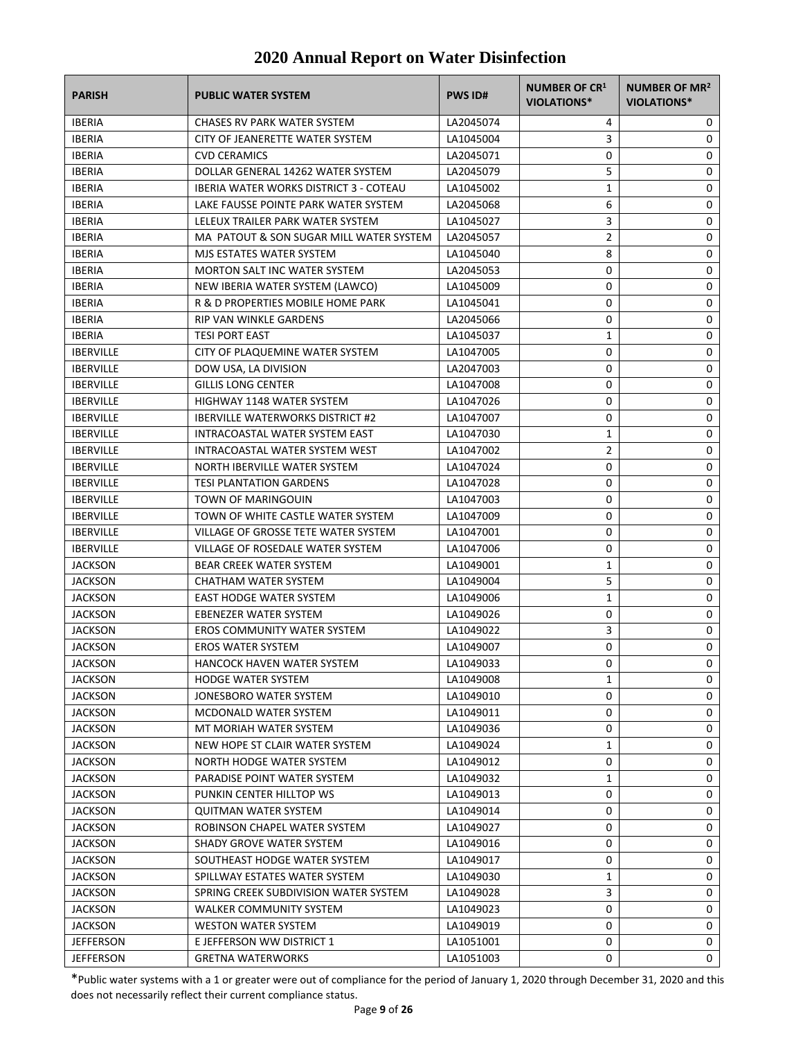# 2020 Annual Report on Water Disinfection

| PARISH | PUBLIC WATER SYSTEM | PWS ID# | NUMBER OF CR[1] VIOLATIONS* | NUMBER OF MR[2] VIOLATIONS* |
|---|---|---|---|---|
| IBERIA | CHASES RV PARK WATER SYSTEM | LA2045074 | 4 | 0 |
| IBERIA | CITY OF JEANERETTE WATER SYSTEM | LA1045004 | 3 | 0 |
| IBERIA | CVD CERAMICS | LA2045071 | 0 | 0 |
| IBERIA | DOLLAR GENERAL 14262 WATER SYSTEM | LA2045079 | 5 | 0 |
| IBERIA | IBERIA WATER WORKS DISTRICT 3 - COTEAU | LA1045002 | 1 | 0 |
| IBERIA | LAKE FAUSSE POINTE PARK WATER SYSTEM | LA2045068 | 6 | 0 |
| IBERIA | LELEUX TRAILER PARK WATER SYSTEM | LA1045027 | 3 | 0 |
| IBERIA | MA PATOUT & SON SUGAR MILL WATER SYSTEM | LA2045057 | 2 | 0 |
| IBERIA | MJS ESTATES WATER SYSTEM | LA1045040 | 8 | 0 |
| IBERIA | MORTON SALT INC WATER SYSTEM | LA2045053 | 0 | 0 |
| IBERIA | NEW IBERIA WATER SYSTEM (LAWCO) | LA1045009 | 0 | 0 |
| IBERIA | R & D PROPERTIES MOBILE HOME PARK | LA1045041 | 0 | 0 |
| IBERIA | RIP VAN WINKLE GARDENS | LA2045066 | 0 | 0 |
| IBERIA | TESI PORT EAST | LA1045037 | 1 | 0 |
| IBERVILLE | CITY OF PLAQUEMINE WATER SYSTEM | LA1047005 | 0 | 0 |
| IBERVILLE | DOW USA, LA DIVISION | LA2047003 | 0 | 0 |
| IBERVILLE | GILLIS LONG CENTER | LA1047008 | 0 | 0 |
| IBERVILLE | HIGHWAY 1148 WATER SYSTEM | LA1047026 | 0 | 0 |
| IBERVILLE | IBERVILLE WATERWORKS DISTRICT #2 | LA1047007 | 0 | 0 |
| IBERVILLE | INTRACOASTAL WATER SYSTEM EAST | LA1047030 | 1 | 0 |
| IBERVILLE | INTRACOASTAL WATER SYSTEM WEST | LA1047002 | 2 | 0 |
| IBERVILLE | NORTH IBERVILLE WATER SYSTEM | LA1047024 | 0 | 0 |
| IBERVILLE | TESI PLANTATION GARDENS | LA1047028 | 0 | 0 |
| IBERVILLE | TOWN OF MARINGOUIN | LA1047003 | 0 | 0 |
| IBERVILLE | TOWN OF WHITE CASTLE WATER SYSTEM | LA1047009 | 0 | 0 |
| IBERVILLE | VILLAGE OF GROSSE TETE WATER SYSTEM | LA1047001 | 0 | 0 |
| IBERVILLE | VILLAGE OF ROSEDALE WATER SYSTEM | LA1047006 | 0 | 0 |
| JACKSON | BEAR CREEK WATER SYSTEM | LA1049001 | 1 | 0 |
| JACKSON | CHATHAM WATER SYSTEM | LA1049004 | 5 | 0 |
| JACKSON | EAST HODGE WATER SYSTEM | LA1049006 | 1 | 0 |
| JACKSON | EBENEZER WATER SYSTEM | LA1049026 | 0 | 0 |
| JACKSON | EROS COMMUNITY WATER SYSTEM | LA1049022 | 3 | 0 |
| JACKSON | EROS WATER SYSTEM | LA1049007 | 0 | 0 |
| JACKSON | HANCOCK HAVEN WATER SYSTEM | LA1049033 | 0 | 0 |
| JACKSON | HODGE WATER SYSTEM | LA1049008 | 1 | 0 |
| JACKSON | JONESBORO WATER SYSTEM | LA1049010 | 0 | 0 |
| JACKSON | MCDONALD WATER SYSTEM | LA1049011 | 0 | 0 |
| JACKSON | MT MORIAH WATER SYSTEM | LA1049036 | 0 | 0 |
| JACKSON | NEW HOPE ST CLAIR WATER SYSTEM | LA1049024 | 1 | 0 |
| JACKSON | NORTH HODGE WATER SYSTEM | LA1049012 | 0 | 0 |
| JACKSON | PARADISE POINT WATER SYSTEM | LA1049032 | 1 | 0 |
| JACKSON | PUNKIN CENTER HILLTOP WS | LA1049013 | 0 | 0 |
| JACKSON | QUITMAN WATER SYSTEM | LA1049014 | 0 | 0 |
| JACKSON | ROBINSON CHAPEL WATER SYSTEM | LA1049027 | 0 | 0 |
| JACKSON | SHADY GROVE WATER SYSTEM | LA1049016 | 0 | 0 |
| JACKSON | SOUTHEAST HODGE WATER SYSTEM | LA1049017 | 0 | 0 |
| JACKSON | SPILLWAY ESTATES WATER SYSTEM | LA1049030 | 1 | 0 |
| JACKSON | SPRING CREEK SUBDIVISION WATER SYSTEM | LA1049028 | 3 | 0 |
| JACKSON | WALKER COMMUNITY SYSTEM | LA1049023 | 0 | 0 |
| JACKSON | WESTON WATER SYSTEM | LA1049019 | 0 | 0 |
| JEFFERSON | E JEFFERSON WW DISTRICT 1 | LA1051001 | 0 | 0 |
| JEFFERSON | GRETNA WATERWORKS | LA1051003 | 0 | 0 |

*Public water systems with a 1 or greater were out of compliance for the period of January 1, 2020 through December 31, 2020 and this does not necessarily reflect their current compliance status.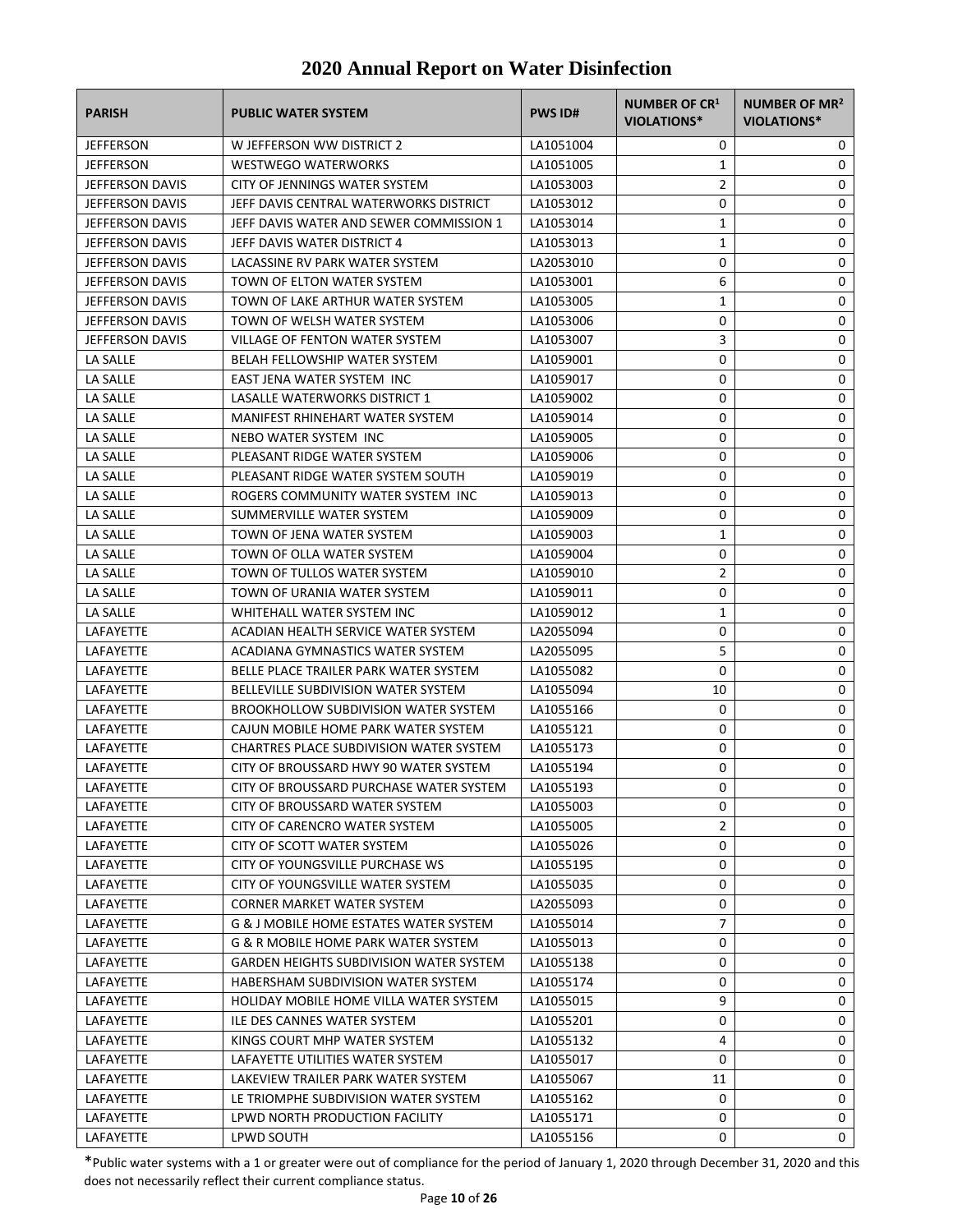# 2020 Annual Report on Water Disinfection

| PARISH | PUBLIC WATER SYSTEM | PWS ID# | NUMBER OF CR[1] VIOLATIONS* | NUMBER OF MR[2] VIOLATIONS* |
|---|---|---|---|---|
| JEFFERSON | W JEFFERSON WW DISTRICT 2 | LA1051004 | 0 | 0 |
| JEFFERSON | WESTWEGO WATERWORKS | LA1051005 | 1 | 0 |
| JEFFERSON DAVIS | CITY OF JENNINGS WATER SYSTEM | LA1053003 | 2 | 0 |
| JEFFERSON DAVIS | JEFF DAVIS CENTRAL WATERWORKS DISTRICT | LA1053012 | 0 | 0 |
| JEFFERSON DAVIS | JEFF DAVIS WATER AND SEWER COMMISSION 1 | LA1053014 | 1 | 0 |
| JEFFERSON DAVIS | JEFF DAVIS WATER DISTRICT 4 | LA1053013 | 1 | 0 |
| JEFFERSON DAVIS | LACASSINE RV PARK WATER SYSTEM | LA2053010 | 0 | 0 |
| JEFFERSON DAVIS | TOWN OF ELTON WATER SYSTEM | LA1053001 | 6 | 0 |
| JEFFERSON DAVIS | TOWN OF LAKE ARTHUR WATER SYSTEM | LA1053005 | 1 | 0 |
| JEFFERSON DAVIS | TOWN OF WELSH WATER SYSTEM | LA1053006 | 0 | 0 |
| JEFFERSON DAVIS | VILLAGE OF FENTON WATER SYSTEM | LA1053007 | 3 | 0 |
| LA SALLE | BELAH FELLOWSHIP WATER SYSTEM | LA1059001 | 0 | 0 |
| LA SALLE | EAST JENA WATER SYSTEM INC | LA1059017 | 0 | 0 |
| LA SALLE | LASALLE WATERWORKS DISTRICT 1 | LA1059002 | 0 | 0 |
| LA SALLE | MANIFEST RHINEHART WATER SYSTEM | LA1059014 | 0 | 0 |
| LA SALLE | NEBO WATER SYSTEM INC | LA1059005 | 0 | 0 |
| LA SALLE | PLEASANT RIDGE WATER SYSTEM | LA1059006 | 0 | 0 |
| LA SALLE | PLEASANT RIDGE WATER SYSTEM SOUTH | LA1059019 | 0 | 0 |
| LA SALLE | ROGERS COMMUNITY WATER SYSTEM INC | LA1059013 | 0 | 0 |
| LA SALLE | SUMMERVILLE WATER SYSTEM | LA1059009 | 0 | 0 |
| LA SALLE | TOWN OF JENA WATER SYSTEM | LA1059003 | 1 | 0 |
| LA SALLE | TOWN OF OLLA WATER SYSTEM | LA1059004 | 0 | 0 |
| LA SALLE | TOWN OF TULLOS WATER SYSTEM | LA1059010 | 2 | 0 |
| LA SALLE | TOWN OF URANIA WATER SYSTEM | LA1059011 | 0 | 0 |
| LA SALLE | WHITEHALL WATER SYSTEM INC | LA1059012 | 1 | 0 |
| LAFAYETTE | ACADIAN HEALTH SERVICE WATER SYSTEM | LA2055094 | 0 | 0 |
| LAFAYETTE | ACADIANA GYMNASTICS WATER SYSTEM | LA2055095 | 5 | 0 |
| LAFAYETTE | BELLE PLACE TRAILER PARK WATER SYSTEM | LA1055082 | 0 | 0 |
| LAFAYETTE | BELLEVILLE SUBDIVISION WATER SYSTEM | LA1055094 | 10 | 0 |
| LAFAYETTE | BROOKHOLLOW SUBDIVISION WATER SYSTEM | LA1055166 | 0 | 0 |
| LAFAYETTE | CAJUN MOBILE HOME PARK WATER SYSTEM | LA1055121 | 0 | 0 |
| LAFAYETTE | CHARTRES PLACE SUBDIVISION WATER SYSTEM | LA1055173 | 0 | 0 |
| LAFAYETTE | CITY OF BROUSSARD HWY 90 WATER SYSTEM | LA1055194 | 0 | 0 |
| LAFAYETTE | CITY OF BROUSSARD PURCHASE WATER SYSTEM | LA1055193 | 0 | 0 |
| LAFAYETTE | CITY OF BROUSSARD WATER SYSTEM | LA1055003 | 0 | 0 |
| LAFAYETTE | CITY OF CARENCRO WATER SYSTEM | LA1055005 | 2 | 0 |
| LAFAYETTE | CITY OF SCOTT WATER SYSTEM | LA1055026 | 0 | 0 |
| LAFAYETTE | CITY OF YOUNGSVILLE PURCHASE WS | LA1055195 | 0 | 0 |
| LAFAYETTE | CITY OF YOUNGSVILLE WATER SYSTEM | LA1055035 | 0 | 0 |
| LAFAYETTE | CORNER MARKET WATER SYSTEM | LA2055093 | 0 | 0 |
| LAFAYETTE | G & J MOBILE HOME ESTATES WATER SYSTEM | LA1055014 | 7 | 0 |
| LAFAYETTE | G & R MOBILE HOME PARK WATER SYSTEM | LA1055013 | 0 | 0 |
| LAFAYETTE | GARDEN HEIGHTS SUBDIVISION WATER SYSTEM | LA1055138 | 0 | 0 |
| LAFAYETTE | HABERSHAM SUBDIVISION WATER SYSTEM | LA1055174 | 0 | 0 |
| LAFAYETTE | HOLIDAY MOBILE HOME VILLA WATER SYSTEM | LA1055015 | 9 | 0 |
| LAFAYETTE | ILE DES CANNES WATER SYSTEM | LA1055201 | 0 | 0 |
| LAFAYETTE | KINGS COURT MHP WATER SYSTEM | LA1055132 | 4 | 0 |
| LAFAYETTE | LAFAYETTE UTILITIES WATER SYSTEM | LA1055017 | 0 | 0 |
| LAFAYETTE | LAKEVIEW TRAILER PARK WATER SYSTEM | LA1055067 | 11 | 0 |
| LAFAYETTE | LE TRIOMPHE SUBDIVISION WATER SYSTEM | LA1055162 | 0 | 0 |
| LAFAYETTE | LPWD NORTH PRODUCTION FACILITY | LA1055171 | 0 | 0 |
| LAFAYETTE | LPWD SOUTH | LA1055156 | 0 | 0 |

*Public water systems with a 1 or greater were out of compliance for the period of January 1, 2020 through December 31, 2020 and this does not necessarily reflect their current compliance status.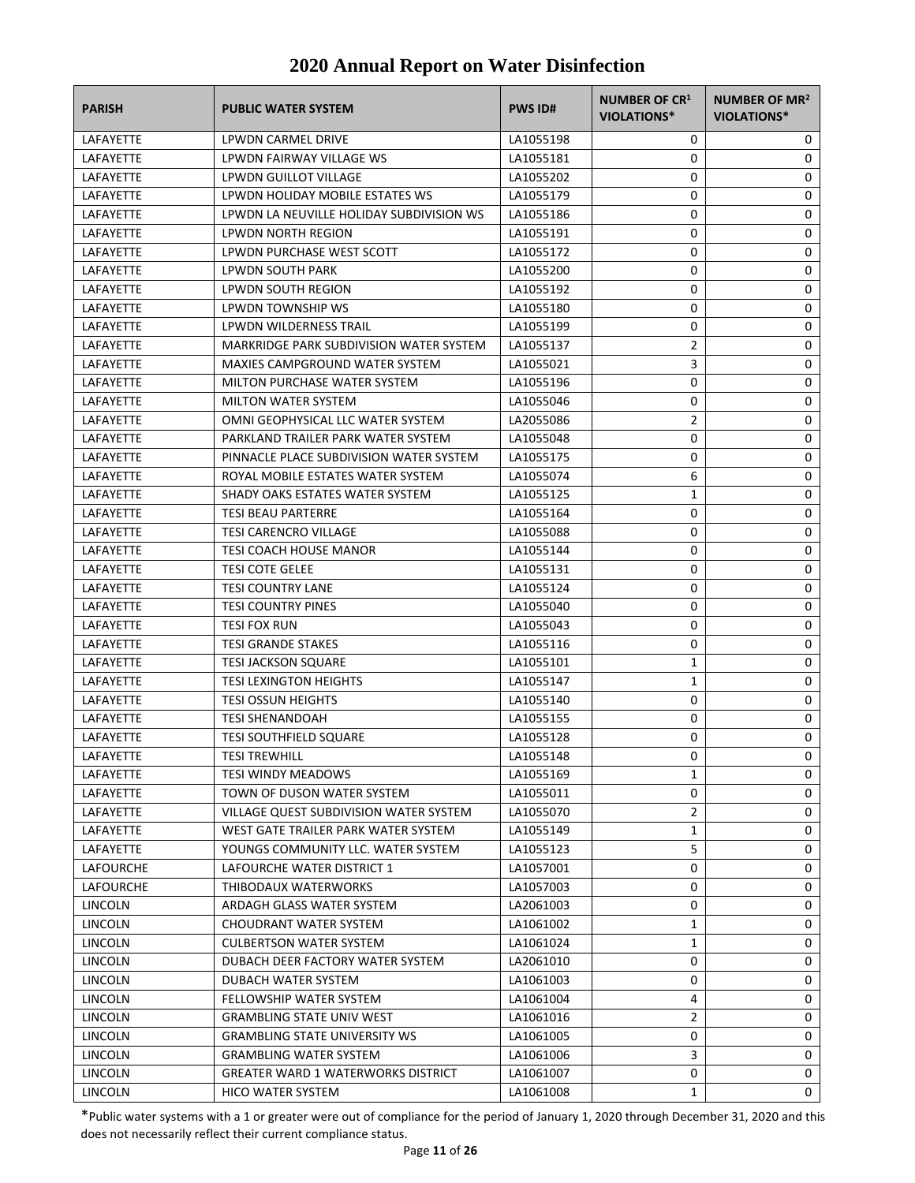# 2020 Annual Report on Water Disinfection

| PARISH | PUBLIC WATER SYSTEM | PWS ID# | NUMBER OF CR[1] VIOLATIONS* | NUMBER OF MR[2] VIOLATIONS* |
|---|---|---|---|---|
| LAFAYETTE | LPWDN CARMEL DRIVE | LA1055198 | 0 | 0 |
| LAFAYETTE | LPWDN FAIRWAY VILLAGE WS | LA1055181 | 0 | 0 |
| LAFAYETTE | LPWDN GUILLOT VILLAGE | LA1055202 | 0 | 0 |
| LAFAYETTE | LPWDN HOLIDAY MOBILE ESTATES WS | LA1055179 | 0 | 0 |
| LAFAYETTE | LPWDN LA NEUVILLE HOLIDAY SUBDIVISION WS | LA1055186 | 0 | 0 |
| LAFAYETTE | LPWDN NORTH REGION | LA1055191 | 0 | 0 |
| LAFAYETTE | LPWDN PURCHASE WEST SCOTT | LA1055172 | 0 | 0 |
| LAFAYETTE | LPWDN SOUTH PARK | LA1055200 | 0 | 0 |
| LAFAYETTE | LPWDN SOUTH REGION | LA1055192 | 0 | 0 |
| LAFAYETTE | LPWDN TOWNSHIP WS | LA1055180 | 0 | 0 |
| LAFAYETTE | LPWDN WILDERNESS TRAIL | LA1055199 | 0 | 0 |
| LAFAYETTE | MARKRIDGE PARK SUBDIVISION WATER SYSTEM | LA1055137 | 2 | 0 |
| LAFAYETTE | MAXIES CAMPGROUND WATER SYSTEM | LA1055021 | 3 | 0 |
| LAFAYETTE | MILTON PURCHASE WATER SYSTEM | LA1055196 | 0 | 0 |
| LAFAYETTE | MILTON WATER SYSTEM | LA1055046 | 0 | 0 |
| LAFAYETTE | OMNI GEOPHYSICAL LLC WATER SYSTEM | LA2055086 | 2 | 0 |
| LAFAYETTE | PARKLAND TRAILER PARK WATER SYSTEM | LA1055048 | 0 | 0 |
| LAFAYETTE | PINNACLE PLACE SUBDIVISION WATER SYSTEM | LA1055175 | 0 | 0 |
| LAFAYETTE | ROYAL MOBILE ESTATES WATER SYSTEM | LA1055074 | 6 | 0 |
| LAFAYETTE | SHADY OAKS ESTATES WATER SYSTEM | LA1055125 | 1 | 0 |
| LAFAYETTE | TESI BEAU PARTERRE | LA1055164 | 0 | 0 |
| LAFAYETTE | TESI CARENCRO VILLAGE | LA1055088 | 0 | 0 |
| LAFAYETTE | TESI COACH HOUSE MANOR | LA1055144 | 0 | 0 |
| LAFAYETTE | TESI COTE GELEE | LA1055131 | 0 | 0 |
| LAFAYETTE | TESI COUNTRY LANE | LA1055124 | 0 | 0 |
| LAFAYETTE | TESI COUNTRY PINES | LA1055040 | 0 | 0 |
| LAFAYETTE | TESI FOX RUN | LA1055043 | 0 | 0 |
| LAFAYETTE | TESI GRANDE STAKES | LA1055116 | 0 | 0 |
| LAFAYETTE | TESI JACKSON SQUARE | LA1055101 | 1 | 0 |
| LAFAYETTE | TESI LEXINGTON HEIGHTS | LA1055147 | 1 | 0 |
| LAFAYETTE | TESI OSSUN HEIGHTS | LA1055140 | 0 | 0 |
| LAFAYETTE | TESI SHENANDOAH | LA1055155 | 0 | 0 |
| LAFAYETTE | TESI SOUTHFIELD SQUARE | LA1055128 | 0 | 0 |
| LAFAYETTE | TESI TREWHILL | LA1055148 | 0 | 0 |
| LAFAYETTE | TESI WINDY MEADOWS | LA1055169 | 1 | 0 |
| LAFAYETTE | TOWN OF DUSON WATER SYSTEM | LA1055011 | 0 | 0 |
| LAFAYETTE | VILLAGE QUEST SUBDIVISION WATER SYSTEM | LA1055070 | 2 | 0 |
| LAFAYETTE | WEST GATE TRAILER PARK WATER SYSTEM | LA1055149 | 1 | 0 |
| LAFAYETTE | YOUNGS COMMUNITY LLC. WATER SYSTEM | LA1055123 | 5 | 0 |
| LAFOURCHE | LAFOURCHE WATER DISTRICT 1 | LA1057001 | 0 | 0 |
| LAFOURCHE | THIBODAUX WATERWORKS | LA1057003 | 0 | 0 |
| LINCOLN | ARDAGH GLASS WATER SYSTEM | LA2061003 | 0 | 0 |
| LINCOLN | CHOUDRANT WATER SYSTEM | LA1061002 | 1 | 0 |
| LINCOLN | CULBERTSON WATER SYSTEM | LA1061024 | 1 | 0 |
| LINCOLN | DUBACH DEER FACTORY WATER SYSTEM | LA2061010 | 0 | 0 |
| LINCOLN | DUBACH WATER SYSTEM | LA1061003 | 0 | 0 |
| LINCOLN | FELLOWSHIP WATER SYSTEM | LA1061004 | 4 | 0 |
| LINCOLN | GRAMBLING STATE UNIV WEST | LA1061016 | 2 | 0 |
| LINCOLN | GRAMBLING STATE UNIVERSITY WS | LA1061005 | 0 | 0 |
| LINCOLN | GRAMBLING WATER SYSTEM | LA1061006 | 3 | 0 |
| LINCOLN | GREATER WARD 1 WATERWORKS DISTRICT | LA1061007 | 0 | 0 |
| LINCOLN | HICO WATER SYSTEM | LA1061008 | 1 | 0 |

*Public water systems with a 1 or greater were out of compliance for the period of January 1, 2020 through December 31, 2020 and this does not necessarily reflect their current compliance status.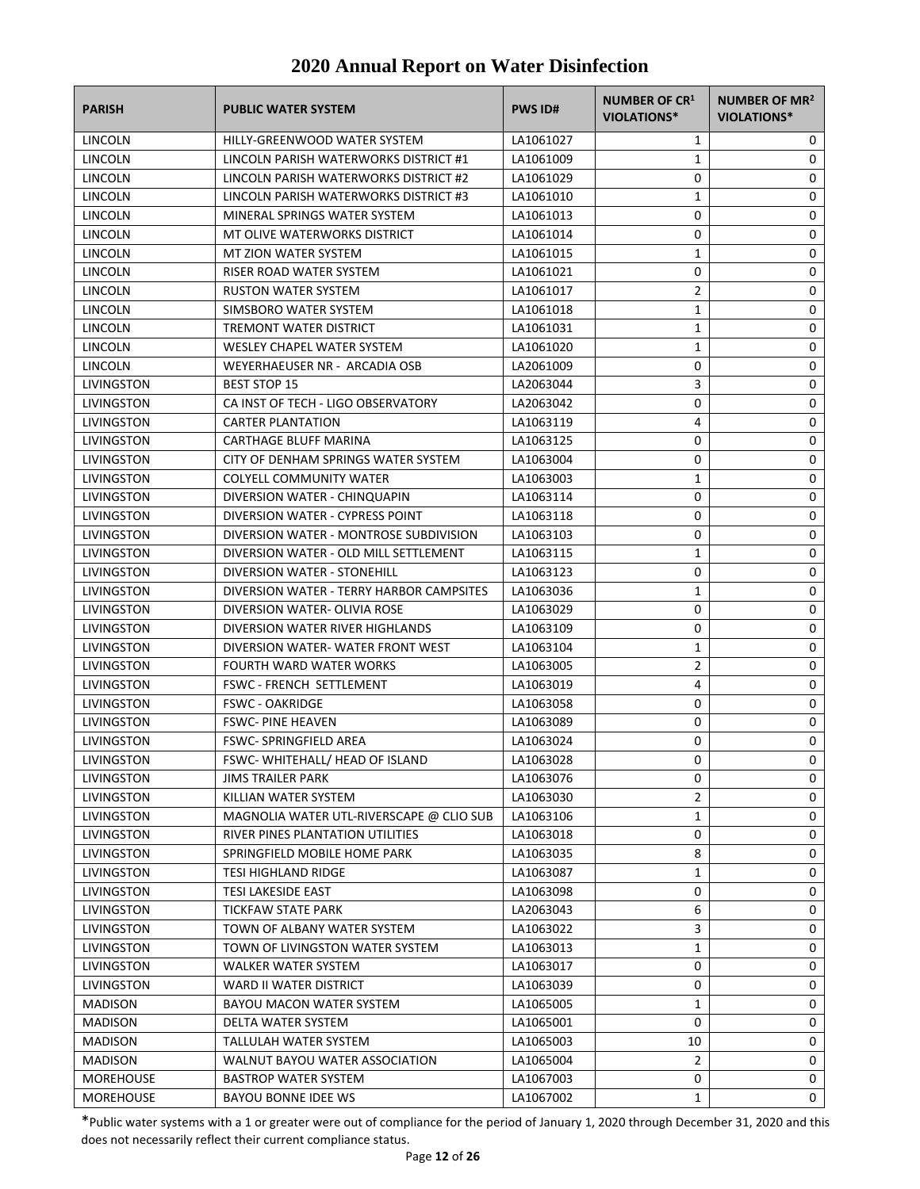# 2020 Annual Report on Water Disinfection

| PARISH | PUBLIC WATER SYSTEM | PWS ID# | NUMBER OF CR[1] VIOLATIONS* | NUMBER OF MR[2] VIOLATIONS* |
|---|---|---|---|---|
| LINCOLN | HILLY-GREENWOOD WATER SYSTEM | LA1061027 | 1 | 0 |
| LINCOLN | LINCOLN PARISH WATERWORKS DISTRICT #1 | LA1061009 | 1 | 0 |
| LINCOLN | LINCOLN PARISH WATERWORKS DISTRICT #2 | LA1061029 | 0 | 0 |
| LINCOLN | LINCOLN PARISH WATERWORKS DISTRICT #3 | LA1061010 | 1 | 0 |
| LINCOLN | MINERAL SPRINGS WATER SYSTEM | LA1061013 | 0 | 0 |
| LINCOLN | MT OLIVE WATERWORKS DISTRICT | LA1061014 | 0 | 0 |
| LINCOLN | MT ZION WATER SYSTEM | LA1061015 | 1 | 0 |
| LINCOLN | RISER ROAD WATER SYSTEM | LA1061021 | 0 | 0 |
| LINCOLN | RUSTON WATER SYSTEM | LA1061017 | 2 | 0 |
| LINCOLN | SIMSBORO WATER SYSTEM | LA1061018 | 1 | 0 |
| LINCOLN | TREMONT WATER DISTRICT | LA1061031 | 1 | 0 |
| LINCOLN | WESLEY CHAPEL WATER SYSTEM | LA1061020 | 1 | 0 |
| LINCOLN | WEYERHAEUSER NR - ARCADIA OSB | LA2061009 | 0 | 0 |
| LIVINGSTON | BEST STOP 15 | LA2063044 | 3 | 0 |
| LIVINGSTON | CA INST OF TECH - LIGO OBSERVATORY | LA2063042 | 0 | 0 |
| LIVINGSTON | CARTER PLANTATION | LA1063119 | 4 | 0 |
| LIVINGSTON | CARTHAGE BLUFF MARINA | LA1063125 | 0 | 0 |
| LIVINGSTON | CITY OF DENHAM SPRINGS WATER SYSTEM | LA1063004 | 0 | 0 |
| LIVINGSTON | COLYELL COMMUNITY WATER | LA1063003 | 1 | 0 |
| LIVINGSTON | DIVERSION WATER - CHINQUAPIN | LA1063114 | 0 | 0 |
| LIVINGSTON | DIVERSION WATER - CYPRESS POINT | LA1063118 | 0 | 0 |
| LIVINGSTON | DIVERSION WATER - MONTROSE SUBDIVISION | LA1063103 | 0 | 0 |
| LIVINGSTON | DIVERSION WATER - OLD MILL SETTLEMENT | LA1063115 | 1 | 0 |
| LIVINGSTON | DIVERSION WATER - STONEHILL | LA1063123 | 0 | 0 |
| LIVINGSTON | DIVERSION WATER - TERRY HARBOR CAMPSITES | LA1063036 | 1 | 0 |
| LIVINGSTON | DIVERSION WATER- OLIVIA ROSE | LA1063029 | 0 | 0 |
| LIVINGSTON | DIVERSION WATER RIVER HIGHLANDS | LA1063109 | 0 | 0 |
| LIVINGSTON | DIVERSION WATER- WATER FRONT WEST | LA1063104 | 1 | 0 |
| LIVINGSTON | FOURTH WARD WATER WORKS | LA1063005 | 2 | 0 |
| LIVINGSTON | FSWC - FRENCH SETTLEMENT | LA1063019 | 4 | 0 |
| LIVINGSTON | FSWC - OAKRIDGE | LA1063058 | 0 | 0 |
| LIVINGSTON | FSWC- PINE HEAVEN | LA1063089 | 0 | 0 |
| LIVINGSTON | FSWC- SPRINGFIELD AREA | LA1063024 | 0 | 0 |
| LIVINGSTON | FSWC- WHITEHALL/ HEAD OF ISLAND | LA1063028 | 0 | 0 |
| LIVINGSTON | JIMS TRAILER PARK | LA1063076 | 0 | 0 |
| LIVINGSTON | KILLIAN WATER SYSTEM | LA1063030 | 2 | 0 |
| LIVINGSTON | MAGNOLIA WATER UTL-RIVERSCAPE @ CLIO SUB | LA1063106 | 1 | 0 |
| LIVINGSTON | RIVER PINES PLANTATION UTILITIES | LA1063018 | 0 | 0 |
| LIVINGSTON | SPRINGFIELD MOBILE HOME PARK | LA1063035 | 8 | 0 |
| LIVINGSTON | TESI HIGHLAND RIDGE | LA1063087 | 1 | 0 |
| LIVINGSTON | TESI LAKESIDE EAST | LA1063098 | 0 | 0 |
| LIVINGSTON | TICKFAW STATE PARK | LA2063043 | 6 | 0 |
| LIVINGSTON | TOWN OF ALBANY WATER SYSTEM | LA1063022 | 3 | 0 |
| LIVINGSTON | TOWN OF LIVINGSTON WATER SYSTEM | LA1063013 | 1 | 0 |
| LIVINGSTON | WALKER WATER SYSTEM | LA1063017 | 0 | 0 |
| LIVINGSTON | WARD II WATER DISTRICT | LA1063039 | 0 | 0 |
| MADISON | BAYOU MACON WATER SYSTEM | LA1065005 | 1 | 0 |
| MADISON | DELTA WATER SYSTEM | LA1065001 | 0 | 0 |
| MADISON | TALLULAH WATER SYSTEM | LA1065003 | 10 | 0 |
| MADISON | WALNUT BAYOU WATER ASSOCIATION | LA1065004 | 2 | 0 |
| MOREHOUSE | BASTROP WATER SYSTEM | LA1067003 | 0 | 0 |
| MOREHOUSE | BAYOU BONNE IDEE WS | LA1067002 | 1 | 0 |

*Public water systems with a 1 or greater were out of compliance for the period of January 1, 2020 through December 31, 2020 and this does not necessarily reflect their current compliance status.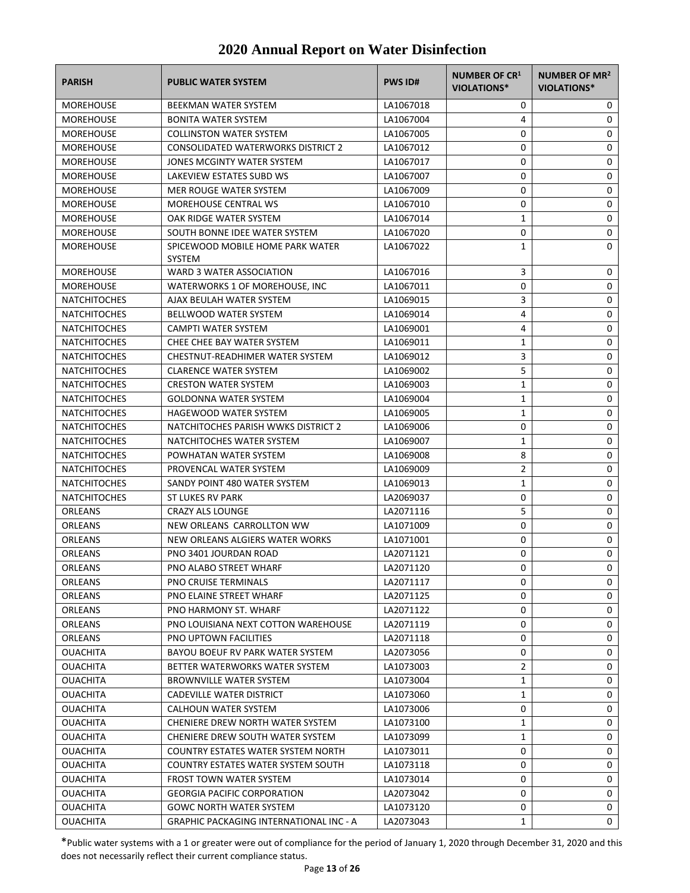# 2020 Annual Report on Water Disinfection

| PARISH | PUBLIC WATER SYSTEM | PWS ID# | NUMBER OF CR[1] VIOLATIONS* | NUMBER OF MR[2] VIOLATIONS* |
|---|---|---|---|---|
| MOREHOUSE | BEEKMAN WATER SYSTEM | LA1067018 | 0 | 0 |
| MOREHOUSE | BONITA WATER SYSTEM | LA1067004 | 4 | 0 |
| MOREHOUSE | COLLINSTON WATER SYSTEM | LA1067005 | 0 | 0 |
| MOREHOUSE | CONSOLIDATED WATERWORKS DISTRICT 2 | LA1067012 | 0 | 0 |
| MOREHOUSE | JONES MCGINTY WATER SYSTEM | LA1067017 | 0 | 0 |
| MOREHOUSE | LAKEVIEW ESTATES SUBD WS | LA1067007 | 0 | 0 |
| MOREHOUSE | MER ROUGE WATER SYSTEM | LA1067009 | 0 | 0 |
| MOREHOUSE | MOREHOUSE CENTRAL WS | LA1067010 | 0 | 0 |
| MOREHOUSE | OAK RIDGE WATER SYSTEM | LA1067014 | 1 | 0 |
| MOREHOUSE | SOUTH BONNE IDEE WATER SYSTEM | LA1067020 | 0 | 0 |
| MOREHOUSE | SPICEWOOD MOBILE HOME PARK WATER SYSTEM | LA1067022 | 1 | 0 |
| MOREHOUSE | WARD 3 WATER ASSOCIATION | LA1067016 | 3 | 0 |
| MOREHOUSE | WATERWORKS 1 OF MOREHOUSE, INC | LA1067011 | 0 | 0 |
| NATCHITOCHES | AJAX BEULAH WATER SYSTEM | LA1069015 | 3 | 0 |
| NATCHITOCHES | BELLWOOD WATER SYSTEM | LA1069014 | 4 | 0 |
| NATCHITOCHES | CAMPTI WATER SYSTEM | LA1069001 | 4 | 0 |
| NATCHITOCHES | CHEE CHEE BAY WATER SYSTEM | LA1069011 | 1 | 0 |
| NATCHITOCHES | CHESTNUT-READHIMER WATER SYSTEM | LA1069012 | 3 | 0 |
| NATCHITOCHES | CLARENCE WATER SYSTEM | LA1069002 | 5 | 0 |
| NATCHITOCHES | CRESTON WATER SYSTEM | LA1069003 | 1 | 0 |
| NATCHITOCHES | GOLDONNA WATER SYSTEM | LA1069004 | 1 | 0 |
| NATCHITOCHES | HAGEWOOD WATER SYSTEM | LA1069005 | 1 | 0 |
| NATCHITOCHES | NATCHITOCHES PARISH WWKS DISTRICT 2 | LA1069006 | 0 | 0 |
| NATCHITOCHES | NATCHITOCHES WATER SYSTEM | LA1069007 | 1 | 0 |
| NATCHITOCHES | POWHATAN WATER SYSTEM | LA1069008 | 8 | 0 |
| NATCHITOCHES | PROVENCAL WATER SYSTEM | LA1069009 | 2 | 0 |
| NATCHITOCHES | SANDY POINT 480 WATER SYSTEM | LA1069013 | 1 | 0 |
| NATCHITOCHES | ST LUKES RV PARK | LA2069037 | 0 | 0 |
| ORLEANS | CRAZY ALS LOUNGE | LA2071116 | 5 | 0 |
| ORLEANS | NEW ORLEANS CARROLLTON WW | LA1071009 | 0 | 0 |
| ORLEANS | NEW ORLEANS ALGIERS WATER WORKS | LA1071001 | 0 | 0 |
| ORLEANS | PNO 3401 JOURDAN ROAD | LA2071121 | 0 | 0 |
| ORLEANS | PNO ALABO STREET WHARF | LA2071120 | 0 | 0 |
| ORLEANS | PNO CRUISE TERMINALS | LA2071117 | 0 | 0 |
| ORLEANS | PNO ELAINE STREET WHARF | LA2071125 | 0 | 0 |
| ORLEANS | PNO HARMONY ST. WHARF | LA2071122 | 0 | 0 |
| ORLEANS | PNO LOUISIANA NEXT COTTON WAREHOUSE | LA2071119 | 0 | 0 |
| ORLEANS | PNO UPTOWN FACILITIES | LA2071118 | 0 | 0 |
| OUACHITA | BAYOU BOEUF RV PARK WATER SYSTEM | LA2073056 | 0 | 0 |
| OUACHITA | BETTER WATERWORKS WATER SYSTEM | LA1073003 | 2 | 0 |
| OUACHITA | BROWNVILLE WATER SYSTEM | LA1073004 | 1 | 0 |
| OUACHITA | CADEVILLE WATER DISTRICT | LA1073060 | 1 | 0 |
| OUACHITA | CALHOUN WATER SYSTEM | LA1073006 | 0 | 0 |
| OUACHITA | CHENIERE DREW NORTH WATER SYSTEM | LA1073100 | 1 | 0 |
| OUACHITA | CHENIERE DREW SOUTH WATER SYSTEM | LA1073099 | 1 | 0 |
| OUACHITA | COUNTRY ESTATES WATER SYSTEM NORTH | LA1073011 | 0 | 0 |
| OUACHITA | COUNTRY ESTATES WATER SYSTEM SOUTH | LA1073118 | 0 | 0 |
| OUACHITA | FROST TOWN WATER SYSTEM | LA1073014 | 0 | 0 |
| OUACHITA | GEORGIA PACIFIC CORPORATION | LA2073042 | 0 | 0 |
| OUACHITA | GOWC NORTH WATER SYSTEM | LA1073120 | 0 | 0 |
| OUACHITA | GRAPHIC PACKAGING INTERNATIONAL INC - A | LA2073043 | 1 | 0 |

*Public water systems with a 1 or greater were out of compliance for the period of January 1, 2020 through December 31, 2020 and this does not necessarily reflect their current compliance status.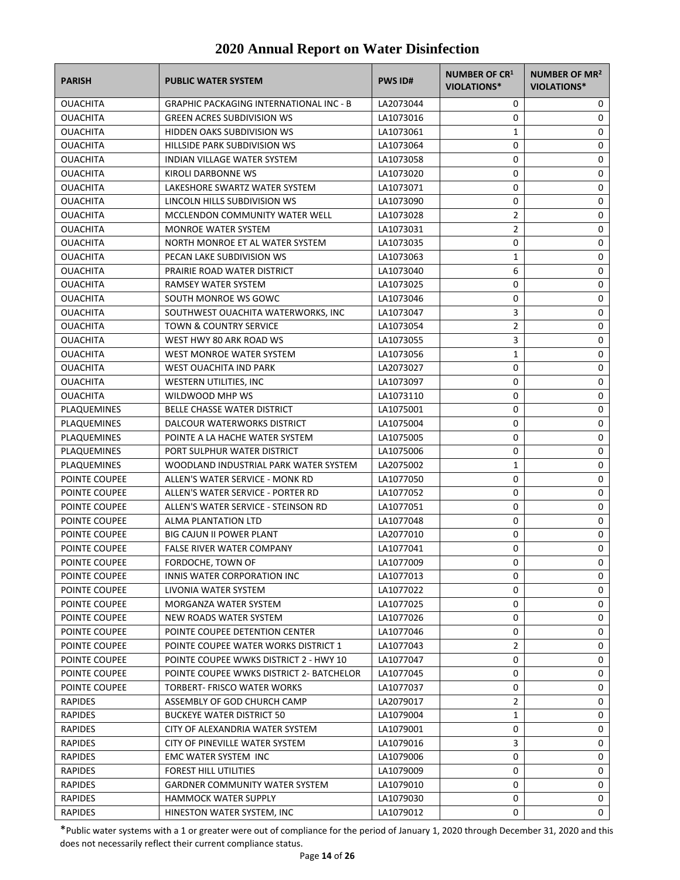# 2020 Annual Report on Water Disinfection

| PARISH | PUBLIC WATER SYSTEM | PWS ID# | NUMBER OF CR[1] VIOLATIONS* | NUMBER OF MR[2] VIOLATIONS* |
|---|---|---|---|---|
| OUACHITA | GRAPHIC PACKAGING INTERNATIONAL INC - B | LA2073044 | 0 | 0 |
| OUACHITA | GREEN ACRES SUBDIVISION WS | LA1073016 | 0 | 0 |
| OUACHITA | HIDDEN OAKS SUBDIVISION WS | LA1073061 | 1 | 0 |
| OUACHITA | HILLSIDE PARK SUBDIVISION WS | LA1073064 | 0 | 0 |
| OUACHITA | INDIAN VILLAGE WATER SYSTEM | LA1073058 | 0 | 0 |
| OUACHITA | KIROLI DARBONNE WS | LA1073020 | 0 | 0 |
| OUACHITA | LAKESHORE SWARTZ WATER SYSTEM | LA1073071 | 0 | 0 |
| OUACHITA | LINCOLN HILLS SUBDIVISION WS | LA1073090 | 0 | 0 |
| OUACHITA | MCCLENDON COMMUNITY WATER WELL | LA1073028 | 2 | 0 |
| OUACHITA | MONROE WATER SYSTEM | LA1073031 | 2 | 0 |
| OUACHITA | NORTH MONROE ET AL WATER SYSTEM | LA1073035 | 0 | 0 |
| OUACHITA | PECAN LAKE SUBDIVISION WS | LA1073063 | 1 | 0 |
| OUACHITA | PRAIRIE ROAD WATER DISTRICT | LA1073040 | 6 | 0 |
| OUACHITA | RAMSEY WATER SYSTEM | LA1073025 | 0 | 0 |
| OUACHITA | SOUTH MONROE WS GOWC | LA1073046 | 0 | 0 |
| OUACHITA | SOUTHWEST OUACHITA WATERWORKS, INC | LA1073047 | 3 | 0 |
| OUACHITA | TOWN & COUNTRY SERVICE | LA1073054 | 2 | 0 |
| OUACHITA | WEST HWY 80 ARK ROAD WS | LA1073055 | 3 | 0 |
| OUACHITA | WEST MONROE WATER SYSTEM | LA1073056 | 1 | 0 |
| OUACHITA | WEST OUACHITA IND PARK | LA2073027 | 0 | 0 |
| OUACHITA | WESTERN UTILITIES, INC | LA1073097 | 0 | 0 |
| OUACHITA | WILDWOOD MHP WS | LA1073110 | 0 | 0 |
| PLAQUEMINES | BELLE CHASSE WATER DISTRICT | LA1075001 | 0 | 0 |
| PLAQUEMINES | DALCOUR WATERWORKS DISTRICT | LA1075004 | 0 | 0 |
| PLAQUEMINES | POINTE A LA HACHE WATER SYSTEM | LA1075005 | 0 | 0 |
| PLAQUEMINES | PORT SULPHUR WATER DISTRICT | LA1075006 | 0 | 0 |
| PLAQUEMINES | WOODLAND INDUSTRIAL PARK WATER SYSTEM | LA2075002 | 1 | 0 |
| POINTE COUPEE | ALLEN'S WATER SERVICE - MONK RD | LA1077050 | 0 | 0 |
| POINTE COUPEE | ALLEN'S WATER SERVICE - PORTER RD | LA1077052 | 0 | 0 |
| POINTE COUPEE | ALLEN'S WATER SERVICE - STEINSON RD | LA1077051 | 0 | 0 |
| POINTE COUPEE | ALMA PLANTATION LTD | LA1077048 | 0 | 0 |
| POINTE COUPEE | BIG CAJUN II POWER PLANT | LA2077010 | 0 | 0 |
| POINTE COUPEE | FALSE RIVER WATER COMPANY | LA1077041 | 0 | 0 |
| POINTE COUPEE | FORDOCHE, TOWN OF | LA1077009 | 0 | 0 |
| POINTE COUPEE | INNIS WATER CORPORATION INC | LA1077013 | 0 | 0 |
| POINTE COUPEE | LIVONIA WATER SYSTEM | LA1077022 | 0 | 0 |
| POINTE COUPEE | MORGANZA WATER SYSTEM | LA1077025 | 0 | 0 |
| POINTE COUPEE | NEW ROADS WATER SYSTEM | LA1077026 | 0 | 0 |
| POINTE COUPEE | POINTE COUPEE DETENTION CENTER | LA1077046 | 0 | 0 |
| POINTE COUPEE | POINTE COUPEE WATER WORKS DISTRICT 1 | LA1077043 | 2 | 0 |
| POINTE COUPEE | POINTE COUPEE WWKS DISTRICT 2 - HWY 10 | LA1077047 | 0 | 0 |
| POINTE COUPEE | POINTE COUPEE WWKS DISTRICT 2- BATCHELOR | LA1077045 | 0 | 0 |
| POINTE COUPEE | TORBERT- FRISCO WATER WORKS | LA1077037 | 0 | 0 |
| RAPIDES | ASSEMBLY OF GOD CHURCH CAMP | LA2079017 | 2 | 0 |
| RAPIDES | BUCKEYE WATER DISTRICT 50 | LA1079004 | 1 | 0 |
| RAPIDES | CITY OF ALEXANDRIA WATER SYSTEM | LA1079001 | 0 | 0 |
| RAPIDES | CITY OF PINEVILLE WATER SYSTEM | LA1079016 | 3 | 0 |
| RAPIDES | EMC WATER SYSTEM INC | LA1079006 | 0 | 0 |
| RAPIDES | FOREST HILL UTILITIES | LA1079009 | 0 | 0 |
| RAPIDES | GARDNER COMMUNITY WATER SYSTEM | LA1079010 | 0 | 0 |
| RAPIDES | HAMMOCK WATER SUPPLY | LA1079030 | 0 | 0 |
| RAPIDES | HINESTON WATER SYSTEM, INC | LA1079012 | 0 | 0 |

*Public water systems with a 1 or greater were out of compliance for the period of January 1, 2020 through December 31, 2020 and this does not necessarily reflect their current compliance status.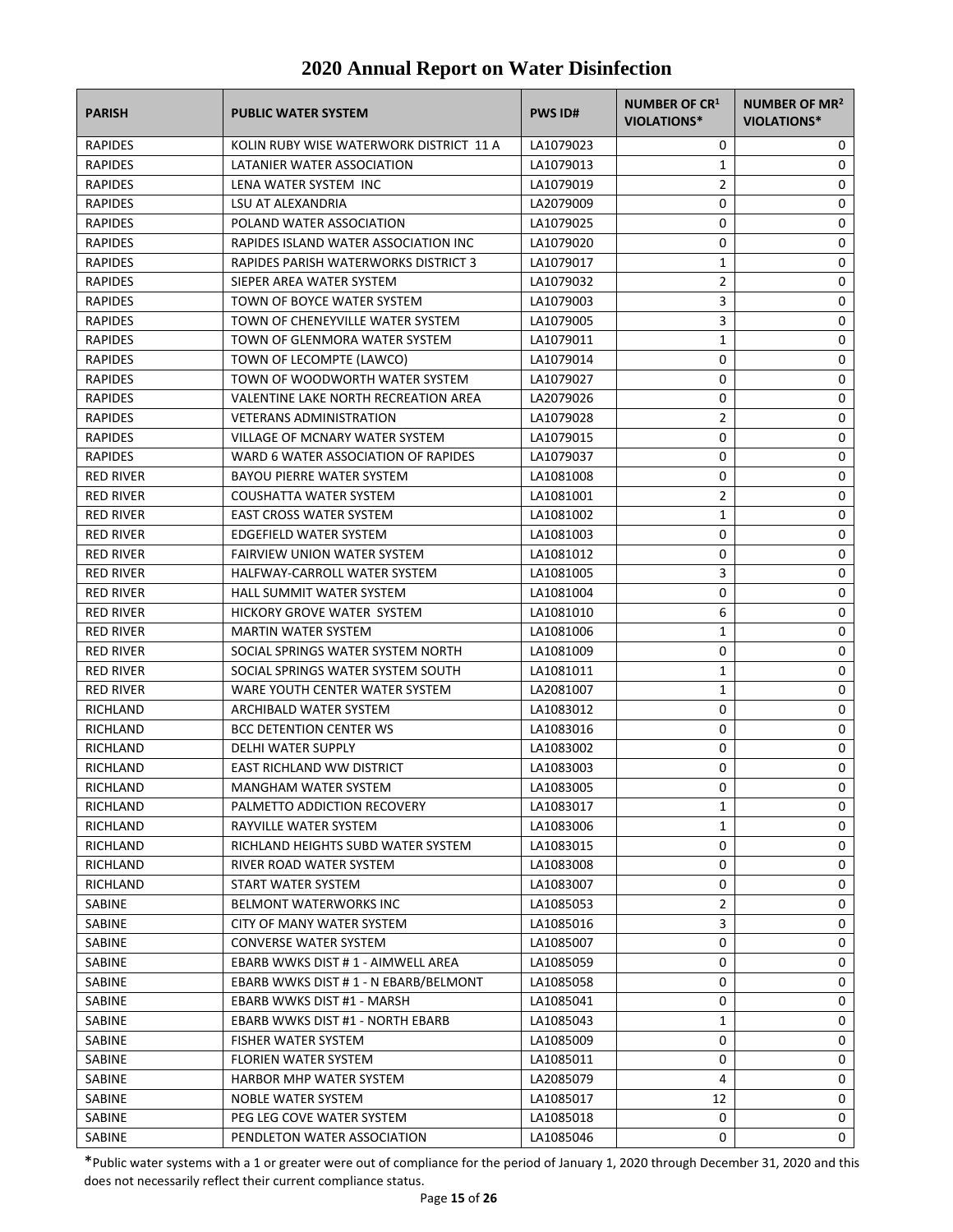# 2020 Annual Report on Water Disinfection

| PARISH | PUBLIC WATER SYSTEM | PWS ID# | NUMBER OF CR[1] VIOLATIONS* | NUMBER OF MR[2] VIOLATIONS* |
|---|---|---|---|---|
| RAPIDES | KOLIN RUBY WISE WATERWORK DISTRICT 11 A | LA1079023 | 0 | 0 |
| RAPIDES | LATANIER WATER ASSOCIATION | LA1079013 | 1 | 0 |
| RAPIDES | LENA WATER SYSTEM INC | LA1079019 | 2 | 0 |
| RAPIDES | LSU AT ALEXANDRIA | LA2079009 | 0 | 0 |
| RAPIDES | POLAND WATER ASSOCIATION | LA1079025 | 0 | 0 |
| RAPIDES | RAPIDES ISLAND WATER ASSOCIATION INC | LA1079020 | 0 | 0 |
| RAPIDES | RAPIDES PARISH WATERWORKS DISTRICT 3 | LA1079017 | 1 | 0 |
| RAPIDES | SIEPER AREA WATER SYSTEM | LA1079032 | 2 | 0 |
| RAPIDES | TOWN OF BOYCE WATER SYSTEM | LA1079003 | 3 | 0 |
| RAPIDES | TOWN OF CHENEYVILLE WATER SYSTEM | LA1079005 | 3 | 0 |
| RAPIDES | TOWN OF GLENMORA WATER SYSTEM | LA1079011 | 1 | 0 |
| RAPIDES | TOWN OF LECOMPTE (LAWCO) | LA1079014 | 0 | 0 |
| RAPIDES | TOWN OF WOODWORTH WATER SYSTEM | LA1079027 | 0 | 0 |
| RAPIDES | VALENTINE LAKE NORTH RECREATION AREA | LA2079026 | 0 | 0 |
| RAPIDES | VETERANS ADMINISTRATION | LA1079028 | 2 | 0 |
| RAPIDES | VILLAGE OF MCNARY WATER SYSTEM | LA1079015 | 0 | 0 |
| RAPIDES | WARD 6 WATER ASSOCIATION OF RAPIDES | LA1079037 | 0 | 0 |
| RED RIVER | BAYOU PIERRE WATER SYSTEM | LA1081008 | 0 | 0 |
| RED RIVER | COUSHATTA WATER SYSTEM | LA1081001 | 2 | 0 |
| RED RIVER | EAST CROSS WATER SYSTEM | LA1081002 | 1 | 0 |
| RED RIVER | EDGEFIELD WATER SYSTEM | LA1081003 | 0 | 0 |
| RED RIVER | FAIRVIEW UNION WATER SYSTEM | LA1081012 | 0 | 0 |
| RED RIVER | HALFWAY-CARROLL WATER SYSTEM | LA1081005 | 3 | 0 |
| RED RIVER | HALL SUMMIT WATER SYSTEM | LA1081004 | 0 | 0 |
| RED RIVER | HICKORY GROVE WATER SYSTEM | LA1081010 | 6 | 0 |
| RED RIVER | MARTIN WATER SYSTEM | LA1081006 | 1 | 0 |
| RED RIVER | SOCIAL SPRINGS WATER SYSTEM NORTH | LA1081009 | 0 | 0 |
| RED RIVER | SOCIAL SPRINGS WATER SYSTEM SOUTH | LA1081011 | 1 | 0 |
| RED RIVER | WARE YOUTH CENTER WATER SYSTEM | LA2081007 | 1 | 0 |
| RICHLAND | ARCHIBALD WATER SYSTEM | LA1083012 | 0 | 0 |
| RICHLAND | BCC DETENTION CENTER WS | LA1083016 | 0 | 0 |
| RICHLAND | DELHI WATER SUPPLY | LA1083002 | 0 | 0 |
| RICHLAND | EAST RICHLAND WW DISTRICT | LA1083003 | 0 | 0 |
| RICHLAND | MANGHAM WATER SYSTEM | LA1083005 | 0 | 0 |
| RICHLAND | PALMETTO ADDICTION RECOVERY | LA1083017 | 1 | 0 |
| RICHLAND | RAYVILLE WATER SYSTEM | LA1083006 | 1 | 0 |
| RICHLAND | RICHLAND HEIGHTS SUBD WATER SYSTEM | LA1083015 | 0 | 0 |
| RICHLAND | RIVER ROAD WATER SYSTEM | LA1083008 | 0 | 0 |
| RICHLAND | START WATER SYSTEM | LA1083007 | 0 | 0 |
| SABINE | BELMONT WATERWORKS INC | LA1085053 | 2 | 0 |
| SABINE | CITY OF MANY WATER SYSTEM | LA1085016 | 3 | 0 |
| SABINE | CONVERSE WATER SYSTEM | LA1085007 | 0 | 0 |
| SABINE | EBARB WWKS DIST # 1 - AIMWELL AREA | LA1085059 | 0 | 0 |
| SABINE | EBARB WWKS DIST # 1 - N EBARB/BELMONT | LA1085058 | 0 | 0 |
| SABINE | EBARB WWKS DIST #1 - MARSH | LA1085041 | 0 | 0 |
| SABINE | EBARB WWKS DIST #1 - NORTH EBARB | LA1085043 | 1 | 0 |
| SABINE | FISHER WATER SYSTEM | LA1085009 | 0 | 0 |
| SABINE | FLORIEN WATER SYSTEM | LA1085011 | 0 | 0 |
| SABINE | HARBOR MHP WATER SYSTEM | LA2085079 | 4 | 0 |
| SABINE | NOBLE WATER SYSTEM | LA1085017 | 12 | 0 |
| SABINE | PEG LEG COVE WATER SYSTEM | LA1085018 | 0 | 0 |
| SABINE | PENDLETON WATER ASSOCIATION | LA1085046 | 0 | 0 |

*Public water systems with a 1 or greater were out of compliance for the period of January 1, 2020 through December 31, 2020 and this does not necessarily reflect their current compliance status.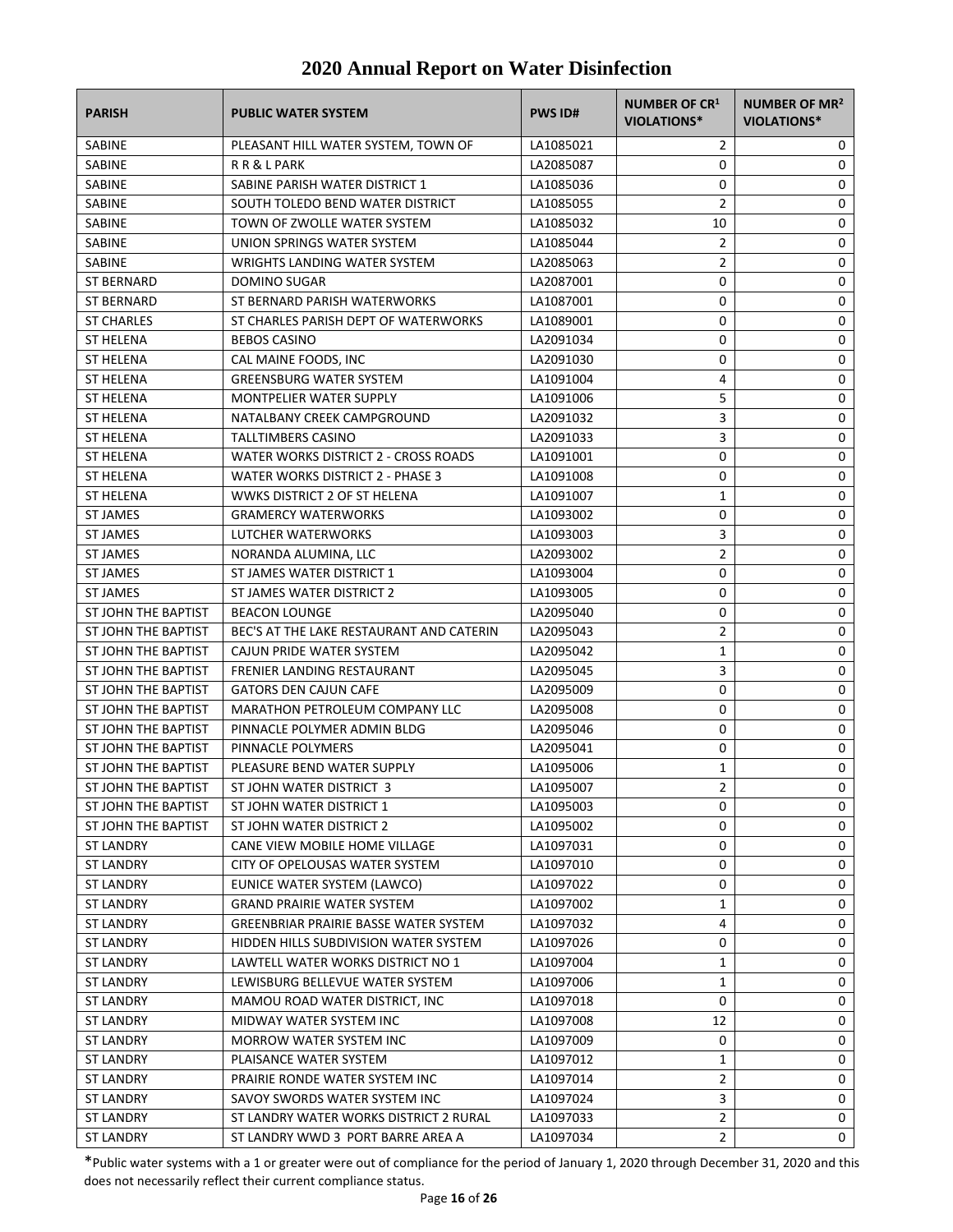# 2020 Annual Report on Water Disinfection

| PARISH | PUBLIC WATER SYSTEM | PWS ID# | NUMBER OF CR[1] VIOLATIONS* | NUMBER OF MR[2] VIOLATIONS* |
|---|---|---|---|---|
| SABINE | PLEASANT HILL WATER SYSTEM, TOWN OF | LA1085021 | 2 | 0 |
| SABINE | R R & L PARK | LA2085087 | 0 | 0 |
| SABINE | SABINE PARISH WATER DISTRICT 1 | LA1085036 | 0 | 0 |
| SABINE | SOUTH TOLEDO BEND WATER DISTRICT | LA1085055 | 2 | 0 |
| SABINE | TOWN OF ZWOLLE WATER SYSTEM | LA1085032 | 10 | 0 |
| SABINE | UNION SPRINGS WATER SYSTEM | LA1085044 | 2 | 0 |
| SABINE | WRIGHTS LANDING WATER SYSTEM | LA2085063 | 2 | 0 |
| ST BERNARD | DOMINO SUGAR | LA2087001 | 0 | 0 |
| ST BERNARD | ST BERNARD PARISH WATERWORKS | LA1087001 | 0 | 0 |
| ST CHARLES | ST CHARLES PARISH DEPT OF WATERWORKS | LA1089001 | 0 | 0 |
| ST HELENA | BEBOS CASINO | LA2091034 | 0 | 0 |
| ST HELENA | CAL MAINE FOODS, INC | LA2091030 | 0 | 0 |
| ST HELENA | GREENSBURG WATER SYSTEM | LA1091004 | 4 | 0 |
| ST HELENA | MONTPELIER WATER SUPPLY | LA1091006 | 5 | 0 |
| ST HELENA | NATALBANY CREEK CAMPGROUND | LA2091032 | 3 | 0 |
| ST HELENA | TALLTIMBERS CASINO | LA2091033 | 3 | 0 |
| ST HELENA | WATER WORKS DISTRICT 2 - CROSS ROADS | LA1091001 | 0 | 0 |
| ST HELENA | WATER WORKS DISTRICT 2 - PHASE 3 | LA1091008 | 0 | 0 |
| ST HELENA | WWKS DISTRICT 2 OF ST HELENA | LA1091007 | 1 | 0 |
| ST JAMES | GRAMERCY WATERWORKS | LA1093002 | 0 | 0 |
| ST JAMES | LUTCHER WATERWORKS | LA1093003 | 3 | 0 |
| ST JAMES | NORANDA ALUMINA, LLC | LA2093002 | 2 | 0 |
| ST JAMES | ST JAMES WATER DISTRICT 1 | LA1093004 | 0 | 0 |
| ST JAMES | ST JAMES WATER DISTRICT 2 | LA1093005 | 0 | 0 |
| ST JOHN THE BAPTIST | BEACON LOUNGE | LA2095040 | 0 | 0 |
| ST JOHN THE BAPTIST | BEC'S AT THE LAKE RESTAURANT AND CATERIN | LA2095043 | 2 | 0 |
| ST JOHN THE BAPTIST | CAJUN PRIDE WATER SYSTEM | LA2095042 | 1 | 0 |
| ST JOHN THE BAPTIST | FRENIER LANDING RESTAURANT | LA2095045 | 3 | 0 |
| ST JOHN THE BAPTIST | GATORS DEN CAJUN CAFE | LA2095009 | 0 | 0 |
| ST JOHN THE BAPTIST | MARATHON PETROLEUM COMPANY LLC | LA2095008 | 0 | 0 |
| ST JOHN THE BAPTIST | PINNACLE POLYMER ADMIN BLDG | LA2095046 | 0 | 0 |
| ST JOHN THE BAPTIST | PINNACLE POLYMERS | LA2095041 | 0 | 0 |
| ST JOHN THE BAPTIST | PLEASURE BEND WATER SUPPLY | LA1095006 | 1 | 0 |
| ST JOHN THE BAPTIST | ST JOHN WATER DISTRICT 3 | LA1095007 | 2 | 0 |
| ST JOHN THE BAPTIST | ST JOHN WATER DISTRICT 1 | LA1095003 | 0 | 0 |
| ST JOHN THE BAPTIST | ST JOHN WATER DISTRICT 2 | LA1095002 | 0 | 0 |
| ST LANDRY | CANE VIEW MOBILE HOME VILLAGE | LA1097031 | 0 | 0 |
| ST LANDRY | CITY OF OPELOUSAS WATER SYSTEM | LA1097010 | 0 | 0 |
| ST LANDRY | EUNICE WATER SYSTEM (LAWCO) | LA1097022 | 0 | 0 |
| ST LANDRY | GRAND PRAIRIE WATER SYSTEM | LA1097002 | 1 | 0 |
| ST LANDRY | GREENBRIAR PRAIRIE BASSE WATER SYSTEM | LA1097032 | 4 | 0 |
| ST LANDRY | HIDDEN HILLS SUBDIVISION WATER SYSTEM | LA1097026 | 0 | 0 |
| ST LANDRY | LAWTELL WATER WORKS DISTRICT NO 1 | LA1097004 | 1 | 0 |
| ST LANDRY | LEWISBURG BELLEVUE WATER SYSTEM | LA1097006 | 1 | 0 |
| ST LANDRY | MAMOU ROAD WATER DISTRICT, INC | LA1097018 | 0 | 0 |
| ST LANDRY | MIDWAY WATER SYSTEM INC | LA1097008 | 12 | 0 |
| ST LANDRY | MORROW WATER SYSTEM INC | LA1097009 | 0 | 0 |
| ST LANDRY | PLAISANCE WATER SYSTEM | LA1097012 | 1 | 0 |
| ST LANDRY | PRAIRIE RONDE WATER SYSTEM INC | LA1097014 | 2 | 0 |
| ST LANDRY | SAVOY SWORDS WATER SYSTEM INC | LA1097024 | 3 | 0 |
| ST LANDRY | ST LANDRY WATER WORKS DISTRICT 2 RURAL | LA1097033 | 2 | 0 |
| ST LANDRY | ST LANDRY WWD 3 PORT BARRE AREA A | LA1097034 | 2 | 0 |

*Public water systems with a 1 or greater were out of compliance for the period of January 1, 2020 through December 31, 2020 and this does not necessarily reflect their current compliance status.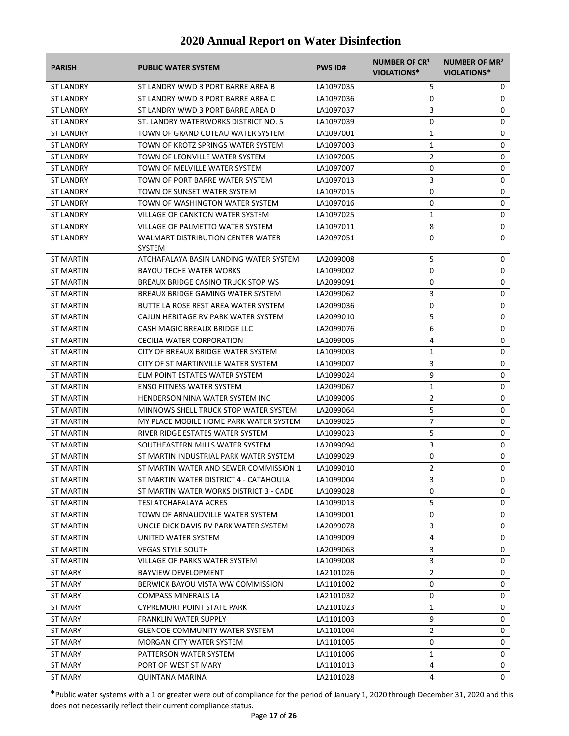# 2020 Annual Report on Water Disinfection

| PARISH | PUBLIC WATER SYSTEM | PWS ID# | NUMBER OF CR[1] VIOLATIONS* | NUMBER OF MR[2] VIOLATIONS* |
|---|---|---|---|---|
| ST LANDRY | ST LANDRY WWD 3 PORT BARRE AREA B | LA1097035 | 5 | 0 |
| ST LANDRY | ST LANDRY WWD 3 PORT BARRE AREA C | LA1097036 | 0 | 0 |
| ST LANDRY | ST LANDRY WWD 3 PORT BARRE AREA D | LA1097037 | 3 | 0 |
| ST LANDRY | ST. LANDRY WATERWORKS DISTRICT NO. 5 | LA1097039 | 0 | 0 |
| ST LANDRY | TOWN OF GRAND COTEAU WATER SYSTEM | LA1097001 | 1 | 0 |
| ST LANDRY | TOWN OF KROTZ SPRINGS WATER SYSTEM | LA1097003 | 1 | 0 |
| ST LANDRY | TOWN OF LEONVILLE WATER SYSTEM | LA1097005 | 2 | 0 |
| ST LANDRY | TOWN OF MELVILLE WATER SYSTEM | LA1097007 | 0 | 0 |
| ST LANDRY | TOWN OF PORT BARRE WATER SYSTEM | LA1097013 | 3 | 0 |
| ST LANDRY | TOWN OF SUNSET WATER SYSTEM | LA1097015 | 0 | 0 |
| ST LANDRY | TOWN OF WASHINGTON WATER SYSTEM | LA1097016 | 0 | 0 |
| ST LANDRY | VILLAGE OF CANKTON WATER SYSTEM | LA1097025 | 1 | 0 |
| ST LANDRY | VILLAGE OF PALMETTO WATER SYSTEM | LA1097011 | 8 | 0 |
| ST LANDRY | WALMART DISTRIBUTION CENTER WATER SYSTEM | LA2097051 | 0 | 0 |
| ST MARTIN | ATCHAFALAYA BASIN LANDING WATER SYSTEM | LA2099008 | 5 | 0 |
| ST MARTIN | BAYOU TECHE WATER WORKS | LA1099002 | 0 | 0 |
| ST MARTIN | BREAUX BRIDGE CASINO TRUCK STOP WS | LA2099091 | 0 | 0 |
| ST MARTIN | BREAUX BRIDGE GAMING WATER SYSTEM | LA2099062 | 3 | 0 |
| ST MARTIN | BUTTE LA ROSE REST AREA WATER SYSTEM | LA2099036 | 0 | 0 |
| ST MARTIN | CAJUN HERITAGE RV PARK WATER SYSTEM | LA2099010 | 5 | 0 |
| ST MARTIN | CASH MAGIC BREAUX BRIDGE LLC | LA2099076 | 6 | 0 |
| ST MARTIN | CECILIA WATER CORPORATION | LA1099005 | 4 | 0 |
| ST MARTIN | CITY OF BREAUX BRIDGE WATER SYSTEM | LA1099003 | 1 | 0 |
| ST MARTIN | CITY OF ST MARTINVILLE WATER SYSTEM | LA1099007 | 3 | 0 |
| ST MARTIN | ELM POINT ESTATES WATER SYSTEM | LA1099024 | 9 | 0 |
| ST MARTIN | ENSO FITNESS WATER SYSTEM | LA2099067 | 1 | 0 |
| ST MARTIN | HENDERSON NINA WATER SYSTEM INC | LA1099006 | 2 | 0 |
| ST MARTIN | MINNOWS SHELL TRUCK STOP WATER SYSTEM | LA2099064 | 5 | 0 |
| ST MARTIN | MY PLACE MOBILE HOME PARK WATER SYSTEM | LA1099025 | 7 | 0 |
| ST MARTIN | RIVER RIDGE ESTATES WATER SYSTEM | LA1099023 | 5 | 0 |
| ST MARTIN | SOUTHEASTERN MILLS WATER SYSTEM | LA2099094 | 3 | 0 |
| ST MARTIN | ST MARTIN INDUSTRIAL PARK WATER SYSTEM | LA1099029 | 0 | 0 |
| ST MARTIN | ST MARTIN WATER AND SEWER COMMISSION 1 | LA1099010 | 2 | 0 |
| ST MARTIN | ST MARTIN WATER DISTRICT 4 - CATAHOULA | LA1099004 | 3 | 0 |
| ST MARTIN | ST MARTIN WATER WORKS DISTRICT 3 - CADE | LA1099028 | 0 | 0 |
| ST MARTIN | TESI ATCHAFALAYA ACRES | LA1099013 | 5 | 0 |
| ST MARTIN | TOWN OF ARNAUDVILLE WATER SYSTEM | LA1099001 | 0 | 0 |
| ST MARTIN | UNCLE DICK DAVIS RV PARK WATER SYSTEM | LA2099078 | 3 | 0 |
| ST MARTIN | UNITED WATER SYSTEM | LA1099009 | 4 | 0 |
| ST MARTIN | VEGAS STYLE SOUTH | LA2099063 | 3 | 0 |
| ST MARTIN | VILLAGE OF PARKS WATER SYSTEM | LA1099008 | 3 | 0 |
| ST MARY | BAYVIEW DEVELOPMENT | LA2101026 | 2 | 0 |
| ST MARY | BERWICK BAYOU VISTA WW COMMISSION | LA1101002 | 0 | 0 |
| ST MARY | COMPASS MINERALS LA | LA2101032 | 0 | 0 |
| ST MARY | CYPREMORT POINT STATE PARK | LA2101023 | 1 | 0 |
| ST MARY | FRANKLIN WATER SUPPLY | LA1101003 | 9 | 0 |
| ST MARY | GLENCOE COMMUNITY WATER SYSTEM | LA1101004 | 2 | 0 |
| ST MARY | MORGAN CITY WATER SYSTEM | LA1101005 | 0 | 0 |
| ST MARY | PATTERSON WATER SYSTEM | LA1101006 | 1 | 0 |
| ST MARY | PORT OF WEST ST MARY | LA1101013 | 4 | 0 |
| ST MARY | QUINTANA MARINA | LA2101028 | 4 | 0 |

*Public water systems with a 1 or greater were out of compliance for the period of January 1, 2020 through December 31, 2020 and this does not necessarily reflect their current compliance status.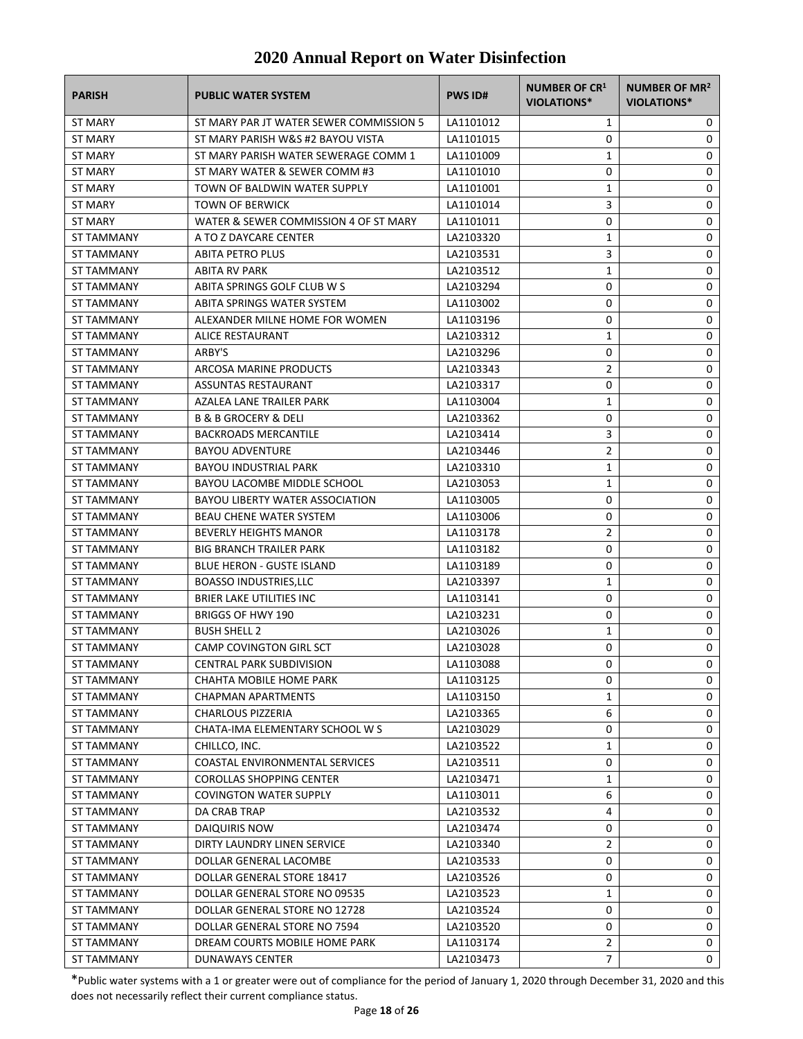# 2020 Annual Report on Water Disinfection

| PARISH | PUBLIC WATER SYSTEM | PWS ID# | NUMBER OF CR[1] VIOLATIONS* | NUMBER OF MR[2] VIOLATIONS* |
|---|---|---|---|---|
| ST MARY | ST MARY PAR JT WATER SEWER COMMISSION 5 | LA1101012 | 1 | 0 |
| ST MARY | ST MARY PARISH W&S #2 BAYOU VISTA | LA1101015 | 0 | 0 |
| ST MARY | ST MARY PARISH WATER SEWERAGE COMM 1 | LA1101009 | 1 | 0 |
| ST MARY | ST MARY WATER & SEWER COMM #3 | LA1101010 | 0 | 0 |
| ST MARY | TOWN OF BALDWIN WATER SUPPLY | LA1101001 | 1 | 0 |
| ST MARY | TOWN OF BERWICK | LA1101014 | 3 | 0 |
| ST MARY | WATER & SEWER COMMISSION 4 OF ST MARY | LA1101011 | 0 | 0 |
| ST TAMMANY | A TO Z DAYCARE CENTER | LA2103320 | 1 | 0 |
| ST TAMMANY | ABITA PETRO PLUS | LA2103531 | 3 | 0 |
| ST TAMMANY | ABITA RV PARK | LA2103512 | 1 | 0 |
| ST TAMMANY | ABITA SPRINGS GOLF CLUB W S | LA2103294 | 0 | 0 |
| ST TAMMANY | ABITA SPRINGS WATER SYSTEM | LA1103002 | 0 | 0 |
| ST TAMMANY | ALEXANDER MILNE HOME FOR WOMEN | LA1103196 | 0 | 0 |
| ST TAMMANY | ALICE RESTAURANT | LA2103312 | 1 | 0 |
| ST TAMMANY | ARBY'S | LA2103296 | 0 | 0 |
| ST TAMMANY | ARCOSA MARINE PRODUCTS | LA2103343 | 2 | 0 |
| ST TAMMANY | ASSUNTAS RESTAURANT | LA2103317 | 0 | 0 |
| ST TAMMANY | AZALEA LANE TRAILER PARK | LA1103004 | 1 | 0 |
| ST TAMMANY | B & B GROCERY & DELI | LA2103362 | 0 | 0 |
| ST TAMMANY | BACKROADS MERCANTILE | LA2103414 | 3 | 0 |
| ST TAMMANY | BAYOU ADVENTURE | LA2103446 | 2 | 0 |
| ST TAMMANY | BAYOU INDUSTRIAL PARK | LA2103310 | 1 | 0 |
| ST TAMMANY | BAYOU LACOMBE MIDDLE SCHOOL | LA2103053 | 1 | 0 |
| ST TAMMANY | BAYOU LIBERTY WATER ASSOCIATION | LA1103005 | 0 | 0 |
| ST TAMMANY | BEAU CHENE WATER SYSTEM | LA1103006 | 0 | 0 |
| ST TAMMANY | BEVERLY HEIGHTS MANOR | LA1103178 | 2 | 0 |
| ST TAMMANY | BIG BRANCH TRAILER PARK | LA1103182 | 0 | 0 |
| ST TAMMANY | BLUE HERON - GUSTE ISLAND | LA1103189 | 0 | 0 |
| ST TAMMANY | BOASSO INDUSTRIES,LLC | LA2103397 | 1 | 0 |
| ST TAMMANY | BRIER LAKE UTILITIES INC | LA1103141 | 0 | 0 |
| ST TAMMANY | BRIGGS OF HWY 190 | LA2103231 | 0 | 0 |
| ST TAMMANY | BUSH SHELL 2 | LA2103026 | 1 | 0 |
| ST TAMMANY | CAMP COVINGTON GIRL SCT | LA2103028 | 0 | 0 |
| ST TAMMANY | CENTRAL PARK SUBDIVISION | LA1103088 | 0 | 0 |
| ST TAMMANY | CHAHTA MOBILE HOME PARK | LA1103125 | 0 | 0 |
| ST TAMMANY | CHAPMAN APARTMENTS | LA1103150 | 1 | 0 |
| ST TAMMANY | CHARLOUS PIZZERIA | LA2103365 | 6 | 0 |
| ST TAMMANY | CHATA-IMA ELEMENTARY SCHOOL W S | LA2103029 | 0 | 0 |
| ST TAMMANY | CHILLCO, INC. | LA2103522 | 1 | 0 |
| ST TAMMANY | COASTAL ENVIRONMENTAL SERVICES | LA2103511 | 0 | 0 |
| ST TAMMANY | COROLLAS SHOPPING CENTER | LA2103471 | 1 | 0 |
| ST TAMMANY | COVINGTON WATER SUPPLY | LA1103011 | 6 | 0 |
| ST TAMMANY | DA CRAB TRAP | LA2103532 | 4 | 0 |
| ST TAMMANY | DAIQUIRIS NOW | LA2103474 | 0 | 0 |
| ST TAMMANY | DIRTY LAUNDRY LINEN SERVICE | LA2103340 | 2 | 0 |
| ST TAMMANY | DOLLAR GENERAL LACOMBE | LA2103533 | 0 | 0 |
| ST TAMMANY | DOLLAR GENERAL STORE 18417 | LA2103526 | 0 | 0 |
| ST TAMMANY | DOLLAR GENERAL STORE NO 09535 | LA2103523 | 1 | 0 |
| ST TAMMANY | DOLLAR GENERAL STORE NO 12728 | LA2103524 | 0 | 0 |
| ST TAMMANY | DOLLAR GENERAL STORE NO 7594 | LA2103520 | 0 | 0 |
| ST TAMMANY | DREAM COURTS MOBILE HOME PARK | LA1103174 | 2 | 0 |
| ST TAMMANY | DUNAWAYS CENTER | LA2103473 | 7 | 0 |

*Public water systems with a 1 or greater were out of compliance for the period of January 1, 2020 through December 31, 2020 and this does not necessarily reflect their current compliance status.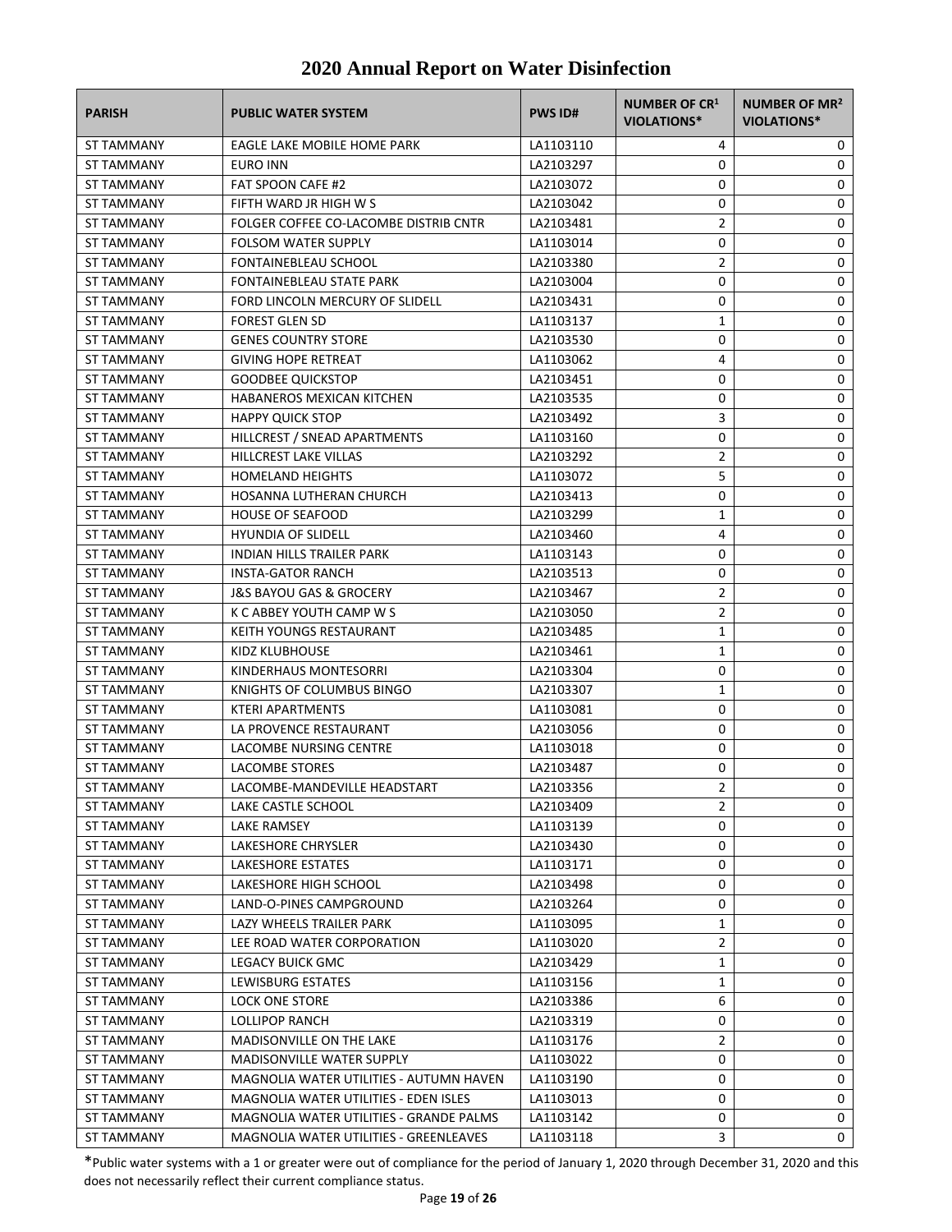# 2020 Annual Report on Water Disinfection

| PARISH | PUBLIC WATER SYSTEM | PWS ID# | NUMBER OF CR[1] VIOLATIONS* | NUMBER OF MR[2] VIOLATIONS* |
|---|---|---|---|---|
| ST TAMMANY | EAGLE LAKE MOBILE HOME PARK | LA1103110 | 4 | 0 |
| ST TAMMANY | EURO INN | LA2103297 | 0 | 0 |
| ST TAMMANY | FAT SPOON CAFE #2 | LA2103072 | 0 | 0 |
| ST TAMMANY | FIFTH WARD JR HIGH W S | LA2103042 | 0 | 0 |
| ST TAMMANY | FOLGER COFFEE CO-LACOMBE DISTRIB CNTR | LA2103481 | 2 | 0 |
| ST TAMMANY | FOLSOM WATER SUPPLY | LA1103014 | 0 | 0 |
| ST TAMMANY | FONTAINEBLEAU SCHOOL | LA2103380 | 2 | 0 |
| ST TAMMANY | FONTAINEBLEAU STATE PARK | LA2103004 | 0 | 0 |
| ST TAMMANY | FORD LINCOLN MERCURY OF SLIDELL | LA2103431 | 0 | 0 |
| ST TAMMANY | FOREST GLEN SD | LA1103137 | 1 | 0 |
| ST TAMMANY | GENES COUNTRY STORE | LA2103530 | 0 | 0 |
| ST TAMMANY | GIVING HOPE RETREAT | LA1103062 | 4 | 0 |
| ST TAMMANY | GOODBEE QUICKSTOP | LA2103451 | 0 | 0 |
| ST TAMMANY | HABANEROS MEXICAN KITCHEN | LA2103535 | 0 | 0 |
| ST TAMMANY | HAPPY QUICK STOP | LA2103492 | 3 | 0 |
| ST TAMMANY | HILLCREST / SNEAD APARTMENTS | LA1103160 | 0 | 0 |
| ST TAMMANY | HILLCREST LAKE VILLAS | LA2103292 | 2 | 0 |
| ST TAMMANY | HOMELAND HEIGHTS | LA1103072 | 5 | 0 |
| ST TAMMANY | HOSANNA LUTHERAN CHURCH | LA2103413 | 0 | 0 |
| ST TAMMANY | HOUSE OF SEAFOOD | LA2103299 | 1 | 0 |
| ST TAMMANY | HYUNDIA OF SLIDELL | LA2103460 | 4 | 0 |
| ST TAMMANY | INDIAN HILLS TRAILER PARK | LA1103143 | 0 | 0 |
| ST TAMMANY | INSTA-GATOR RANCH | LA2103513 | 0 | 0 |
| ST TAMMANY | J&S BAYOU GAS & GROCERY | LA2103467 | 2 | 0 |
| ST TAMMANY | K C ABBEY YOUTH CAMP W S | LA2103050 | 2 | 0 |
| ST TAMMANY | KEITH YOUNGS RESTAURANT | LA2103485 | 1 | 0 |
| ST TAMMANY | KIDZ KLUBHOUSE | LA2103461 | 1 | 0 |
| ST TAMMANY | KINDERHAUS MONTESORRI | LA2103304 | 0 | 0 |
| ST TAMMANY | KNIGHTS OF COLUMBUS BINGO | LA2103307 | 1 | 0 |
| ST TAMMANY | KTERI APARTMENTS | LA1103081 | 0 | 0 |
| ST TAMMANY | LA PROVENCE RESTAURANT | LA2103056 | 0 | 0 |
| ST TAMMANY | LACOMBE NURSING CENTRE | LA1103018 | 0 | 0 |
| ST TAMMANY | LACOMBE STORES | LA2103487 | 0 | 0 |
| ST TAMMANY | LACOMBE-MANDEVILLE HEADSTART | LA2103356 | 2 | 0 |
| ST TAMMANY | LAKE CASTLE SCHOOL | LA2103409 | 2 | 0 |
| ST TAMMANY | LAKE RAMSEY | LA1103139 | 0 | 0 |
| ST TAMMANY | LAKESHORE CHRYSLER | LA2103430 | 0 | 0 |
| ST TAMMANY | LAKESHORE ESTATES | LA1103171 | 0 | 0 |
| ST TAMMANY | LAKESHORE HIGH SCHOOL | LA2103498 | 0 | 0 |
| ST TAMMANY | LAND-O-PINES CAMPGROUND | LA2103264 | 0 | 0 |
| ST TAMMANY | LAZY WHEELS TRAILER PARK | LA1103095 | 1 | 0 |
| ST TAMMANY | LEE ROAD WATER CORPORATION | LA1103020 | 2 | 0 |
| ST TAMMANY | LEGACY BUICK GMC | LA2103429 | 1 | 0 |
| ST TAMMANY | LEWISBURG ESTATES | LA1103156 | 1 | 0 |
| ST TAMMANY | LOCK ONE STORE | LA2103386 | 6 | 0 |
| ST TAMMANY | LOLLIPOP RANCH | LA2103319 | 0 | 0 |
| ST TAMMANY | MADISONVILLE ON THE LAKE | LA1103176 | 2 | 0 |
| ST TAMMANY | MADISONVILLE WATER SUPPLY | LA1103022 | 0 | 0 |
| ST TAMMANY | MAGNOLIA WATER UTILITIES - AUTUMN HAVEN | LA1103190 | 0 | 0 |
| ST TAMMANY | MAGNOLIA WATER UTILITIES - EDEN ISLES | LA1103013 | 0 | 0 |
| ST TAMMANY | MAGNOLIA WATER UTILITIES - GRANDE PALMS | LA1103142 | 0 | 0 |
| ST TAMMANY | MAGNOLIA WATER UTILITIES - GREENLEAVES | LA1103118 | 3 | 0 |

*Public water systems with a 1 or greater were out of compliance for the period of January 1, 2020 through December 31, 2020 and this does not necessarily reflect their current compliance status.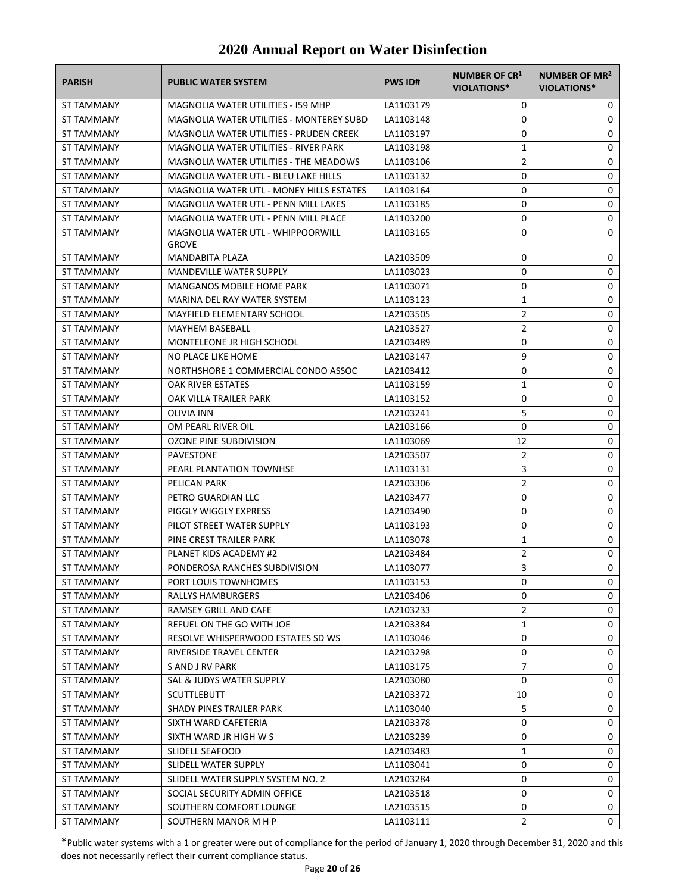# 2020 Annual Report on Water Disinfection

| PARISH | PUBLIC WATER SYSTEM | PWS ID# | NUMBER OF CR[1] VIOLATIONS* | NUMBER OF MR[2] VIOLATIONS* |
|---|---|---|---|---|
| ST TAMMANY | MAGNOLIA WATER UTILITIES - I59 MHP | LA1103179 | 0 | 0 |
| ST TAMMANY | MAGNOLIA WATER UTILITIES - MONTEREY SUBD | LA1103148 | 0 | 0 |
| ST TAMMANY | MAGNOLIA WATER UTILITIES - PRUDEN CREEK | LA1103197 | 0 | 0 |
| ST TAMMANY | MAGNOLIA WATER UTILITIES - RIVER PARK | LA1103198 | 1 | 0 |
| ST TAMMANY | MAGNOLIA WATER UTILITIES - THE MEADOWS | LA1103106 | 2 | 0 |
| ST TAMMANY | MAGNOLIA WATER UTL - BLEU LAKE HILLS | LA1103132 | 0 | 0 |
| ST TAMMANY | MAGNOLIA WATER UTL - MONEY HILLS ESTATES | LA1103164 | 0 | 0 |
| ST TAMMANY | MAGNOLIA WATER UTL - PENN MILL LAKES | LA1103185 | 0 | 0 |
| ST TAMMANY | MAGNOLIA WATER UTL - PENN MILL PLACE | LA1103200 | 0 | 0 |
| ST TAMMANY | MAGNOLIA WATER UTL - WHIPPOORWILL GROVE | LA1103165 | 0 | 0 |
| ST TAMMANY | MANDABITA PLAZA | LA2103509 | 0 | 0 |
| ST TAMMANY | MANDEVILLE WATER SUPPLY | LA1103023 | 0 | 0 |
| ST TAMMANY | MANGANOS MOBILE HOME PARK | LA1103071 | 0 | 0 |
| ST TAMMANY | MARINA DEL RAY WATER SYSTEM | LA1103123 | 1 | 0 |
| ST TAMMANY | MAYFIELD ELEMENTARY SCHOOL | LA2103505 | 2 | 0 |
| ST TAMMANY | MAYHEM BASEBALL | LA2103527 | 2 | 0 |
| ST TAMMANY | MONTELEONE JR HIGH SCHOOL | LA2103489 | 0 | 0 |
| ST TAMMANY | NO PLACE LIKE HOME | LA2103147 | 9 | 0 |
| ST TAMMANY | NORTHSHORE 1 COMMERCIAL CONDO ASSOC | LA2103412 | 0 | 0 |
| ST TAMMANY | OAK RIVER ESTATES | LA1103159 | 1 | 0 |
| ST TAMMANY | OAK VILLA TRAILER PARK | LA1103152 | 0 | 0 |
| ST TAMMANY | OLIVIA INN | LA2103241 | 5 | 0 |
| ST TAMMANY | OM PEARL RIVER OIL | LA2103166 | 0 | 0 |
| ST TAMMANY | OZONE PINE SUBDIVISION | LA1103069 | 12 | 0 |
| ST TAMMANY | PAVESTONE | LA2103507 | 2 | 0 |
| ST TAMMANY | PEARL PLANTATION TOWNHSE | LA1103131 | 3 | 0 |
| ST TAMMANY | PELICAN PARK | LA2103306 | 2 | 0 |
| ST TAMMANY | PETRO GUARDIAN LLC | LA2103477 | 0 | 0 |
| ST TAMMANY | PIGGLY WIGGLY EXPRESS | LA2103490 | 0 | 0 |
| ST TAMMANY | PILOT STREET WATER SUPPLY | LA1103193 | 0 | 0 |
| ST TAMMANY | PINE CREST TRAILER PARK | LA1103078 | 1 | 0 |
| ST TAMMANY | PLANET KIDS ACADEMY #2 | LA2103484 | 2 | 0 |
| ST TAMMANY | PONDEROSA RANCHES SUBDIVISION | LA1103077 | 3 | 0 |
| ST TAMMANY | PORT LOUIS TOWNHOMES | LA1103153 | 0 | 0 |
| ST TAMMANY | RALLYS HAMBURGERS | LA2103406 | 0 | 0 |
| ST TAMMANY | RAMSEY GRILL AND CAFE | LA2103233 | 2 | 0 |
| ST TAMMANY | REFUEL ON THE GO WITH JOE | LA2103384 | 1 | 0 |
| ST TAMMANY | RESOLVE WHISPERWOOD ESTATES SD WS | LA1103046 | 0 | 0 |
| ST TAMMANY | RIVERSIDE TRAVEL CENTER | LA2103298 | 0 | 0 |
| ST TAMMANY | S AND J RV PARK | LA1103175 | 7 | 0 |
| ST TAMMANY | SAL & JUDYS WATER SUPPLY | LA2103080 | 0 | 0 |
| ST TAMMANY | SCUTTLEBUTT | LA2103372 | 10 | 0 |
| ST TAMMANY | SHADY PINES TRAILER PARK | LA1103040 | 5 | 0 |
| ST TAMMANY | SIXTH WARD CAFETERIA | LA2103378 | 0 | 0 |
| ST TAMMANY | SIXTH WARD JR HIGH W S | LA2103239 | 0 | 0 |
| ST TAMMANY | SLIDELL SEAFOOD | LA2103483 | 1 | 0 |
| ST TAMMANY | SLIDELL WATER SUPPLY | LA1103041 | 0 | 0 |
| ST TAMMANY | SLIDELL WATER SUPPLY SYSTEM NO. 2 | LA2103284 | 0 | 0 |
| ST TAMMANY | SOCIAL SECURITY ADMIN OFFICE | LA2103518 | 0 | 0 |
| ST TAMMANY | SOUTHERN COMFORT LOUNGE | LA2103515 | 0 | 0 |
| ST TAMMANY | SOUTHERN MANOR M H P | LA1103111 | 2 | 0 |

*Public water systems with a 1 or greater were out of compliance for the period of January 1, 2020 through December 31, 2020 and this does not necessarily reflect their current compliance status.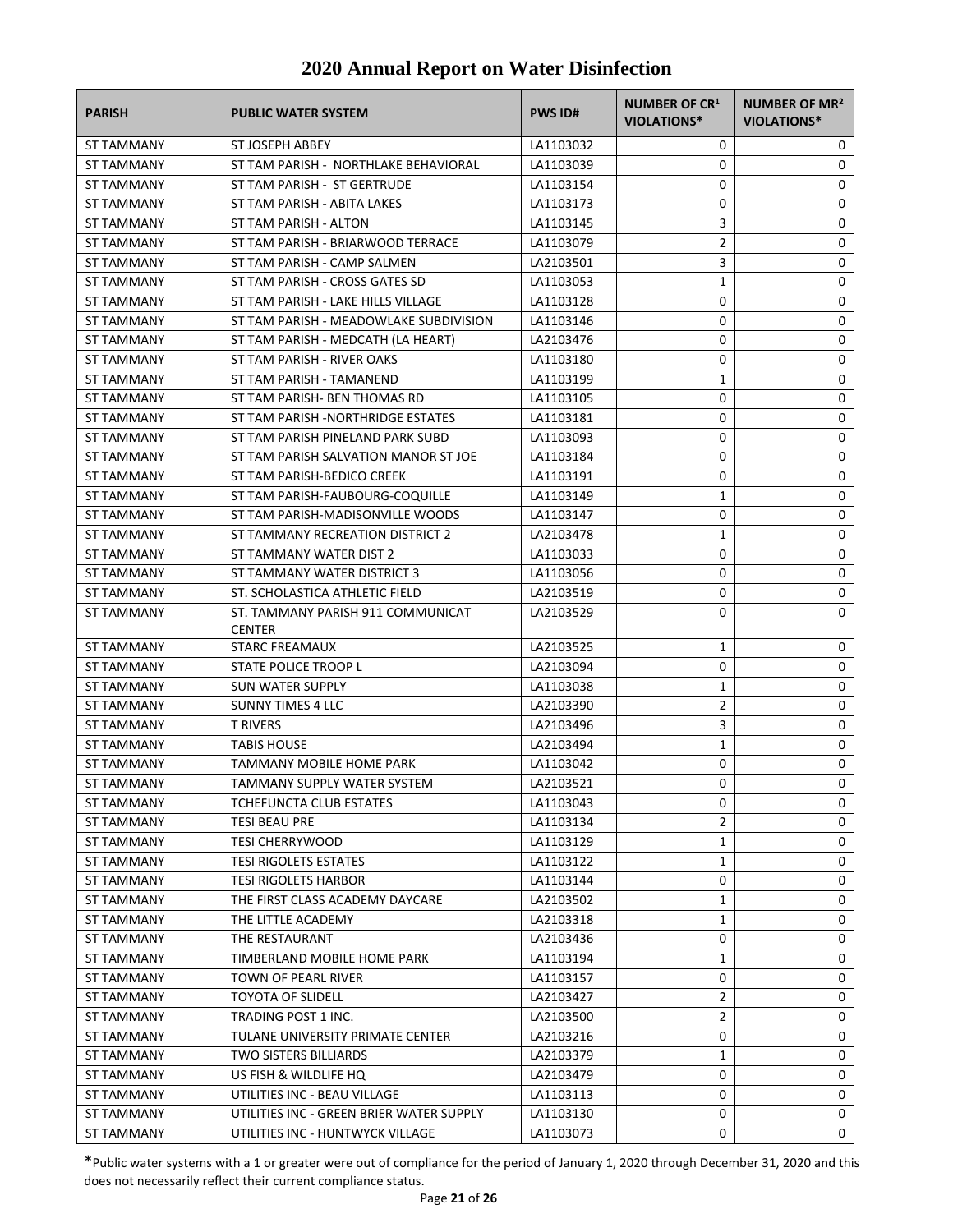# 2020 Annual Report on Water Disinfection

| PARISH | PUBLIC WATER SYSTEM | PWS ID# | NUMBER OF CR[1] VIOLATIONS* | NUMBER OF MR[2] VIOLATIONS* |
|---|---|---|---|---|
| ST TAMMANY | ST JOSEPH ABBEY | LA1103032 | 0 | 0 |
| ST TAMMANY | ST TAM PARISH - NORTHLAKE BEHAVIORAL | LA1103039 | 0 | 0 |
| ST TAMMANY | ST TAM PARISH - ST GERTRUDE | LA1103154 | 0 | 0 |
| ST TAMMANY | ST TAM PARISH - ABITA LAKES | LA1103173 | 0 | 0 |
| ST TAMMANY | ST TAM PARISH - ALTON | LA1103145 | 3 | 0 |
| ST TAMMANY | ST TAM PARISH - BRIARWOOD TERRACE | LA1103079 | 2 | 0 |
| ST TAMMANY | ST TAM PARISH - CAMP SALMEN | LA2103501 | 3 | 0 |
| ST TAMMANY | ST TAM PARISH - CROSS GATES SD | LA1103053 | 1 | 0 |
| ST TAMMANY | ST TAM PARISH - LAKE HILLS VILLAGE | LA1103128 | 0 | 0 |
| ST TAMMANY | ST TAM PARISH - MEADOWLAKE SUBDIVISION | LA1103146 | 0 | 0 |
| ST TAMMANY | ST TAM PARISH - MEDCATH (LA HEART) | LA2103476 | 0 | 0 |
| ST TAMMANY | ST TAM PARISH - RIVER OAKS | LA1103180 | 0 | 0 |
| ST TAMMANY | ST TAM PARISH - TAMANEND | LA1103199 | 1 | 0 |
| ST TAMMANY | ST TAM PARISH- BEN THOMAS RD | LA1103105 | 0 | 0 |
| ST TAMMANY | ST TAM PARISH -NORTHRIDGE ESTATES | LA1103181 | 0 | 0 |
| ST TAMMANY | ST TAM PARISH PINELAND PARK SUBD | LA1103093 | 0 | 0 |
| ST TAMMANY | ST TAM PARISH SALVATION MANOR ST JOE | LA1103184 | 0 | 0 |
| ST TAMMANY | ST TAM PARISH-BEDICO CREEK | LA1103191 | 0 | 0 |
| ST TAMMANY | ST TAM PARISH-FAUBOURG-COQUILLE | LA1103149 | 1 | 0 |
| ST TAMMANY | ST TAM PARISH-MADISONVILLE WOODS | LA1103147 | 0 | 0 |
| ST TAMMANY | ST TAMMANY RECREATION DISTRICT 2 | LA2103478 | 1 | 0 |
| ST TAMMANY | ST TAMMANY WATER DIST 2 | LA1103033 | 0 | 0 |
| ST TAMMANY | ST TAMMANY WATER DISTRICT 3 | LA1103056 | 0 | 0 |
| ST TAMMANY | ST. SCHOLASTICA ATHLETIC FIELD | LA2103519 | 0 | 0 |
| ST TAMMANY | ST. TAMMANY PARISH 911 COMMUNICAT CENTER | LA2103529 | 0 | 0 |
| ST TAMMANY | STARC FREAMAUX | LA2103525 | 1 | 0 |
| ST TAMMANY | STATE POLICE TROOP L | LA2103094 | 0 | 0 |
| ST TAMMANY | SUN WATER SUPPLY | LA1103038 | 1 | 0 |
| ST TAMMANY | SUNNY TIMES 4 LLC | LA2103390 | 2 | 0 |
| ST TAMMANY | T RIVERS | LA2103496 | 3 | 0 |
| ST TAMMANY | TABIS HOUSE | LA2103494 | 1 | 0 |
| ST TAMMANY | TAMMANY MOBILE HOME PARK | LA1103042 | 0 | 0 |
| ST TAMMANY | TAMMANY SUPPLY WATER SYSTEM | LA2103521 | 0 | 0 |
| ST TAMMANY | TCHEFUNCTA CLUB ESTATES | LA1103043 | 0 | 0 |
| ST TAMMANY | TESI BEAU PRE | LA1103134 | 2 | 0 |
| ST TAMMANY | TESI CHERRYWOOD | LA1103129 | 1 | 0 |
| ST TAMMANY | TESI RIGOLETS ESTATES | LA1103122 | 1 | 0 |
| ST TAMMANY | TESI RIGOLETS HARBOR | LA1103144 | 0 | 0 |
| ST TAMMANY | THE FIRST CLASS ACADEMY DAYCARE | LA2103502 | 1 | 0 |
| ST TAMMANY | THE LITTLE ACADEMY | LA2103318 | 1 | 0 |
| ST TAMMANY | THE RESTAURANT | LA2103436 | 0 | 0 |
| ST TAMMANY | TIMBERLAND MOBILE HOME PARK | LA1103194 | 1 | 0 |
| ST TAMMANY | TOWN OF PEARL RIVER | LA1103157 | 0 | 0 |
| ST TAMMANY | TOYOTA OF SLIDELL | LA2103427 | 2 | 0 |
| ST TAMMANY | TRADING POST 1 INC. | LA2103500 | 2 | 0 |
| ST TAMMANY | TULANE UNIVERSITY PRIMATE CENTER | LA2103216 | 0 | 0 |
| ST TAMMANY | TWO SISTERS BILLIARDS | LA2103379 | 1 | 0 |
| ST TAMMANY | US FISH & WILDLIFE HQ | LA2103479 | 0 | 0 |
| ST TAMMANY | UTILITIES INC - BEAU VILLAGE | LA1103113 | 0 | 0 |
| ST TAMMANY | UTILITIES INC - GREEN BRIER WATER SUPPLY | LA1103130 | 0 | 0 |
| ST TAMMANY | UTILITIES INC - HUNTWYCK VILLAGE | LA1103073 | 0 | 0 |

*Public water systems with a 1 or greater were out of compliance for the period of January 1, 2020 through December 31, 2020 and this does not necessarily reflect their current compliance status.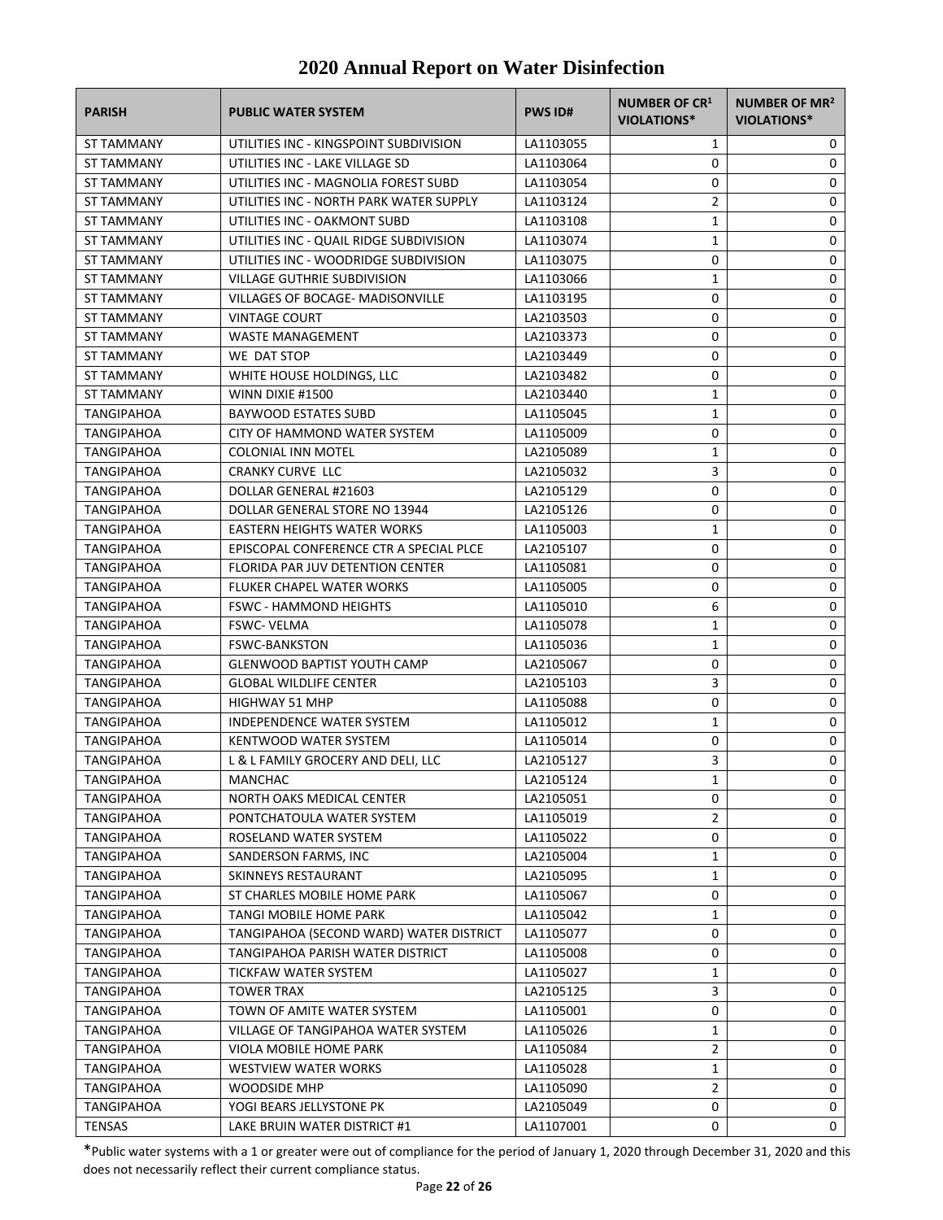# 2020 Annual Report on Water Disinfection

| PARISH | PUBLIC WATER SYSTEM | PWS ID# | NUMBER OF CR[1] VIOLATIONS* | NUMBER OF MR[2] VIOLATIONS* |
|---|---|---|---|---|
| ST TAMMANY | UTILITIES INC - KINGSPOINT SUBDIVISION | LA1103055 | 1 | 0 |
| ST TAMMANY | UTILITIES INC - LAKE VILLAGE SD | LA1103064 | 0 | 0 |
| ST TAMMANY | UTILITIES INC - MAGNOLIA FOREST SUBD | LA1103054 | 0 | 0 |
| ST TAMMANY | UTILITIES INC - NORTH PARK WATER SUPPLY | LA1103124 | 2 | 0 |
| ST TAMMANY | UTILITIES INC - OAKMONT SUBD | LA1103108 | 1 | 0 |
| ST TAMMANY | UTILITIES INC - QUAIL RIDGE SUBDIVISION | LA1103074 | 1 | 0 |
| ST TAMMANY | UTILITIES INC - WOODRIDGE SUBDIVISION | LA1103075 | 0 | 0 |
| ST TAMMANY | VILLAGE GUTHRIE SUBDIVISION | LA1103066 | 1 | 0 |
| ST TAMMANY | VILLAGES OF BOCAGE- MADISONVILLE | LA1103195 | 0 | 0 |
| ST TAMMANY | VINTAGE COURT | LA2103503 | 0 | 0 |
| ST TAMMANY | WASTE MANAGEMENT | LA2103373 | 0 | 0 |
| ST TAMMANY | WE DAT STOP | LA2103449 | 0 | 0 |
| ST TAMMANY | WHITE HOUSE HOLDINGS, LLC | LA2103482 | 0 | 0 |
| ST TAMMANY | WINN DIXIE #1500 | LA2103440 | 1 | 0 |
| TANGIPAHOA | BAYWOOD ESTATES SUBD | LA1105045 | 1 | 0 |
| TANGIPAHOA | CITY OF HAMMOND WATER SYSTEM | LA1105009 | 0 | 0 |
| TANGIPAHOA | COLONIAL INN MOTEL | LA2105089 | 1 | 0 |
| TANGIPAHOA | CRANKY CURVE LLC | LA2105032 | 3 | 0 |
| TANGIPAHOA | DOLLAR GENERAL #21603 | LA2105129 | 0 | 0 |
| TANGIPAHOA | DOLLAR GENERAL STORE NO 13944 | LA2105126 | 0 | 0 |
| TANGIPAHOA | EASTERN HEIGHTS WATER WORKS | LA1105003 | 1 | 0 |
| TANGIPAHOA | EPISCOPAL CONFERENCE CTR A SPECIAL PLCE | LA2105107 | 0 | 0 |
| TANGIPAHOA | FLORIDA PAR JUV DETENTION CENTER | LA1105081 | 0 | 0 |
| TANGIPAHOA | FLUKER CHAPEL WATER WORKS | LA1105005 | 0 | 0 |
| TANGIPAHOA | FSWC - HAMMOND HEIGHTS | LA1105010 | 6 | 0 |
| TANGIPAHOA | FSWC- VELMA | LA1105078 | 1 | 0 |
| TANGIPAHOA | FSWC-BANKSTON | LA1105036 | 1 | 0 |
| TANGIPAHOA | GLENWOOD BAPTIST YOUTH CAMP | LA2105067 | 0 | 0 |
| TANGIPAHOA | GLOBAL WILDLIFE CENTER | LA2105103 | 3 | 0 |
| TANGIPAHOA | HIGHWAY 51 MHP | LA1105088 | 0 | 0 |
| TANGIPAHOA | INDEPENDENCE WATER SYSTEM | LA1105012 | 1 | 0 |
| TANGIPAHOA | KENTWOOD WATER SYSTEM | LA1105014 | 0 | 0 |
| TANGIPAHOA | L & L FAMILY GROCERY AND DELI, LLC | LA2105127 | 3 | 0 |
| TANGIPAHOA | MANCHAC | LA2105124 | 1 | 0 |
| TANGIPAHOA | NORTH OAKS MEDICAL CENTER | LA2105051 | 0 | 0 |
| TANGIPAHOA | PONTCHATOULA WATER SYSTEM | LA1105019 | 2 | 0 |
| TANGIPAHOA | ROSELAND WATER SYSTEM | LA1105022 | 0 | 0 |
| TANGIPAHOA | SANDERSON FARMS, INC | LA2105004 | 1 | 0 |
| TANGIPAHOA | SKINNEYS RESTAURANT | LA2105095 | 1 | 0 |
| TANGIPAHOA | ST CHARLES MOBILE HOME PARK | LA1105067 | 0 | 0 |
| TANGIPAHOA | TANGI MOBILE HOME PARK | LA1105042 | 1 | 0 |
| TANGIPAHOA | TANGIPAHOA (SECOND WARD) WATER DISTRICT | LA1105077 | 0 | 0 |
| TANGIPAHOA | TANGIPAHOA PARISH WATER DISTRICT | LA1105008 | 0 | 0 |
| TANGIPAHOA | TICKFAW WATER SYSTEM | LA1105027 | 1 | 0 |
| TANGIPAHOA | TOWER TRAX | LA2105125 | 3 | 0 |
| TANGIPAHOA | TOWN OF AMITE WATER SYSTEM | LA1105001 | 0 | 0 |
| TANGIPAHOA | VILLAGE OF TANGIPAHOA WATER SYSTEM | LA1105026 | 1 | 0 |
| TANGIPAHOA | VIOLA MOBILE HOME PARK | LA1105084 | 2 | 0 |
| TANGIPAHOA | WESTVIEW WATER WORKS | LA1105028 | 1 | 0 |
| TANGIPAHOA | WOODSIDE MHP | LA1105090 | 2 | 0 |
| TANGIPAHOA | YOGI BEARS JELLYSTONE PK | LA2105049 | 0 | 0 |
| TENSAS | LAKE BRUIN WATER DISTRICT #1 | LA1107001 | 0 | 0 |

*Public water systems with a 1 or greater were out of compliance for the period of January 1, 2020 through December 31, 2020 and this does not necessarily reflect their current compliance status.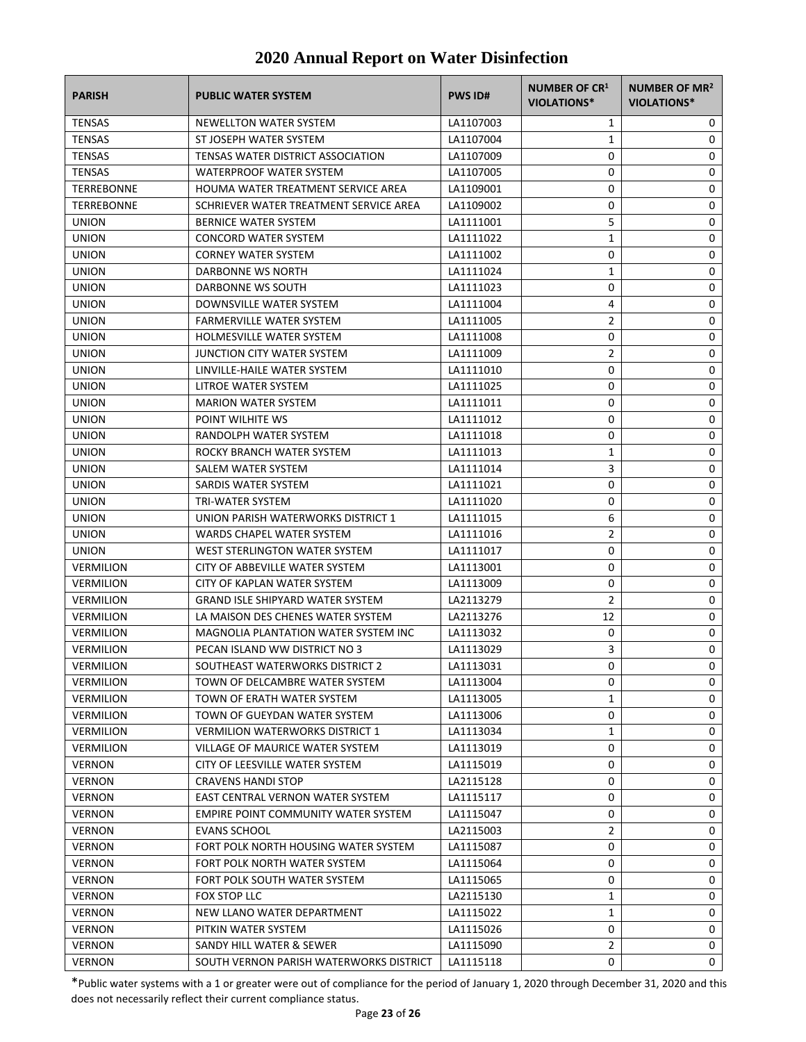# 2020 Annual Report on Water Disinfection

| PARISH | PUBLIC WATER SYSTEM | PWS ID# | NUMBER OF CR[1] VIOLATIONS* | NUMBER OF MR[2] VIOLATIONS* |
|---|---|---|---|---|
| TENSAS | NEWELLTON WATER SYSTEM | LA1107003 | 1 | 0 |
| TENSAS | ST JOSEPH WATER SYSTEM | LA1107004 | 1 | 0 |
| TENSAS | TENSAS WATER DISTRICT ASSOCIATION | LA1107009 | 0 | 0 |
| TENSAS | WATERPROOF WATER SYSTEM | LA1107005 | 0 | 0 |
| TERREBONNE | HOUMA WATER TREATMENT SERVICE AREA | LA1109001 | 0 | 0 |
| TERREBONNE | SCHRIEVER WATER TREATMENT SERVICE AREA | LA1109002 | 0 | 0 |
| UNION | BERNICE WATER SYSTEM | LA1111001 | 5 | 0 |
| UNION | CONCORD WATER SYSTEM | LA1111022 | 1 | 0 |
| UNION | CORNEY WATER SYSTEM | LA1111002 | 0 | 0 |
| UNION | DARBONNE WS NORTH | LA1111024 | 1 | 0 |
| UNION | DARBONNE WS SOUTH | LA1111023 | 0 | 0 |
| UNION | DOWNSVILLE WATER SYSTEM | LA1111004 | 4 | 0 |
| UNION | FARMERVILLE WATER SYSTEM | LA1111005 | 2 | 0 |
| UNION | HOLMESVILLE WATER SYSTEM | LA1111008 | 0 | 0 |
| UNION | JUNCTION CITY WATER SYSTEM | LA1111009 | 2 | 0 |
| UNION | LINVILLE-HAILE WATER SYSTEM | LA1111010 | 0 | 0 |
| UNION | LITROE WATER SYSTEM | LA1111025 | 0 | 0 |
| UNION | MARION WATER SYSTEM | LA1111011 | 0 | 0 |
| UNION | POINT WILHITE WS | LA1111012 | 0 | 0 |
| UNION | RANDOLPH WATER SYSTEM | LA1111018 | 0 | 0 |
| UNION | ROCKY BRANCH WATER SYSTEM | LA1111013 | 1 | 0 |
| UNION | SALEM WATER SYSTEM | LA1111014 | 3 | 0 |
| UNION | SARDIS WATER SYSTEM | LA1111021 | 0 | 0 |
| UNION | TRI-WATER SYSTEM | LA1111020 | 0 | 0 |
| UNION | UNION PARISH WATERWORKS DISTRICT 1 | LA1111015 | 6 | 0 |
| UNION | WARDS CHAPEL WATER SYSTEM | LA1111016 | 2 | 0 |
| UNION | WEST STERLINGTON WATER SYSTEM | LA1111017 | 0 | 0 |
| VERMILION | CITY OF ABBEVILLE WATER SYSTEM | LA1113001 | 0 | 0 |
| VERMILION | CITY OF KAPLAN WATER SYSTEM | LA1113009 | 0 | 0 |
| VERMILION | GRAND ISLE SHIPYARD WATER SYSTEM | LA2113279 | 2 | 0 |
| VERMILION | LA MAISON DES CHENES WATER SYSTEM | LA2113276 | 12 | 0 |
| VERMILION | MAGNOLIA PLANTATION WATER SYSTEM INC | LA1113032 | 0 | 0 |
| VERMILION | PECAN ISLAND WW DISTRICT NO 3 | LA1113029 | 3 | 0 |
| VERMILION | SOUTHEAST WATERWORKS DISTRICT 2 | LA1113031 | 0 | 0 |
| VERMILION | TOWN OF DELCAMBRE WATER SYSTEM | LA1113004 | 0 | 0 |
| VERMILION | TOWN OF ERATH WATER SYSTEM | LA1113005 | 1 | 0 |
| VERMILION | TOWN OF GUEYDAN WATER SYSTEM | LA1113006 | 0 | 0 |
| VERMILION | VERMILION WATERWORKS DISTRICT 1 | LA1113034 | 1 | 0 |
| VERMILION | VILLAGE OF MAURICE WATER SYSTEM | LA1113019 | 0 | 0 |
| VERNON | CITY OF LEESVILLE WATER SYSTEM | LA1115019 | 0 | 0 |
| VERNON | CRAVENS HANDI STOP | LA2115128 | 0 | 0 |
| VERNON | EAST CENTRAL VERNON WATER SYSTEM | LA1115117 | 0 | 0 |
| VERNON | EMPIRE POINT COMMUNITY WATER SYSTEM | LA1115047 | 0 | 0 |
| VERNON | EVANS SCHOOL | LA2115003 | 2 | 0 |
| VERNON | FORT POLK NORTH HOUSING WATER SYSTEM | LA1115087 | 0 | 0 |
| VERNON | FORT POLK NORTH WATER SYSTEM | LA1115064 | 0 | 0 |
| VERNON | FORT POLK SOUTH WATER SYSTEM | LA1115065 | 0 | 0 |
| VERNON | FOX STOP LLC | LA2115130 | 1 | 0 |
| VERNON | NEW LLANO WATER DEPARTMENT | LA1115022 | 1 | 0 |
| VERNON | PITKIN WATER SYSTEM | LA1115026 | 0 | 0 |
| VERNON | SANDY HILL WATER & SEWER | LA1115090 | 2 | 0 |
| VERNON | SOUTH VERNON PARISH WATERWORKS DISTRICT | LA1115118 | 0 | 0 |

*Public water systems with a 1 or greater were out of compliance for the period of January 1, 2020 through December 31, 2020 and this does not necessarily reflect their current compliance status.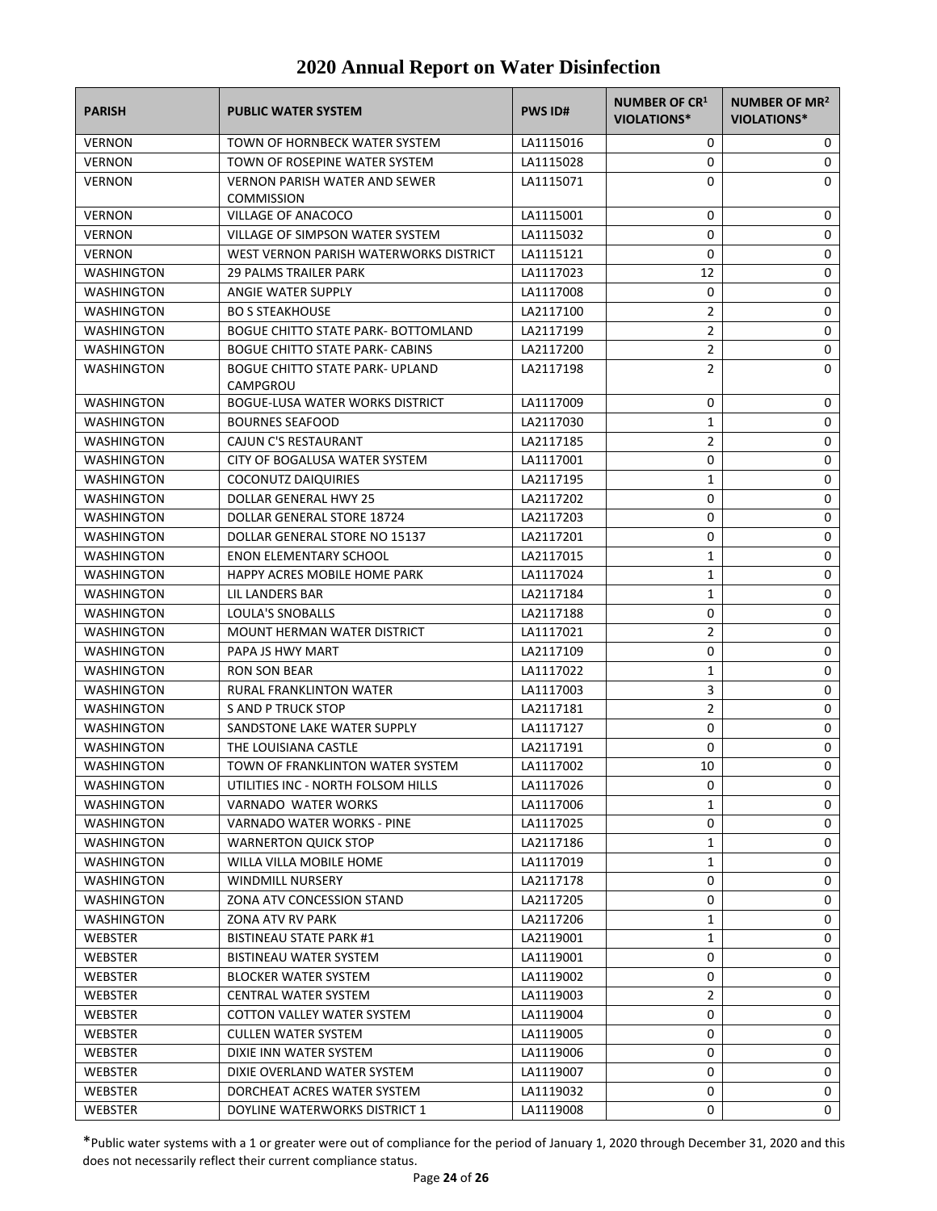# 2020 Annual Report on Water Disinfection

| PARISH | PUBLIC WATER SYSTEM | PWS ID# | NUMBER OF CR[1] VIOLATIONS* | NUMBER OF MR[2] VIOLATIONS* |
|---|---|---|---|---|
| VERNON | TOWN OF HORNBECK WATER SYSTEM | LA1115016 | 0 | 0 |
| VERNON | TOWN OF ROSEPINE WATER SYSTEM | LA1115028 | 0 | 0 |
| VERNON | VERNON PARISH WATER AND SEWER COMMISSION | LA1115071 | 0 | 0 |
| VERNON | VILLAGE OF ANACOCO | LA1115001 | 0 | 0 |
| VERNON | VILLAGE OF SIMPSON WATER SYSTEM | LA1115032 | 0 | 0 |
| VERNON | WEST VERNON PARISH WATERWORKS DISTRICT | LA1115121 | 0 | 0 |
| WASHINGTON | 29 PALMS TRAILER PARK | LA1117023 | 12 | 0 |
| WASHINGTON | ANGIE WATER SUPPLY | LA1117008 | 0 | 0 |
| WASHINGTON | BO S STEAKHOUSE | LA2117100 | 2 | 0 |
| WASHINGTON | BOGUE CHITTO STATE PARK- BOTTOMLAND | LA2117199 | 2 | 0 |
| WASHINGTON | BOGUE CHITTO STATE PARK- CABINS | LA2117200 | 2 | 0 |
| WASHINGTON | BOGUE CHITTO STATE PARK- UPLAND CAMPGROU | LA2117198 | 2 | 0 |
| WASHINGTON | BOGUE-LUSA WATER WORKS DISTRICT | LA1117009 | 0 | 0 |
| WASHINGTON | BOURNES SEAFOOD | LA2117030 | 1 | 0 |
| WASHINGTON | CAJUN C'S RESTAURANT | LA2117185 | 2 | 0 |
| WASHINGTON | CITY OF BOGALUSA WATER SYSTEM | LA1117001 | 0 | 0 |
| WASHINGTON | COCONUTZ DAIQUIRIES | LA2117195 | 1 | 0 |
| WASHINGTON | DOLLAR GENERAL HWY 25 | LA2117202 | 0 | 0 |
| WASHINGTON | DOLLAR GENERAL STORE 18724 | LA2117203 | 0 | 0 |
| WASHINGTON | DOLLAR GENERAL STORE NO 15137 | LA2117201 | 0 | 0 |
| WASHINGTON | ENON ELEMENTARY SCHOOL | LA2117015 | 1 | 0 |
| WASHINGTON | HAPPY ACRES MOBILE HOME PARK | LA1117024 | 1 | 0 |
| WASHINGTON | LIL LANDERS BAR | LA2117184 | 1 | 0 |
| WASHINGTON | LOULA'S SNOBALLS | LA2117188 | 0 | 0 |
| WASHINGTON | MOUNT HERMAN WATER DISTRICT | LA1117021 | 2 | 0 |
| WASHINGTON | PAPA JS HWY MART | LA2117109 | 0 | 0 |
| WASHINGTON | RON SON BEAR | LA1117022 | 1 | 0 |
| WASHINGTON | RURAL FRANKLINTON WATER | LA1117003 | 3 | 0 |
| WASHINGTON | S AND P TRUCK STOP | LA2117181 | 2 | 0 |
| WASHINGTON | SANDSTONE LAKE WATER SUPPLY | LA1117127 | 0 | 0 |
| WASHINGTON | THE LOUISIANA CASTLE | LA2117191 | 0 | 0 |
| WASHINGTON | TOWN OF FRANKLINTON WATER SYSTEM | LA1117002 | 10 | 0 |
| WASHINGTON | UTILITIES INC - NORTH FOLSOM HILLS | LA1117026 | 0 | 0 |
| WASHINGTON | VARNADO WATER WORKS | LA1117006 | 1 | 0 |
| WASHINGTON | VARNADO WATER WORKS - PINE | LA1117025 | 0 | 0 |
| WASHINGTON | WARNERTON QUICK STOP | LA2117186 | 1 | 0 |
| WASHINGTON | WILLA VILLA MOBILE HOME | LA1117019 | 1 | 0 |
| WASHINGTON | WINDMILL NURSERY | LA2117178 | 0 | 0 |
| WASHINGTON | ZONA ATV CONCESSION STAND | LA2117205 | 0 | 0 |
| WASHINGTON | ZONA ATV RV PARK | LA2117206 | 1 | 0 |
| WEBSTER | BISTINEAU STATE PARK #1 | LA2119001 | 1 | 0 |
| WEBSTER | BISTINEAU WATER SYSTEM | LA1119001 | 0 | 0 |
| WEBSTER | BLOCKER WATER SYSTEM | LA1119002 | 0 | 0 |
| WEBSTER | CENTRAL WATER SYSTEM | LA1119003 | 2 | 0 |
| WEBSTER | COTTON VALLEY WATER SYSTEM | LA1119004 | 0 | 0 |
| WEBSTER | CULLEN WATER SYSTEM | LA1119005 | 0 | 0 |
| WEBSTER | DIXIE INN WATER SYSTEM | LA1119006 | 0 | 0 |
| WEBSTER | DIXIE OVERLAND WATER SYSTEM | LA1119007 | 0 | 0 |
| WEBSTER | DORCHEAT ACRES WATER SYSTEM | LA1119032 | 0 | 0 |
| WEBSTER | DOYLINE WATERWORKS DISTRICT 1 | LA1119008 | 0 | 0 |

*Public water systems with a 1 or greater were out of compliance for the period of January 1, 2020 through December 31, 2020 and this does not necessarily reflect their current compliance status.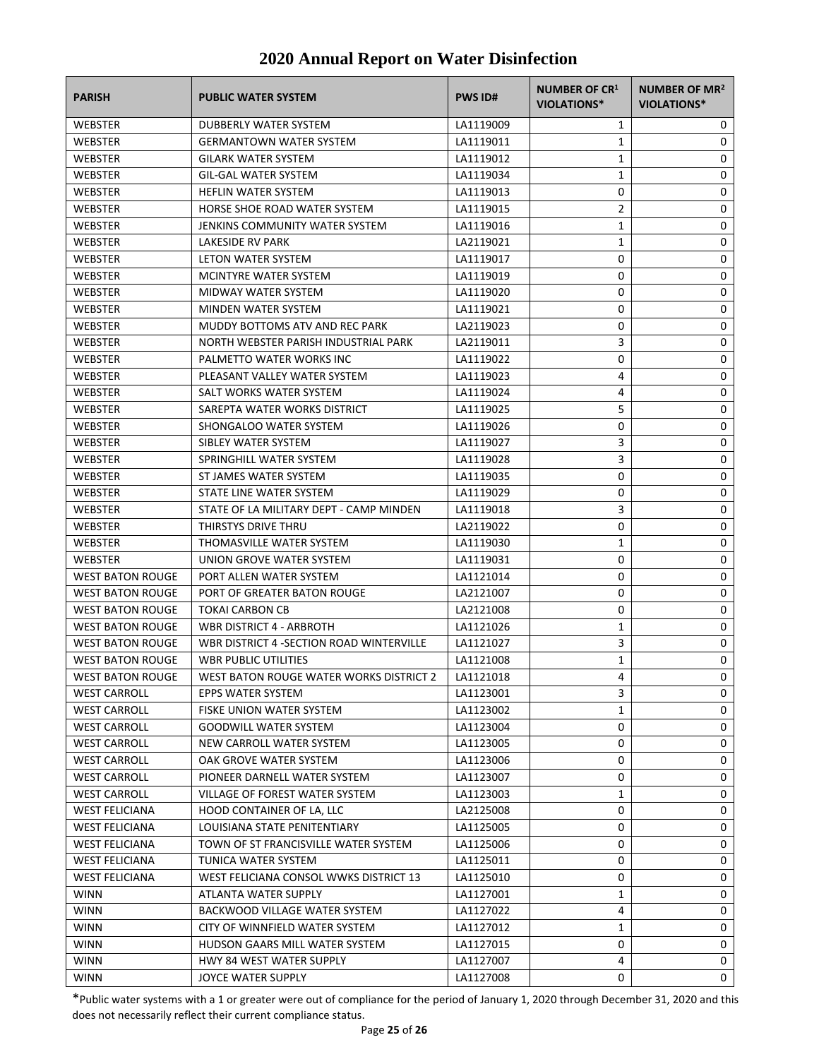# 2020 Annual Report on Water Disinfection

| PARISH | PUBLIC WATER SYSTEM | PWS ID# | NUMBER OF CR[1] VIOLATIONS* | NUMBER OF MR[2] VIOLATIONS* |
|---|---|---|---|---|
| WEBSTER | DUBBERLY WATER SYSTEM | LA1119009 | 1 | 0 |
| WEBSTER | GERMANTOWN WATER SYSTEM | LA1119011 | 1 | 0 |
| WEBSTER | GILARK WATER SYSTEM | LA1119012 | 1 | 0 |
| WEBSTER | GIL-GAL WATER SYSTEM | LA1119034 | 1 | 0 |
| WEBSTER | HEFLIN WATER SYSTEM | LA1119013 | 0 | 0 |
| WEBSTER | HORSE SHOE ROAD WATER SYSTEM | LA1119015 | 2 | 0 |
| WEBSTER | JENKINS COMMUNITY WATER SYSTEM | LA1119016 | 1 | 0 |
| WEBSTER | LAKESIDE RV PARK | LA2119021 | 1 | 0 |
| WEBSTER | LETON WATER SYSTEM | LA1119017 | 0 | 0 |
| WEBSTER | MCINTYRE WATER SYSTEM | LA1119019 | 0 | 0 |
| WEBSTER | MIDWAY WATER SYSTEM | LA1119020 | 0 | 0 |
| WEBSTER | MINDEN WATER SYSTEM | LA1119021 | 0 | 0 |
| WEBSTER | MUDDY BOTTOMS ATV AND REC PARK | LA2119023 | 0 | 0 |
| WEBSTER | NORTH WEBSTER PARISH INDUSTRIAL PARK | LA2119011 | 3 | 0 |
| WEBSTER | PALMETTO WATER WORKS INC | LA1119022 | 0 | 0 |
| WEBSTER | PLEASANT VALLEY WATER SYSTEM | LA1119023 | 4 | 0 |
| WEBSTER | SALT WORKS WATER SYSTEM | LA1119024 | 4 | 0 |
| WEBSTER | SAREPTA WATER WORKS DISTRICT | LA1119025 | 5 | 0 |
| WEBSTER | SHONGALOO WATER SYSTEM | LA1119026 | 0 | 0 |
| WEBSTER | SIBLEY WATER SYSTEM | LA1119027 | 3 | 0 |
| WEBSTER | SPRINGHILL WATER SYSTEM | LA1119028 | 3 | 0 |
| WEBSTER | ST JAMES WATER SYSTEM | LA1119035 | 0 | 0 |
| WEBSTER | STATE LINE WATER SYSTEM | LA1119029 | 0 | 0 |
| WEBSTER | STATE OF LA MILITARY DEPT - CAMP MINDEN | LA1119018 | 3 | 0 |
| WEBSTER | THIRSTYS DRIVE THRU | LA2119022 | 0 | 0 |
| WEBSTER | THOMASVILLE WATER SYSTEM | LA1119030 | 1 | 0 |
| WEBSTER | UNION GROVE WATER SYSTEM | LA1119031 | 0 | 0 |
| WEST BATON ROUGE | PORT ALLEN WATER SYSTEM | LA1121014 | 0 | 0 |
| WEST BATON ROUGE | PORT OF GREATER BATON ROUGE | LA2121007 | 0 | 0 |
| WEST BATON ROUGE | TOKAI CARBON CB | LA2121008 | 0 | 0 |
| WEST BATON ROUGE | WBR DISTRICT 4 - ARBROTH | LA1121026 | 1 | 0 |
| WEST BATON ROUGE | WBR DISTRICT 4 -SECTION ROAD WINTERVILLE | LA1121027 | 3 | 0 |
| WEST BATON ROUGE | WBR PUBLIC UTILITIES | LA1121008 | 1 | 0 |
| WEST BATON ROUGE | WEST BATON ROUGE WATER WORKS DISTRICT 2 | LA1121018 | 4 | 0 |
| WEST CARROLL | EPPS WATER SYSTEM | LA1123001 | 3 | 0 |
| WEST CARROLL | FISKE UNION WATER SYSTEM | LA1123002 | 1 | 0 |
| WEST CARROLL | GOODWILL WATER SYSTEM | LA1123004 | 0 | 0 |
| WEST CARROLL | NEW CARROLL WATER SYSTEM | LA1123005 | 0 | 0 |
| WEST CARROLL | OAK GROVE WATER SYSTEM | LA1123006 | 0 | 0 |
| WEST CARROLL | PIONEER DARNELL WATER SYSTEM | LA1123007 | 0 | 0 |
| WEST CARROLL | VILLAGE OF FOREST WATER SYSTEM | LA1123003 | 1 | 0 |
| WEST FELICIANA | HOOD CONTAINER OF LA, LLC | LA2125008 | 0 | 0 |
| WEST FELICIANA | LOUISIANA STATE PENITENTIARY | LA1125005 | 0 | 0 |
| WEST FELICIANA | TOWN OF ST FRANCISVILLE WATER SYSTEM | LA1125006 | 0 | 0 |
| WEST FELICIANA | TUNICA WATER SYSTEM | LA1125011 | 0 | 0 |
| WEST FELICIANA | WEST FELICIANA CONSOL WWKS DISTRICT 13 | LA1125010 | 0 | 0 |
| WINN | ATLANTA WATER SUPPLY | LA1127001 | 1 | 0 |
| WINN | BACKWOOD VILLAGE WATER SYSTEM | LA1127022 | 4 | 0 |
| WINN | CITY OF WINNFIELD WATER SYSTEM | LA1127012 | 1 | 0 |
| WINN | HUDSON GAARS MILL WATER SYSTEM | LA1127015 | 0 | 0 |
| WINN | HWY 84 WEST WATER SUPPLY | LA1127007 | 4 | 0 |
| WINN | JOYCE WATER SUPPLY | LA1127008 | 0 | 0 |

*Public water systems with a 1 or greater were out of compliance for the period of January 1, 2020 through December 31, 2020 and this does not necessarily reflect their current compliance status.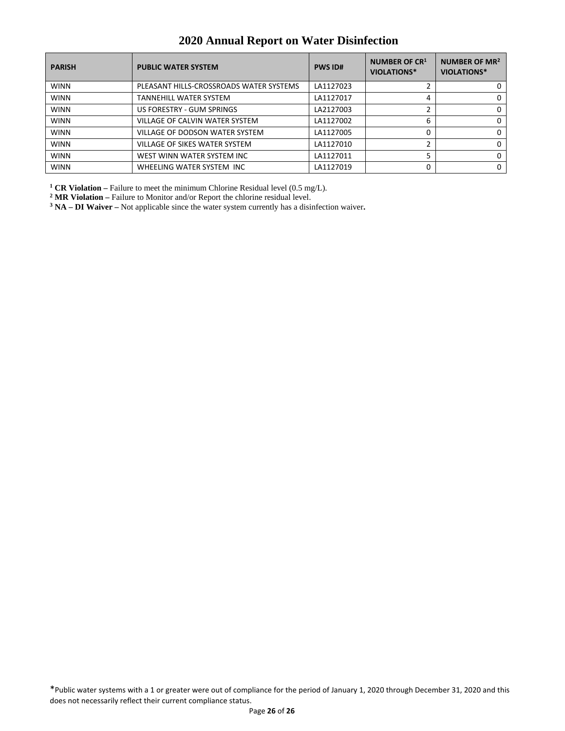# 2020 Annual Report on Water Disinfection

| PARISH | PUBLIC WATER SYSTEM | PWS ID# | NUMBER OF CR[1] VIOLATIONS* | NUMBER OF MR[2] VIOLATIONS* |
|---|---|---|---|---|
| WINN | PLEASANT HILLS-CROSSROADS WATER SYSTEMS | LA1127023 | 2 | 0 |
| WINN | TANNEHILL WATER SYSTEM | LA1127017 | 4 | 0 |
| WINN | US FORESTRY - GUM SPRINGS | LA2127003 | 2 | 0 |
| WINN | VILLAGE OF CALVIN WATER SYSTEM | LA1127002 | 6 | 0 |
| WINN | VILLAGE OF DODSON WATER SYSTEM | LA1127005 | 0 | 0 |
| WINN | VILLAGE OF SIKES WATER SYSTEM | LA1127010 | 2 | 0 |
| WINN | WEST WINN WATER SYSTEM INC | LA1127011 | 5 | 0 |
| WINN | WHEELING WATER SYSTEM INC | LA1127019 | 0 | 0 |

[1] **CR Violation –** Failure to meet the minimum Chlorine Residual level (0.5 mg/L).
[2] **MR Violation –** Failure to Monitor and/or Report the chlorine residual level.
[3] **NA – DI Waiver –** Not applicable since the water system currently has a disinfection waiver**.**

*Public water systems with a 1 or greater were out of compliance for the period of January 1, 2020 through December 31, 2020 and this does not necessarily reflect their current compliance status.